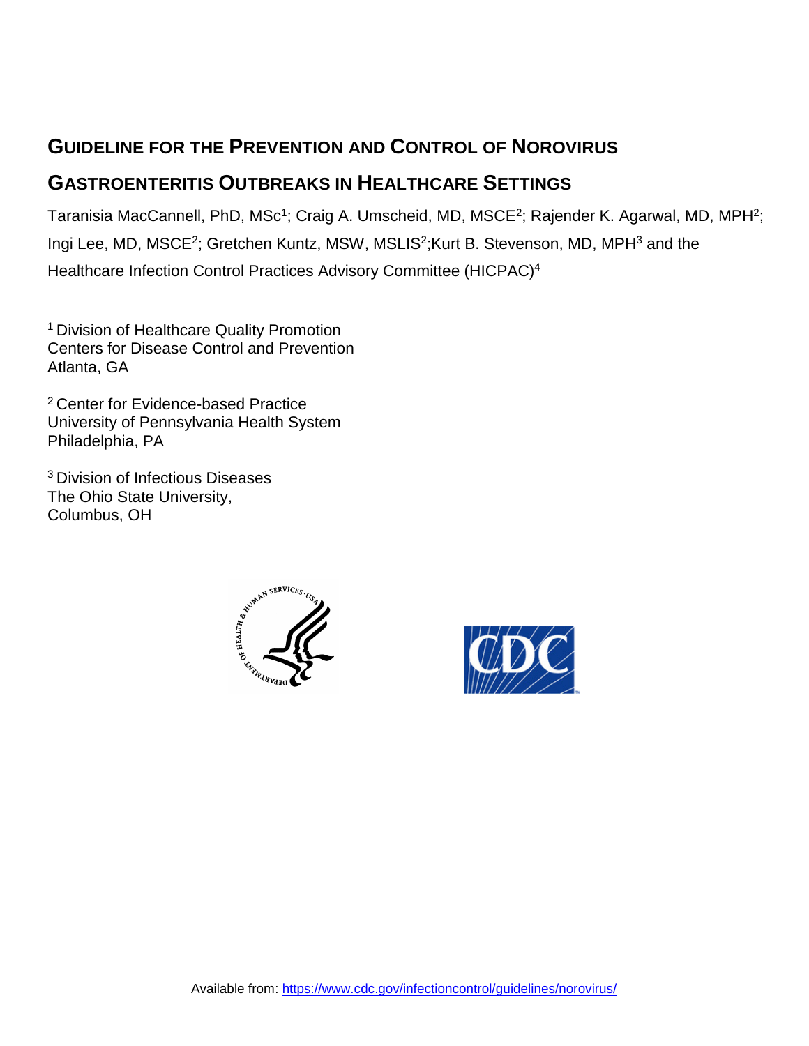# GUIDELINE FOR THE PREVENTION AND CONTROL OF NOROVIRUS GASTROENTERITIS OUTBREAKS IN HEALTHCARE SETTINGS

Taranisia MacCannell, PhD, MSc[1]; Craig A. Umscheid, MD, MSCE[2]; Rajender K. Agarwal, MD, MPH[2]; Ingi Lee, MD, MSCE[2]; Gretchen Kuntz, MSW, MSLIS[2]; Kurt B. Stevenson, MD, MPH[3] and the Healthcare Infection Control Practices Advisory Committee (HICPAC)[4]

[1] Division of Healthcare Quality Promotion
Centers for Disease Control and Prevention
Atlanta, GA

[2] Center for Evidence-based Practice
University of Pennsylvania Health System
Philadelphia, PA

[3] Division of Infectious Diseases
The Ohio State University,
Columbus, OH

Available from: https://www.cdc.gov/infectioncontrol/guidelines/norovirus/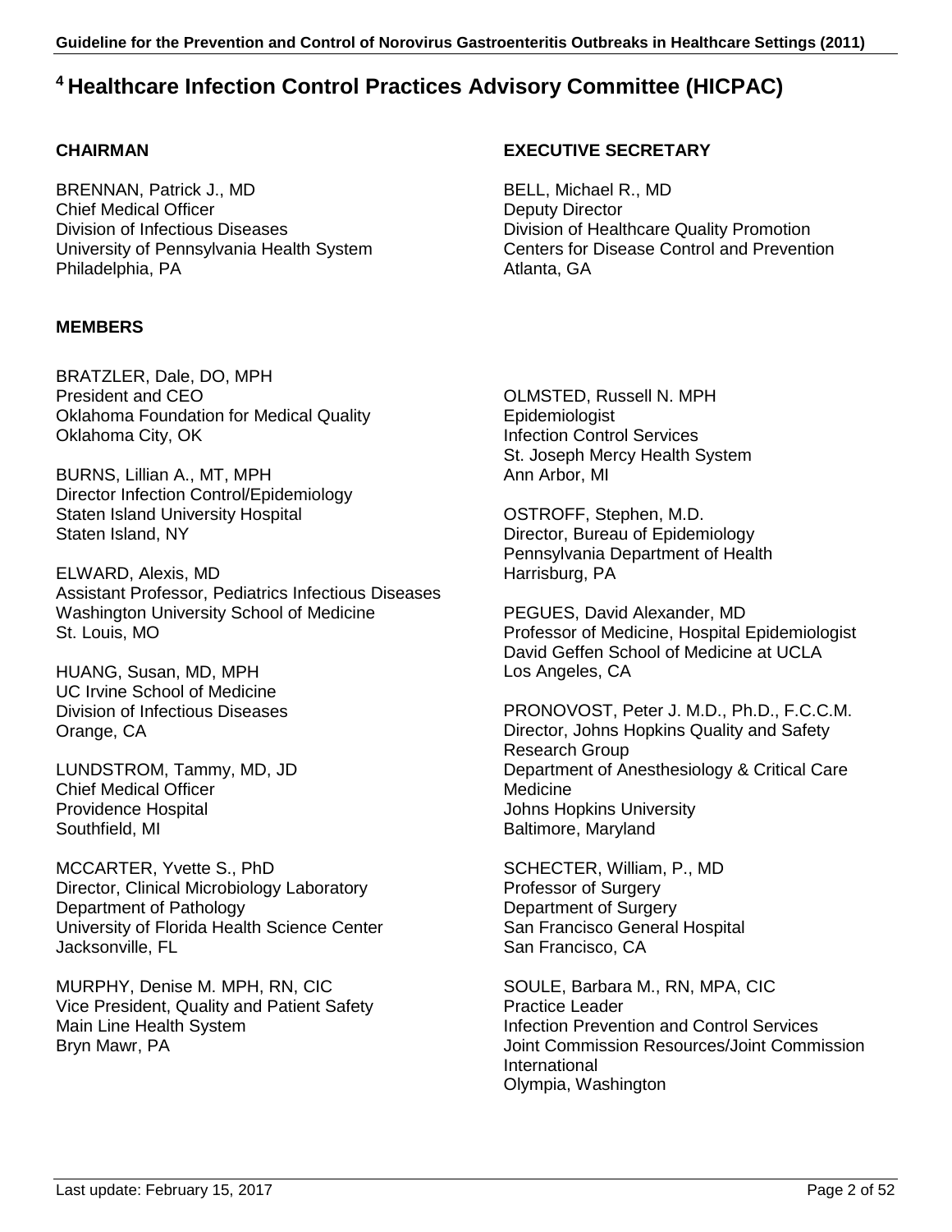# [4] Healthcare Infection Control Practices Advisory Committee (HICPAC)

**CHAIRMAN**

BRENNAN, Patrick J., MD
Chief Medical Officer
Division of Infectious Diseases
University of Pennsylvania Health System
Philadelphia, PA

**EXECUTIVE SECRETARY**

BELL, Michael R., MD
Deputy Director
Division of Healthcare Quality Promotion
Centers for Disease Control and Prevention
Atlanta, GA

**MEMBERS**

BRATZLER, Dale, DO, MPH
President and CEO
Oklahoma Foundation for Medical Quality
Oklahoma City, OK

BURNS, Lillian A., MT, MPH
Director Infection Control/Epidemiology
Staten Island University Hospital
Staten Island, NY

ELWARD, Alexis, MD
Assistant Professor, Pediatrics Infectious Diseases
Washington University School of Medicine
St. Louis, MO

HUANG, Susan, MD, MPH
UC Irvine School of Medicine
Division of Infectious Diseases
Orange, CA

LUNDSTROM, Tammy, MD, JD
Chief Medical Officer
Providence Hospital
Southfield, MI

MCCARTER, Yvette S., PhD
Director, Clinical Microbiology Laboratory
Department of Pathology
University of Florida Health Science Center
Jacksonville, FL

MURPHY, Denise M. MPH, RN, CIC
Vice President, Quality and Patient Safety
Main Line Health System
Bryn Mawr, PA

OLMSTED, Russell N. MPH
Epidemiologist
Infection Control Services
St. Joseph Mercy Health System
Ann Arbor, MI

OSTROFF, Stephen, M.D.
Director, Bureau of Epidemiology
Pennsylvania Department of Health
Harrisburg, PA

PEGUES, David Alexander, MD
Professor of Medicine, Hospital Epidemiologist
David Geffen School of Medicine at UCLA
Los Angeles, CA

PRONOVOST, Peter J. M.D., Ph.D., F.C.C.M.
Director, Johns Hopkins Quality and Safety Research Group
Department of Anesthesiology & Critical Care Medicine
Johns Hopkins University
Baltimore, Maryland

SCHECTER, William, P., MD
Professor of Surgery
Department of Surgery
San Francisco General Hospital
San Francisco, CA

SOULE, Barbara M., RN, MPA, CIC
Practice Leader
Infection Prevention and Control Services
Joint Commission Resources/Joint Commission International
Olympia, Washington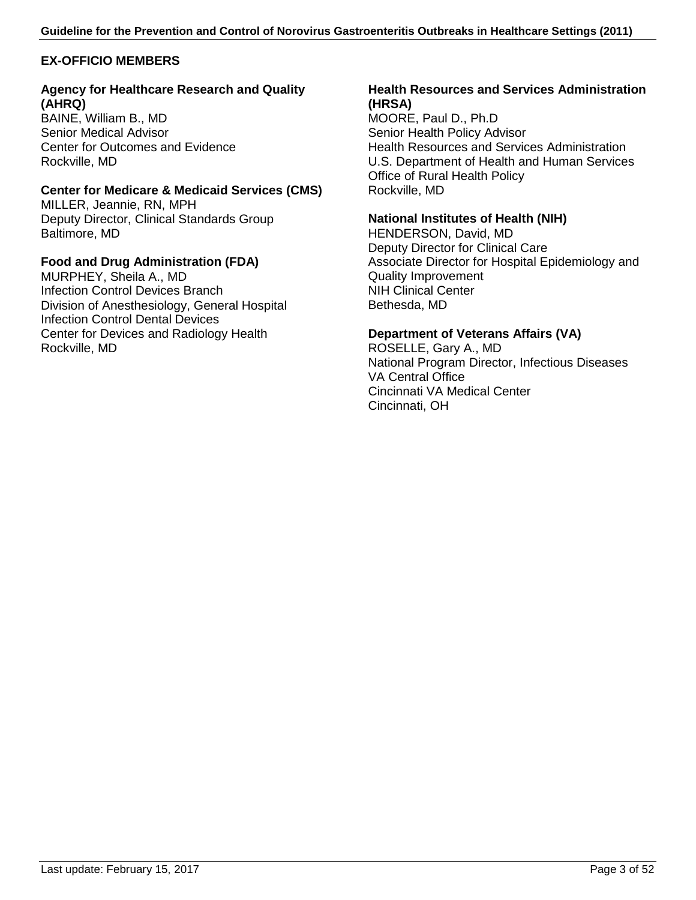## EX-OFFICIO MEMBERS

**Agency for Healthcare Research and Quality (AHRQ)**
BAINE, William B., MD
Senior Medical Advisor
Center for Outcomes and Evidence
Rockville, MD

**Center for Medicare & Medicaid Services (CMS)**
MILLER, Jeannie, RN, MPH
Deputy Director, Clinical Standards Group
Baltimore, MD

**Food and Drug Administration (FDA)**
MURPHEY, Sheila A., MD
Infection Control Devices Branch
Division of Anesthesiology, General Hospital
Infection Control Dental Devices
Center for Devices and Radiology Health
Rockville, MD

**Health Resources and Services Administration (HRSA)**
MOORE, Paul D., Ph.D
Senior Health Policy Advisor
Health Resources and Services Administration
U.S. Department of Health and Human Services
Office of Rural Health Policy
Rockville, MD

**National Institutes of Health (NIH)**
HENDERSON, David, MD
Deputy Director for Clinical Care
Associate Director for Hospital Epidemiology and Quality Improvement
NIH Clinical Center
Bethesda, MD

**Department of Veterans Affairs (VA)**
ROSELLE, Gary A., MD
National Program Director, Infectious Diseases
VA Central Office
Cincinnati VA Medical Center
Cincinnati, OH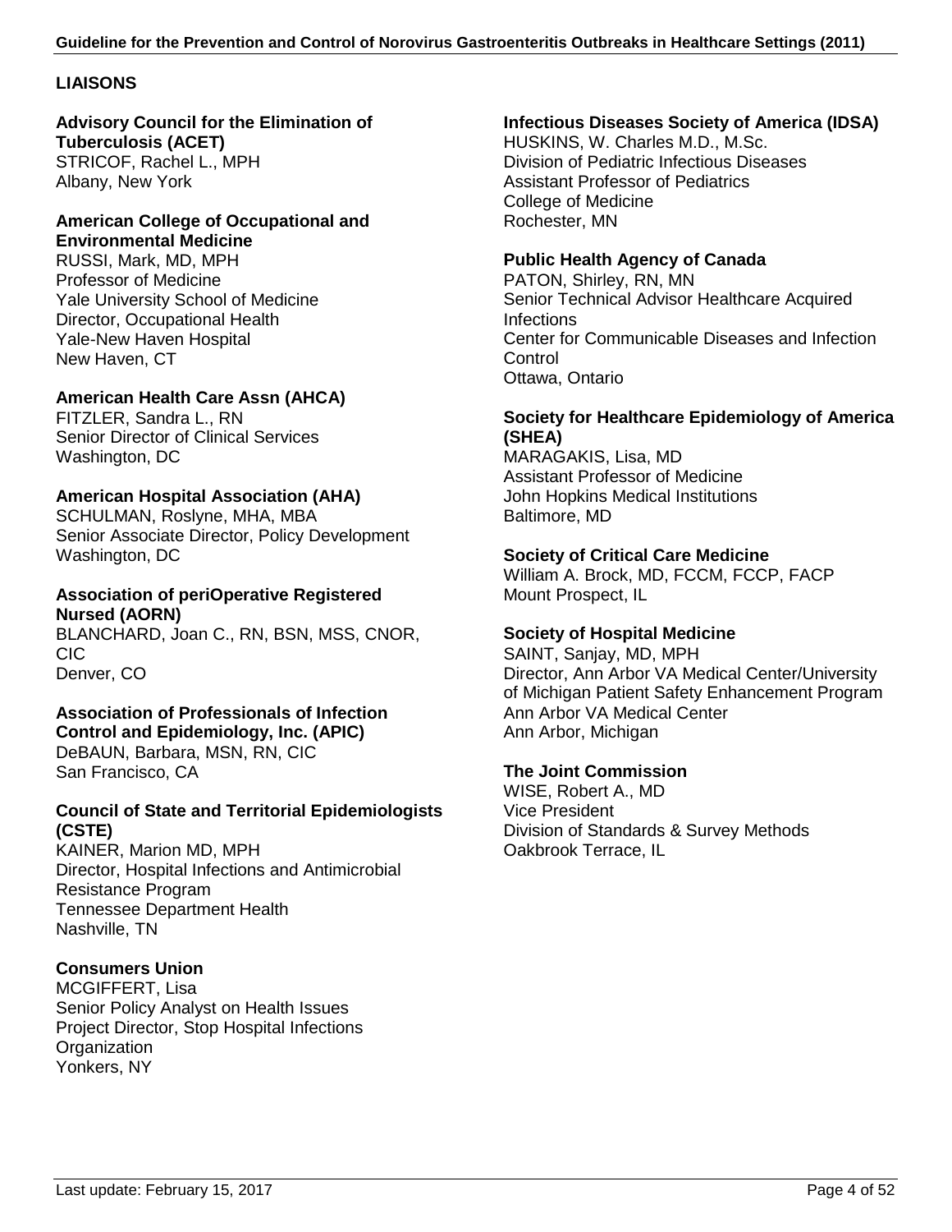## LIAISONS

**Advisory Council for the Elimination of Tuberculosis (ACET)**
STRICOF, Rachel L., MPH
Albany, New York

**American College of Occupational and Environmental Medicine**
RUSSI, Mark, MD, MPH
Professor of Medicine
Yale University School of Medicine
Director, Occupational Health
Yale-New Haven Hospital
New Haven, CT

**American Health Care Assn (AHCA)**
FITZLER, Sandra L., RN
Senior Director of Clinical Services
Washington, DC

**American Hospital Association (AHA)**
SCHULMAN, Roslyne, MHA, MBA
Senior Associate Director, Policy Development
Washington, DC

**Association of periOperative Registered Nursed (AORN)**
BLANCHARD, Joan C., RN, BSN, MSS, CNOR, CIC
Denver, CO

**Association of Professionals of Infection Control and Epidemiology, Inc. (APIC)**
DeBAUN, Barbara, MSN, RN, CIC
San Francisco, CA

**Council of State and Territorial Epidemiologists (CSTE)**
KAINER, Marion MD, MPH
Director, Hospital Infections and Antimicrobial Resistance Program
Tennessee Department Health
Nashville, TN

**Consumers Union**
MCGIFFERT, Lisa
Senior Policy Analyst on Health Issues
Project Director, Stop Hospital Infections Organization
Yonkers, NY

**Infectious Diseases Society of America (IDSA)**
HUSKINS, W. Charles M.D., M.Sc.
Division of Pediatric Infectious Diseases
Assistant Professor of Pediatrics
College of Medicine
Rochester, MN

**Public Health Agency of Canada**
PATON, Shirley, RN, MN
Senior Technical Advisor Healthcare Acquired Infections
Center for Communicable Diseases and Infection Control
Ottawa, Ontario

**Society for Healthcare Epidemiology of America (SHEA)**
MARAGAKIS, Lisa, MD
Assistant Professor of Medicine
John Hopkins Medical Institutions
Baltimore, MD

**Society of Critical Care Medicine**
William A. Brock, MD, FCCM, FCCP, FACP
Mount Prospect, IL

**Society of Hospital Medicine**
SAINT, Sanjay, MD, MPH
Director, Ann Arbor VA Medical Center/University of Michigan Patient Safety Enhancement Program
Ann Arbor VA Medical Center
Ann Arbor, Michigan

**The Joint Commission**
WISE, Robert A., MD
Vice President
Division of Standards & Survey Methods
Oakbrook Terrace, IL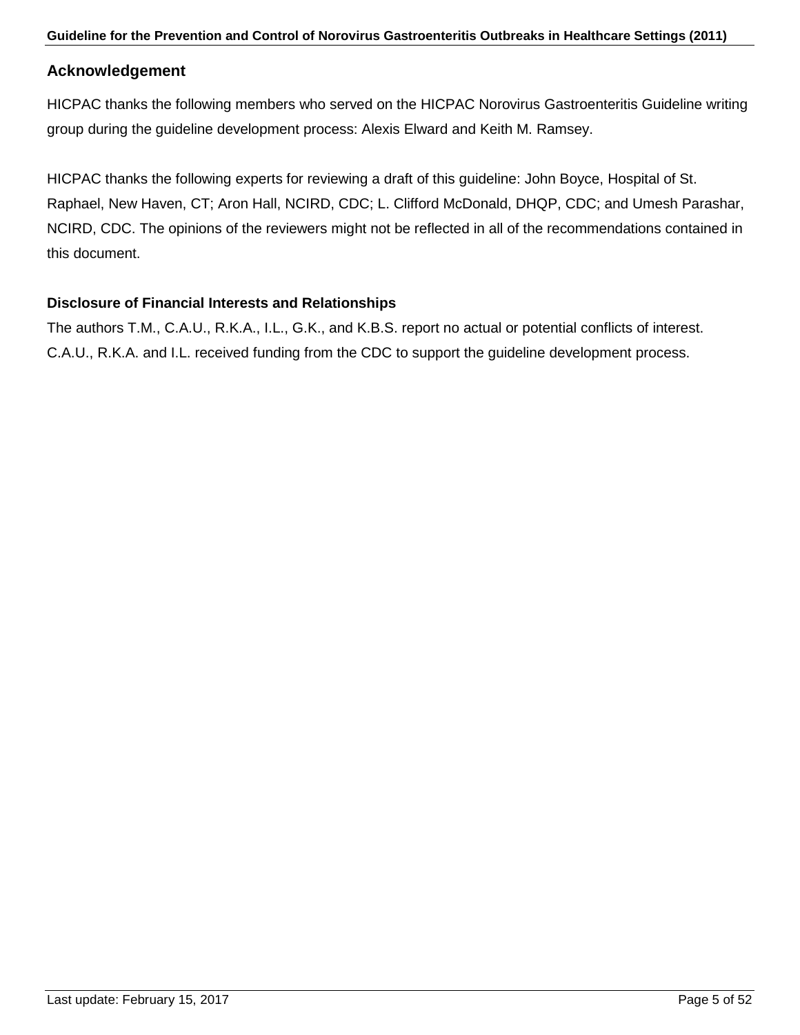## Acknowledgement

HICPAC thanks the following members who served on the HICPAC Norovirus Gastroenteritis Guideline writing group during the guideline development process: Alexis Elward and Keith M. Ramsey.

HICPAC thanks the following experts for reviewing a draft of this guideline: John Boyce, Hospital of St. Raphael, New Haven, CT; Aron Hall, NCIRD, CDC; L. Clifford McDonald, DHQP, CDC; and Umesh Parashar, NCIRD, CDC. The opinions of the reviewers might not be reflected in all of the recommendations contained in this document.

### Disclosure of Financial Interests and Relationships

The authors T.M., C.A.U., R.K.A., I.L., G.K., and K.B.S. report no actual or potential conflicts of interest. C.A.U., R.K.A. and I.L. received funding from the CDC to support the guideline development process.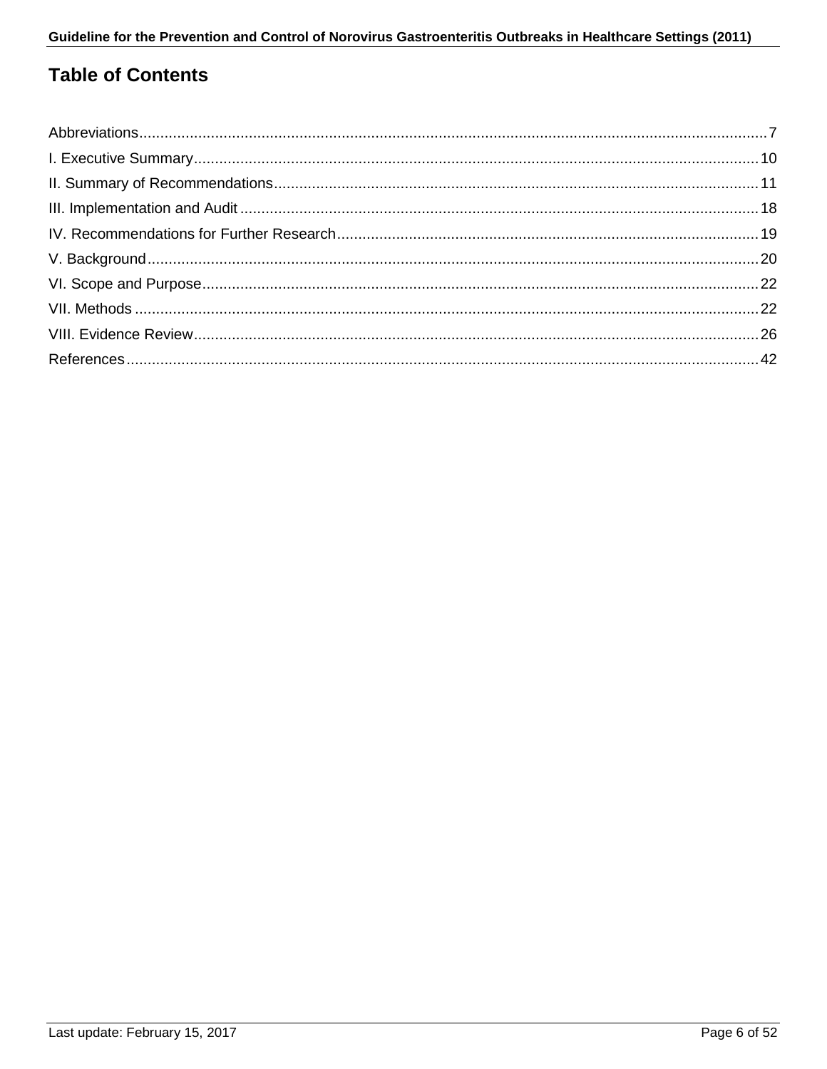## Table of Contents

Abbreviations.......................................................................................................................................7

I. Executive Summary.........................................................................................................................10

II. Summary of Recommendations......................................................................................................11

III. Implementation and Audit..............................................................................................................18

IV. Recommendations for Further Research.......................................................................................19

V. Background.....................................................................................................................................20

VI. Scope and Purpose.......................................................................................................................22

VII. Methods.......................................................................................................................................22

VIII. Evidence Review.........................................................................................................................26

References..........................................................................................................................................42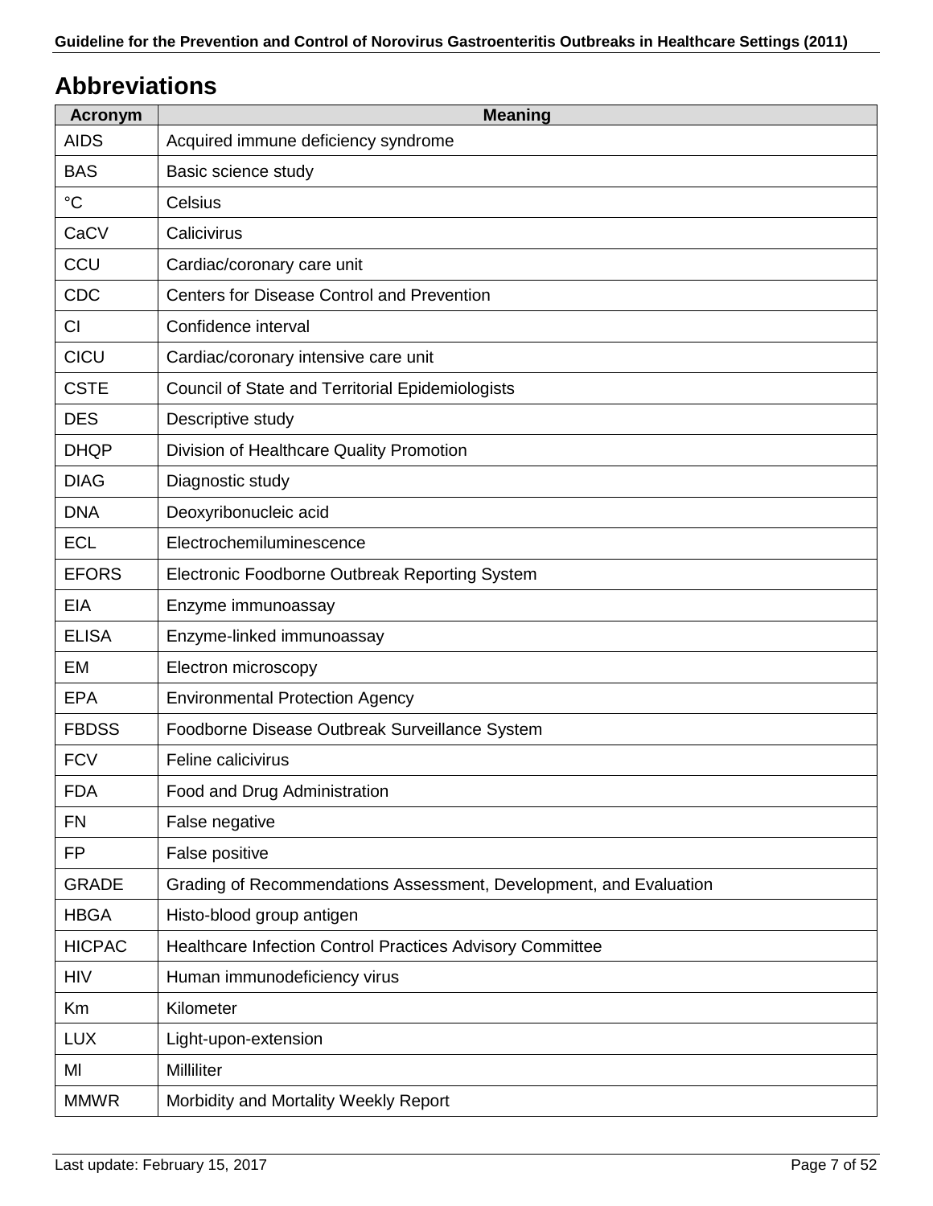## Abbreviations

| Acronym | Meaning |
|---|---|
| AIDS | Acquired immune deficiency syndrome |
| BAS | Basic science study |
| °C | Celsius |
| CaCV | Calicivirus |
| CCU | Cardiac/coronary care unit |
| CDC | Centers for Disease Control and Prevention |
| CI | Confidence interval |
| CICU | Cardiac/coronary intensive care unit |
| CSTE | Council of State and Territorial Epidemiologists |
| DES | Descriptive study |
| DHQP | Division of Healthcare Quality Promotion |
| DIAG | Diagnostic study |
| DNA | Deoxyribonucleic acid |
| ECL | Electrochemiluminescence |
| EFORS | Electronic Foodborne Outbreak Reporting System |
| EIA | Enzyme immunoassay |
| ELISA | Enzyme-linked immunoassay |
| EM | Electron microscopy |
| EPA | Environmental Protection Agency |
| FBDSS | Foodborne Disease Outbreak Surveillance System |
| FCV | Feline calicivirus |
| FDA | Food and Drug Administration |
| FN | False negative |
| FP | False positive |
| GRADE | Grading of Recommendations Assessment, Development, and Evaluation |
| HBGA | Histo-blood group antigen |
| HICPAC | Healthcare Infection Control Practices Advisory Committee |
| HIV | Human immunodeficiency virus |
| Km | Kilometer |
| LUX | Light-upon-extension |
| Ml | Milliliter |
| MMWR | Morbidity and Mortality Weekly Report |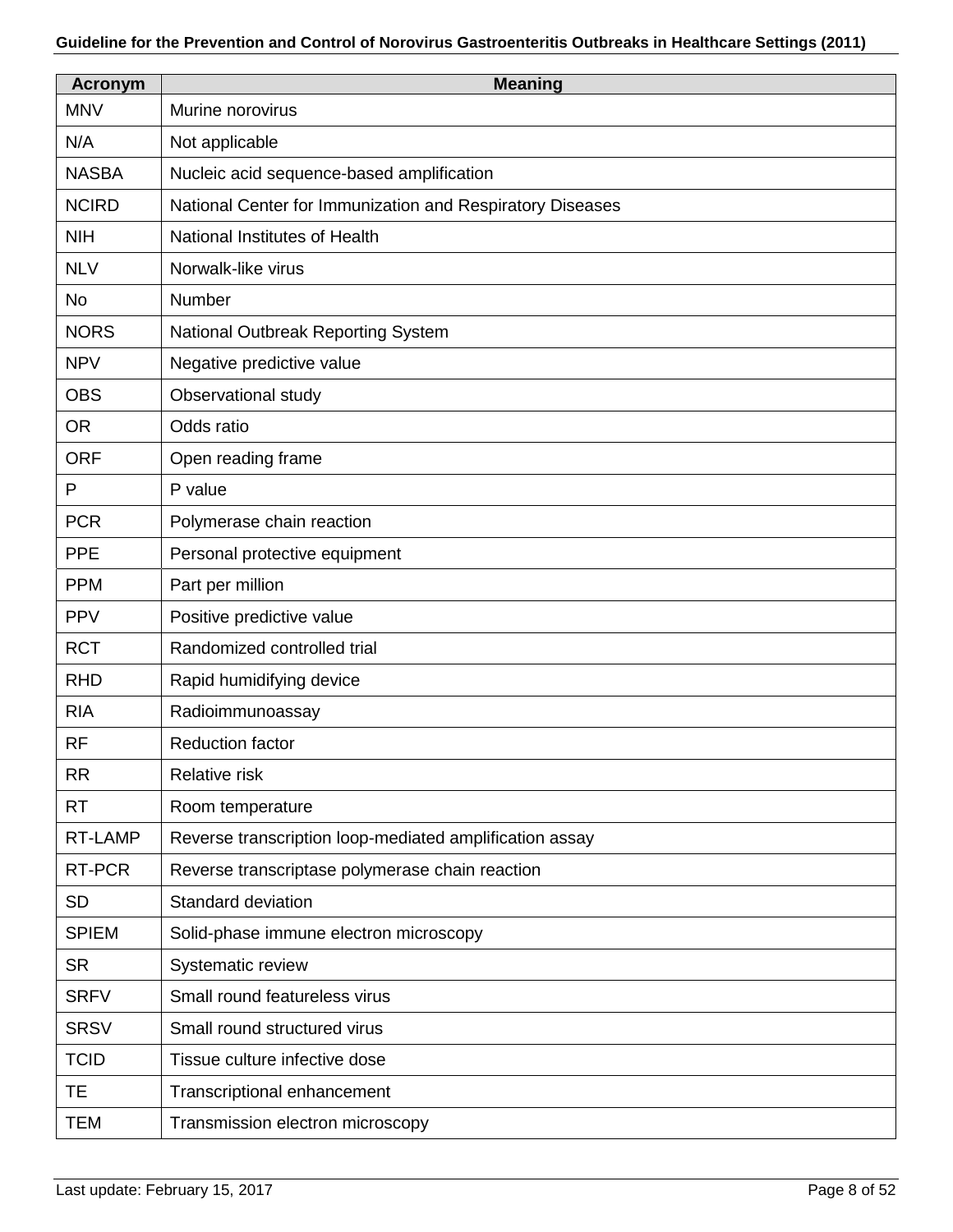| Acronym | Meaning |
| --- | --- |
| MNV | Murine norovirus |
| N/A | Not applicable |
| NASBA | Nucleic acid sequence-based amplification |
| NCIRD | National Center for Immunization and Respiratory Diseases |
| NIH | National Institutes of Health |
| NLV | Norwalk-like virus |
| No | Number |
| NORS | National Outbreak Reporting System |
| NPV | Negative predictive value |
| OBS | Observational study |
| OR | Odds ratio |
| ORF | Open reading frame |
| P | P value |
| PCR | Polymerase chain reaction |
| PPE | Personal protective equipment |
| PPM | Part per million |
| PPV | Positive predictive value |
| RCT | Randomized controlled trial |
| RHD | Rapid humidifying device |
| RIA | Radioimmunoassay |
| RF | Reduction factor |
| RR | Relative risk |
| RT | Room temperature |
| RT-LAMP | Reverse transcription loop-mediated amplification assay |
| RT-PCR | Reverse transcriptase polymerase chain reaction |
| SD | Standard deviation |
| SPIEM | Solid-phase immune electron microscopy |
| SR | Systematic review |
| SRFV | Small round featureless virus |
| SRSV | Small round structured virus |
| TCID | Tissue culture infective dose |
| TE | Transcriptional enhancement |
| TEM | Transmission electron microscopy |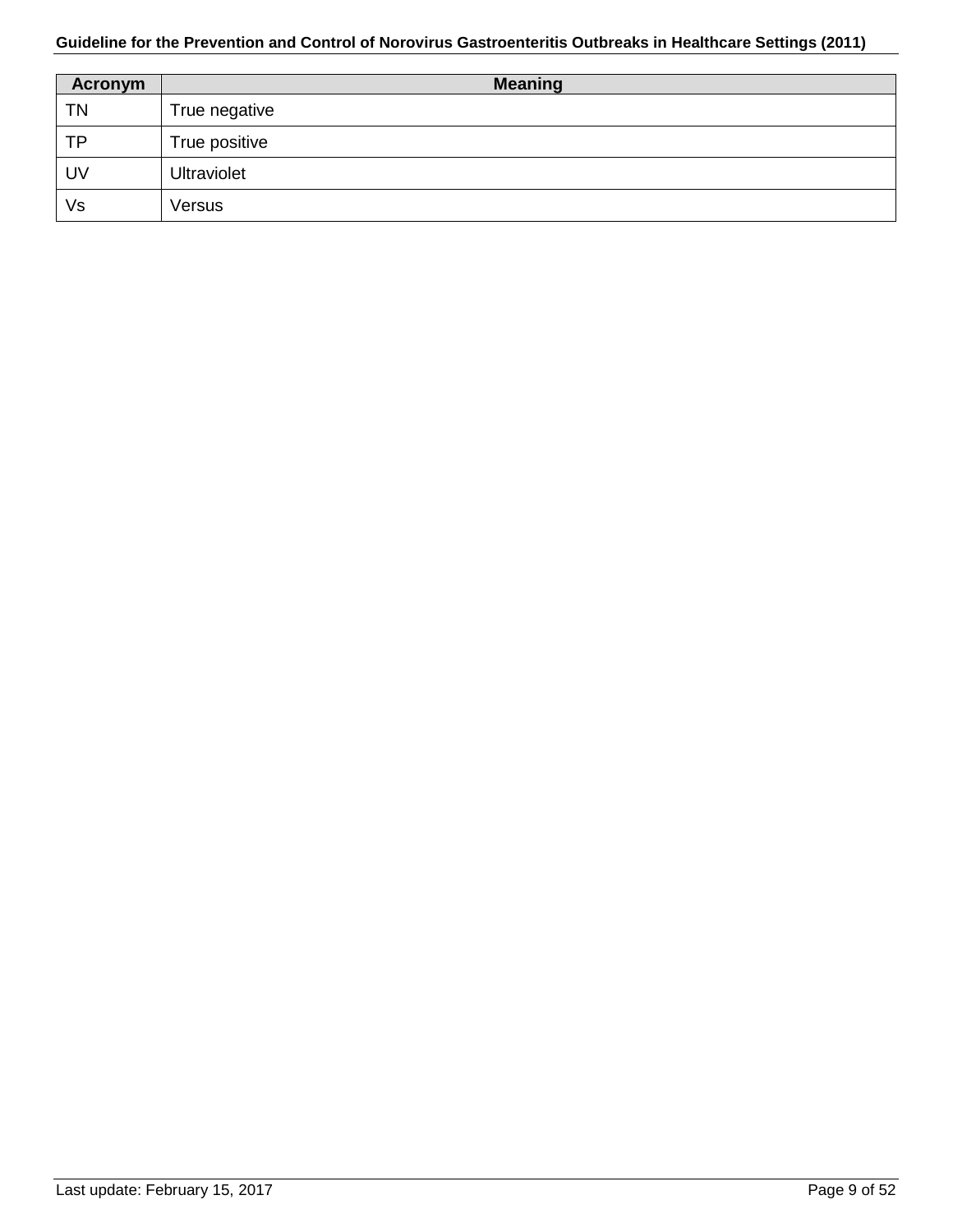| Acronym | Meaning |
|---|---|
| TN | True negative |
| TP | True positive |
| UV | Ultraviolet |
| Vs | Versus |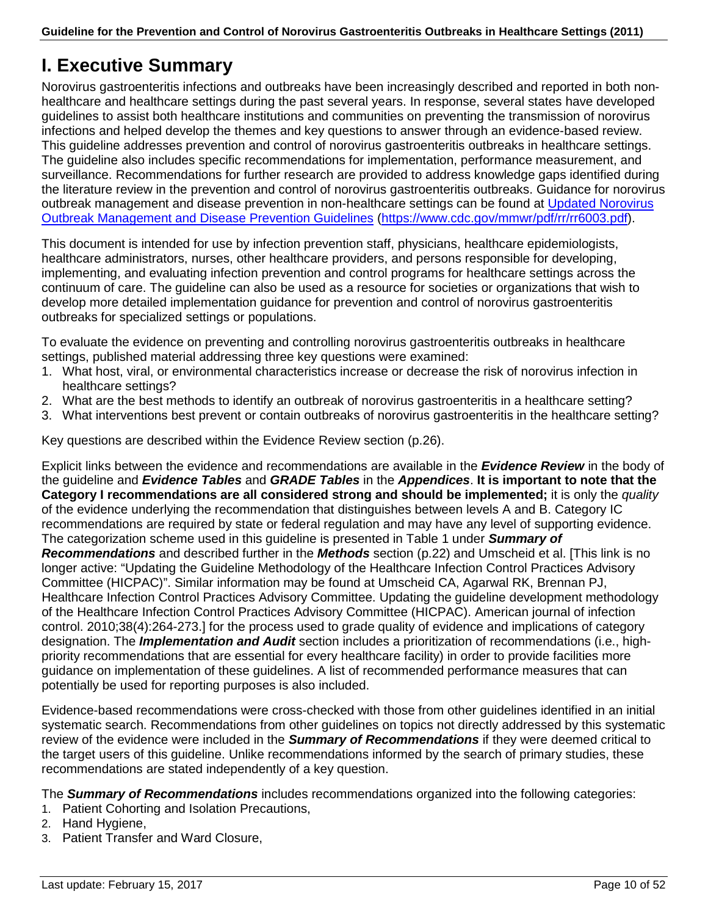# I. Executive Summary

Norovirus gastroenteritis infections and outbreaks have been increasingly described and reported in both non-healthcare and healthcare settings during the past several years. In response, several states have developed guidelines to assist both healthcare institutions and communities on preventing the transmission of norovirus infections and helped develop the themes and key questions to answer through an evidence-based review. This guideline addresses prevention and control of norovirus gastroenteritis outbreaks in healthcare settings. The guideline also includes specific recommendations for implementation, performance measurement, and surveillance. Recommendations for further research are provided to address knowledge gaps identified during the literature review in the prevention and control of norovirus gastroenteritis outbreaks. Guidance for norovirus outbreak management and disease prevention in non-healthcare settings can be found at [Updated Norovirus Outbreak Management and Disease Prevention Guidelines](https://www.cdc.gov/mmwr/pdf/rr/rr6003.pdf) (https://www.cdc.gov/mmwr/pdf/rr/rr6003.pdf).

This document is intended for use by infection prevention staff, physicians, healthcare epidemiologists, healthcare administrators, nurses, other healthcare providers, and persons responsible for developing, implementing, and evaluating infection prevention and control programs for healthcare settings across the continuum of care. The guideline can also be used as a resource for societies or organizations that wish to develop more detailed implementation guidance for prevention and control of norovirus gastroenteritis outbreaks for specialized settings or populations.

To evaluate the evidence on preventing and controlling norovirus gastroenteritis outbreaks in healthcare settings, published material addressing three key questions were examined:

1. What host, viral, or environmental characteristics increase or decrease the risk of norovirus infection in healthcare settings?
2. What are the best methods to identify an outbreak of norovirus gastroenteritis in a healthcare setting?
3. What interventions best prevent or contain outbreaks of norovirus gastroenteritis in the healthcare setting?

Key questions are described within the Evidence Review section (p.26).

Explicit links between the evidence and recommendations are available in the ***Evidence Review*** in the body of the guideline and ***Evidence Tables*** and ***GRADE Tables*** in the ***Appendices***. **It is important to note that the Category I recommendations are all considered strong and should be implemented;** it is only the *quality* of the evidence underlying the recommendation that distinguishes between levels A and B. Category IC recommendations are required by state or federal regulation and may have any level of supporting evidence. The categorization scheme used in this guideline is presented in Table 1 under ***Summary of Recommendations*** and described further in the ***Methods*** section (p.22) and Umscheid et al. [This link is no longer active: "Updating the Guideline Methodology of the Healthcare Infection Control Practices Advisory Committee (HICPAC)". Similar information may be found at Umscheid CA, Agarwal RK, Brennan PJ, Healthcare Infection Control Practices Advisory Committee. Updating the guideline development methodology of the Healthcare Infection Control Practices Advisory Committee (HICPAC). American journal of infection control. 2010;38(4):264-273.] for the process used to grade quality of evidence and implications of category designation. The ***Implementation and Audit*** section includes a prioritization of recommendations (i.e., high-priority recommendations that are essential for every healthcare facility) in order to provide facilities more guidance on implementation of these guidelines. A list of recommended performance measures that can potentially be used for reporting purposes is also included.

Evidence-based recommendations were cross-checked with those from other guidelines identified in an initial systematic search. Recommendations from other guidelines on topics not directly addressed by this systematic review of the evidence were included in the ***Summary of Recommendations*** if they were deemed critical to the target users of this guideline. Unlike recommendations informed by the search of primary studies, these recommendations are stated independently of a key question.

The ***Summary of Recommendations*** includes recommendations organized into the following categories:

1. Patient Cohorting and Isolation Precautions,
2. Hand Hygiene,
3. Patient Transfer and Ward Closure,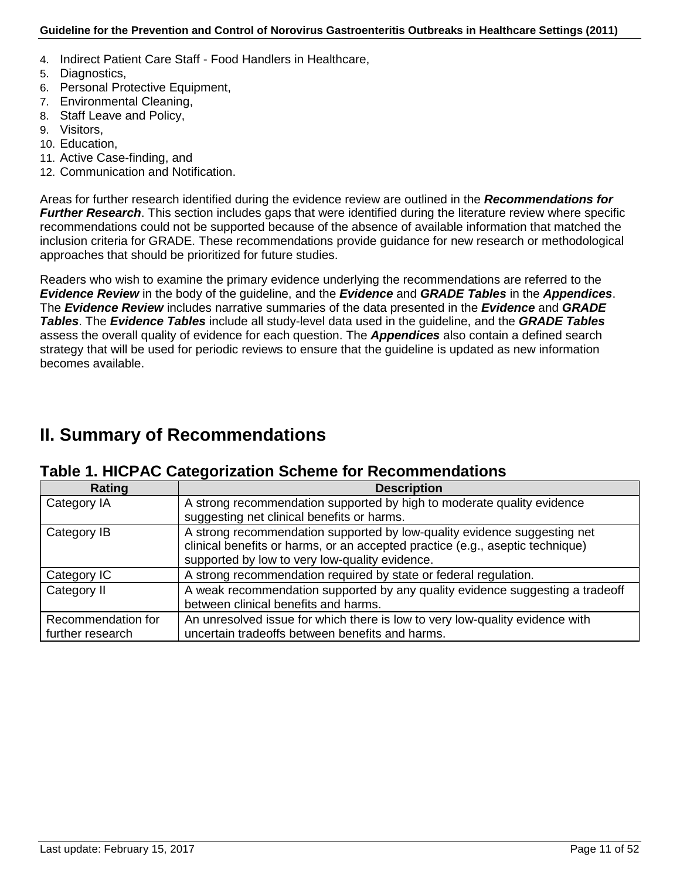4. Indirect Patient Care Staff - Food Handlers in Healthcare,
5. Diagnostics,
6. Personal Protective Equipment,
7. Environmental Cleaning,
8. Staff Leave and Policy,
9. Visitors,
10. Education,
11. Active Case-finding, and
12. Communication and Notification.

Areas for further research identified during the evidence review are outlined in the ***Recommendations for Further Research***. This section includes gaps that were identified during the literature review where specific recommendations could not be supported because of the absence of available information that matched the inclusion criteria for GRADE. These recommendations provide guidance for new research or methodological approaches that should be prioritized for future studies.

Readers who wish to examine the primary evidence underlying the recommendations are referred to the ***Evidence Review*** in the body of the guideline, and the ***Evidence*** and ***GRADE Tables*** in the ***Appendices***. The ***Evidence Review*** includes narrative summaries of the data presented in the ***Evidence*** and ***GRADE Tables***. The ***Evidence Tables*** include all study-level data used in the guideline, and the ***GRADE Tables*** assess the overall quality of evidence for each question. The ***Appendices*** also contain a defined search strategy that will be used for periodic reviews to ensure that the guideline is updated as new information becomes available.

# II. Summary of Recommendations

## Table 1. HICPAC Categorization Scheme for Recommendations

| Rating | Description |
|---|---|
| Category IA | A strong recommendation supported by high to moderate quality evidence suggesting net clinical benefits or harms. |
| Category IB | A strong recommendation supported by low-quality evidence suggesting net clinical benefits or harms, or an accepted practice (e.g., aseptic technique) supported by low to very low-quality evidence. |
| Category IC | A strong recommendation required by state or federal regulation. |
| Category II | A weak recommendation supported by any quality evidence suggesting a tradeoff between clinical benefits and harms. |
| Recommendation for further research | An unresolved issue for which there is low to very low-quality evidence with uncertain tradeoffs between benefits and harms. |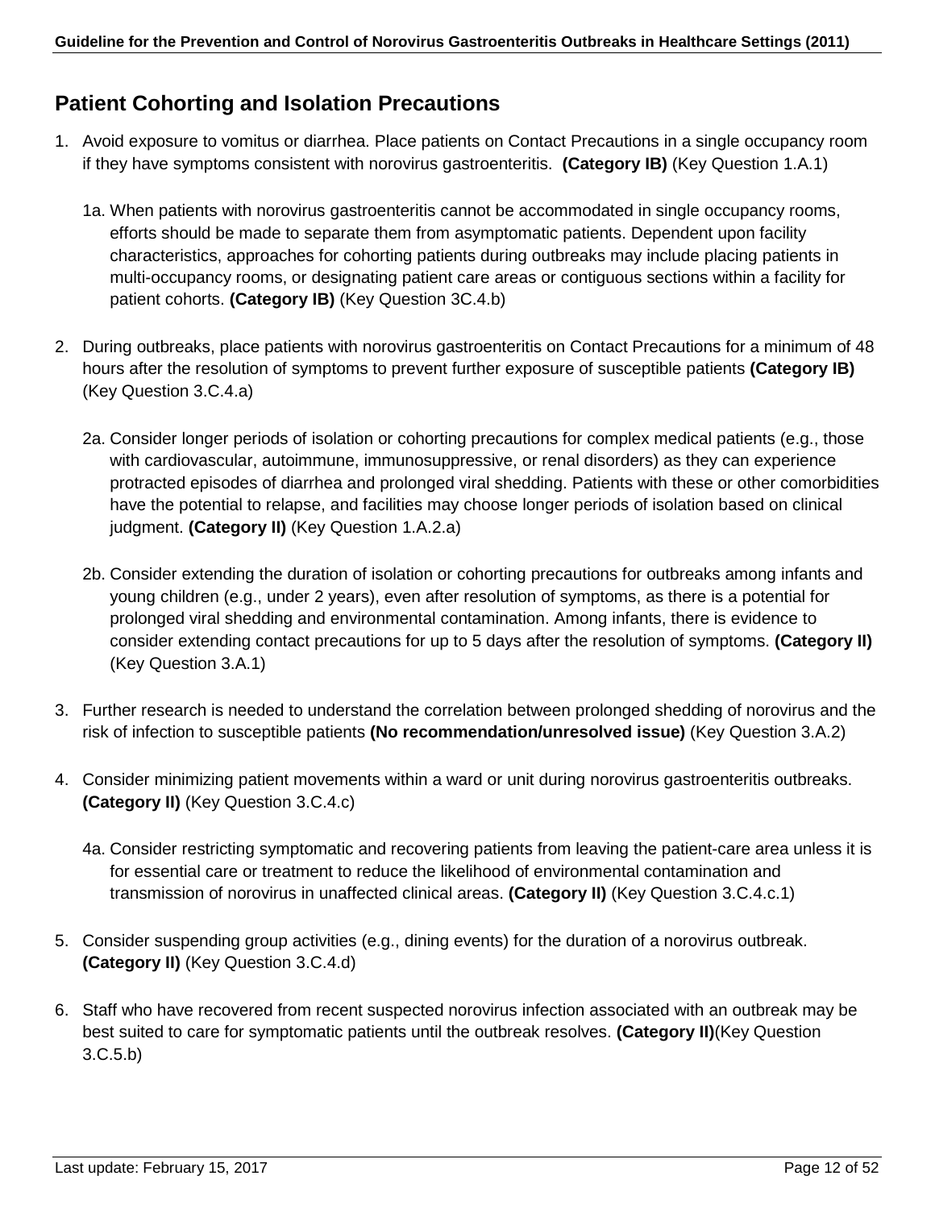## Patient Cohorting and Isolation Precautions

1. Avoid exposure to vomitus or diarrhea. Place patients on Contact Precautions in a single occupancy room if they have symptoms consistent with norovirus gastroenteritis. **(Category IB)** (Key Question 1.A.1)

   1a. When patients with norovirus gastroenteritis cannot be accommodated in single occupancy rooms, efforts should be made to separate them from asymptomatic patients. Dependent upon facility characteristics, approaches for cohorting patients during outbreaks may include placing patients in multi-occupancy rooms, or designating patient care areas or contiguous sections within a facility for patient cohorts. **(Category IB)** (Key Question 3C.4.b)

2. During outbreaks, place patients with norovirus gastroenteritis on Contact Precautions for a minimum of 48 hours after the resolution of symptoms to prevent further exposure of susceptible patients **(Category IB)** (Key Question 3.C.4.a)

   2a. Consider longer periods of isolation or cohorting precautions for complex medical patients (e.g., those with cardiovascular, autoimmune, immunosuppressive, or renal disorders) as they can experience protracted episodes of diarrhea and prolonged viral shedding. Patients with these or other comorbidities have the potential to relapse, and facilities may choose longer periods of isolation based on clinical judgment. **(Category II)** (Key Question 1.A.2.a)

   2b. Consider extending the duration of isolation or cohorting precautions for outbreaks among infants and young children (e.g., under 2 years), even after resolution of symptoms, as there is a potential for prolonged viral shedding and environmental contamination. Among infants, there is evidence to consider extending contact precautions for up to 5 days after the resolution of symptoms. **(Category II)** (Key Question 3.A.1)

3. Further research is needed to understand the correlation between prolonged shedding of norovirus and the risk of infection to susceptible patients **(No recommendation/unresolved issue)** (Key Question 3.A.2)

4. Consider minimizing patient movements within a ward or unit during norovirus gastroenteritis outbreaks. **(Category II)** (Key Question 3.C.4.c)

   4a. Consider restricting symptomatic and recovering patients from leaving the patient-care area unless it is for essential care or treatment to reduce the likelihood of environmental contamination and transmission of norovirus in unaffected clinical areas. **(Category II)** (Key Question 3.C.4.c.1)

5. Consider suspending group activities (e.g., dining events) for the duration of a norovirus outbreak. **(Category II)** (Key Question 3.C.4.d)

6. Staff who have recovered from recent suspected norovirus infection associated with an outbreak may be best suited to care for symptomatic patients until the outbreak resolves. **(Category II)**(Key Question 3.C.5.b)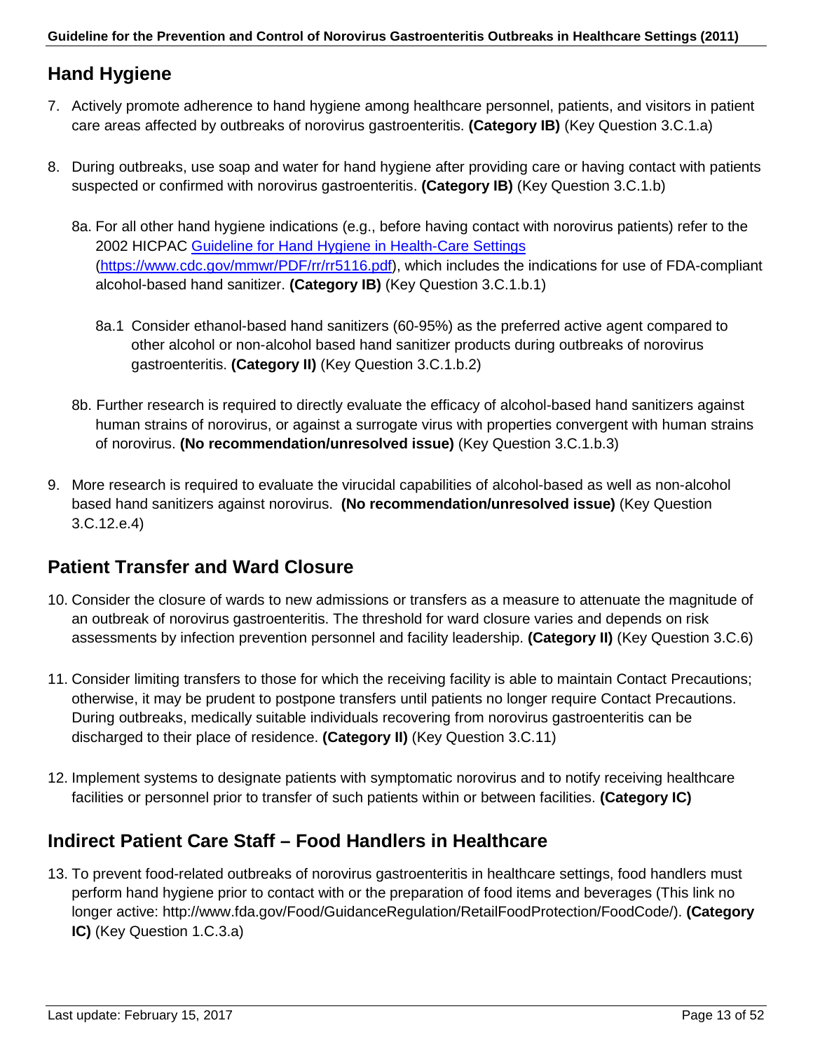## Hand Hygiene

7. Actively promote adherence to hand hygiene among healthcare personnel, patients, and visitors in patient care areas affected by outbreaks of norovirus gastroenteritis. **(Category IB)** (Key Question 3.C.1.a)

8. During outbreaks, use soap and water for hand hygiene after providing care or having contact with patients suspected or confirmed with norovirus gastroenteritis. **(Category IB)** (Key Question 3.C.1.b)

   8a. For all other hand hygiene indications (e.g., before having contact with norovirus patients) refer to the 2002 HICPAC [Guideline for Hand Hygiene in Health-Care Settings](https://www.cdc.gov/mmwr/PDF/rr/rr5116.pdf) (https://www.cdc.gov/mmwr/PDF/rr/rr5116.pdf), which includes the indications for use of FDA-compliant alcohol-based hand sanitizer. **(Category IB)** (Key Question 3.C.1.b.1)

      8a.1 Consider ethanol-based hand sanitizers (60-95%) as the preferred active agent compared to other alcohol or non-alcohol based hand sanitizer products during outbreaks of norovirus gastroenteritis. **(Category II)** (Key Question 3.C.1.b.2)

   8b. Further research is required to directly evaluate the efficacy of alcohol-based hand sanitizers against human strains of norovirus, or against a surrogate virus with properties convergent with human strains of norovirus. **(No recommendation/unresolved issue)** (Key Question 3.C.1.b.3)

9. More research is required to evaluate the virucidal capabilities of alcohol-based as well as non-alcohol based hand sanitizers against norovirus. **(No recommendation/unresolved issue)** (Key Question 3.C.12.e.4)

## Patient Transfer and Ward Closure

10. Consider the closure of wards to new admissions or transfers as a measure to attenuate the magnitude of an outbreak of norovirus gastroenteritis. The threshold for ward closure varies and depends on risk assessments by infection prevention personnel and facility leadership. **(Category II)** (Key Question 3.C.6)

11. Consider limiting transfers to those for which the receiving facility is able to maintain Contact Precautions; otherwise, it may be prudent to postpone transfers until patients no longer require Contact Precautions. During outbreaks, medically suitable individuals recovering from norovirus gastroenteritis can be discharged to their place of residence. **(Category II)** (Key Question 3.C.11)

12. Implement systems to designate patients with symptomatic norovirus and to notify receiving healthcare facilities or personnel prior to transfer of such patients within or between facilities. **(Category IC)**

## Indirect Patient Care Staff – Food Handlers in Healthcare

13. To prevent food-related outbreaks of norovirus gastroenteritis in healthcare settings, food handlers must perform hand hygiene prior to contact with or the preparation of food items and beverages (This link no longer active: http://www.fda.gov/Food/GuidanceRegulation/RetailFoodProtection/FoodCode/). **(Category IC)** (Key Question 1.C.3.a)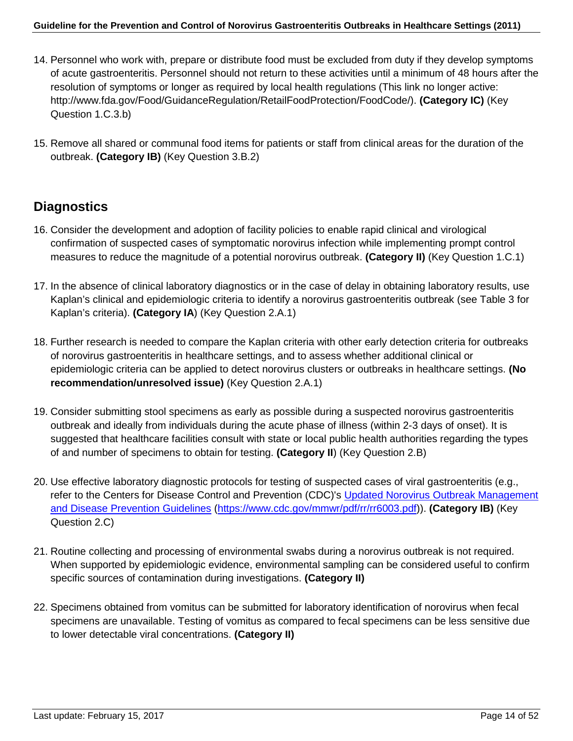14. Personnel who work with, prepare or distribute food must be excluded from duty if they develop symptoms of acute gastroenteritis. Personnel should not return to these activities until a minimum of 48 hours after the resolution of symptoms or longer as required by local health regulations (This link no longer active: http://www.fda.gov/Food/GuidanceRegulation/RetailFoodProtection/FoodCode/). **(Category IC)** (Key Question 1.C.3.b)

15. Remove all shared or communal food items for patients or staff from clinical areas for the duration of the outbreak. **(Category IB)** (Key Question 3.B.2)

## Diagnostics

16. Consider the development and adoption of facility policies to enable rapid clinical and virological confirmation of suspected cases of symptomatic norovirus infection while implementing prompt control measures to reduce the magnitude of a potential norovirus outbreak. **(Category II)** (Key Question 1.C.1)

17. In the absence of clinical laboratory diagnostics or in the case of delay in obtaining laboratory results, use Kaplan's clinical and epidemiologic criteria to identify a norovirus gastroenteritis outbreak (see Table 3 for Kaplan's criteria). **(Category IA)** (Key Question 2.A.1)

18. Further research is needed to compare the Kaplan criteria with other early detection criteria for outbreaks of norovirus gastroenteritis in healthcare settings, and to assess whether additional clinical or epidemiologic criteria can be applied to detect norovirus clusters or outbreaks in healthcare settings. **(No recommendation/unresolved issue)** (Key Question 2.A.1)

19. Consider submitting stool specimens as early as possible during a suspected norovirus gastroenteritis outbreak and ideally from individuals during the acute phase of illness (within 2-3 days of onset). It is suggested that healthcare facilities consult with state or local public health authorities regarding the types of and number of specimens to obtain for testing. **(Category II)** (Key Question 2.B)

20. Use effective laboratory diagnostic protocols for testing of suspected cases of viral gastroenteritis (e.g., refer to the Centers for Disease Control and Prevention (CDC)'s [Updated Norovirus Outbreak Management and Disease Prevention Guidelines](https://www.cdc.gov/mmwr/pdf/rr/rr6003.pdf) (https://www.cdc.gov/mmwr/pdf/rr/rr6003.pdf)). **(Category IB)** (Key Question 2.C)

21. Routine collecting and processing of environmental swabs during a norovirus outbreak is not required. When supported by epidemiologic evidence, environmental sampling can be considered useful to confirm specific sources of contamination during investigations. **(Category II)**

22. Specimens obtained from vomitus can be submitted for laboratory identification of norovirus when fecal specimens are unavailable. Testing of vomitus as compared to fecal specimens can be less sensitive due to lower detectable viral concentrations. **(Category II)**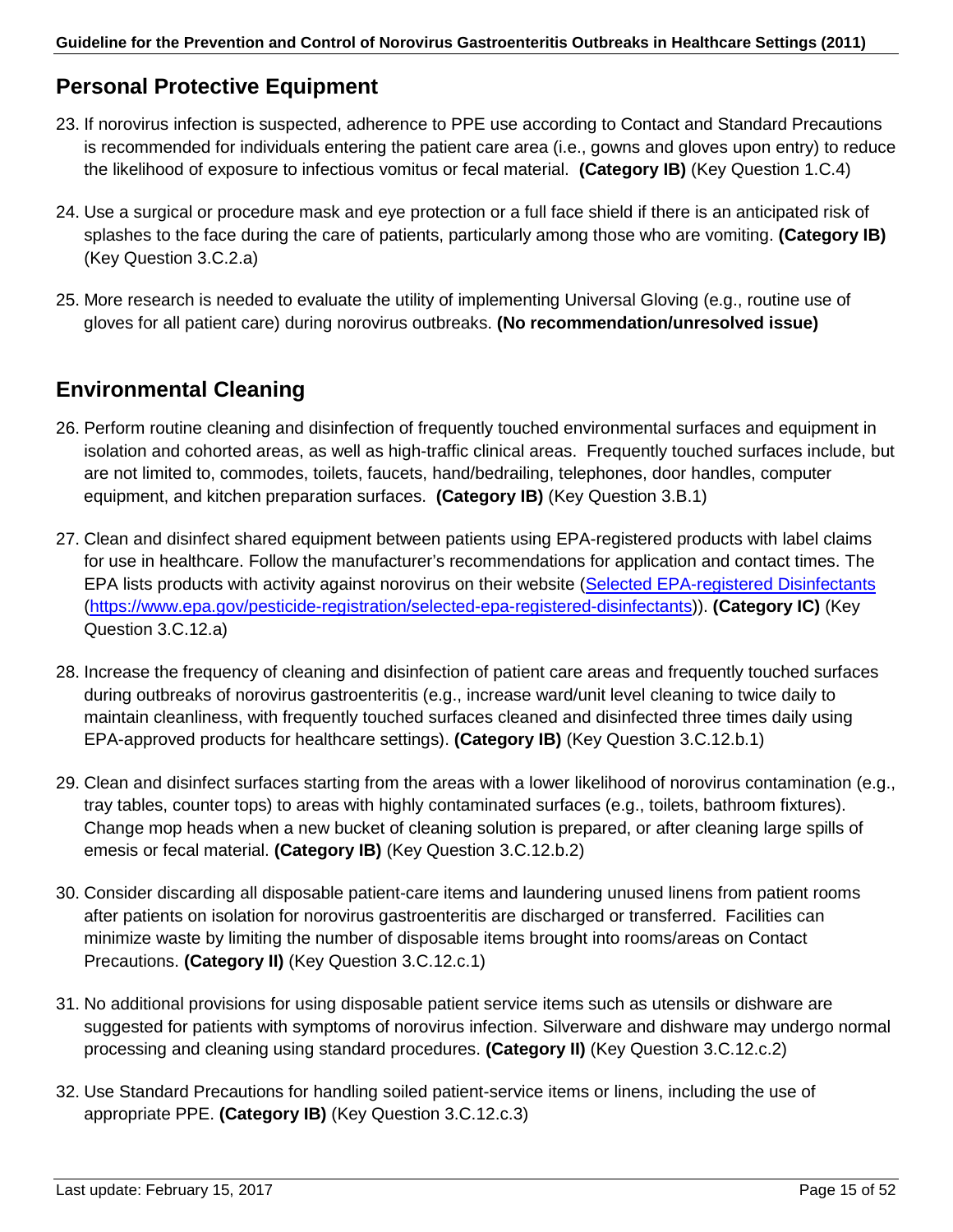## Personal Protective Equipment

23. If norovirus infection is suspected, adherence to PPE use according to Contact and Standard Precautions is recommended for individuals entering the patient care area (i.e., gowns and gloves upon entry) to reduce the likelihood of exposure to infectious vomitus or fecal material. **(Category IB)** (Key Question 1.C.4)

24. Use a surgical or procedure mask and eye protection or a full face shield if there is an anticipated risk of splashes to the face during the care of patients, particularly among those who are vomiting. **(Category IB)** (Key Question 3.C.2.a)

25. More research is needed to evaluate the utility of implementing Universal Gloving (e.g., routine use of gloves for all patient care) during norovirus outbreaks. **(No recommendation/unresolved issue)**

## Environmental Cleaning

26. Perform routine cleaning and disinfection of frequently touched environmental surfaces and equipment in isolation and cohorted areas, as well as high-traffic clinical areas. Frequently touched surfaces include, but are not limited to, commodes, toilets, faucets, hand/bedrailing, telephones, door handles, computer equipment, and kitchen preparation surfaces. **(Category IB)** (Key Question 3.B.1)

27. Clean and disinfect shared equipment between patients using EPA-registered products with label claims for use in healthcare. Follow the manufacturer's recommendations for application and contact times. The EPA lists products with activity against norovirus on their website ([Selected EPA-registered Disinfectants](https://www.epa.gov/pesticide-registration/selected-epa-registered-disinfectants) (https://www.epa.gov/pesticide-registration/selected-epa-registered-disinfectants)). **(Category IC)** (Key Question 3.C.12.a)

28. Increase the frequency of cleaning and disinfection of patient care areas and frequently touched surfaces during outbreaks of norovirus gastroenteritis (e.g., increase ward/unit level cleaning to twice daily to maintain cleanliness, with frequently touched surfaces cleaned and disinfected three times daily using EPA-approved products for healthcare settings). **(Category IB)** (Key Question 3.C.12.b.1)

29. Clean and disinfect surfaces starting from the areas with a lower likelihood of norovirus contamination (e.g., tray tables, counter tops) to areas with highly contaminated surfaces (e.g., toilets, bathroom fixtures). Change mop heads when a new bucket of cleaning solution is prepared, or after cleaning large spills of emesis or fecal material. **(Category IB)** (Key Question 3.C.12.b.2)

30. Consider discarding all disposable patient-care items and laundering unused linens from patient rooms after patients on isolation for norovirus gastroenteritis are discharged or transferred. Facilities can minimize waste by limiting the number of disposable items brought into rooms/areas on Contact Precautions. **(Category II)** (Key Question 3.C.12.c.1)

31. No additional provisions for using disposable patient service items such as utensils or dishware are suggested for patients with symptoms of norovirus infection. Silverware and dishware may undergo normal processing and cleaning using standard procedures. **(Category II)** (Key Question 3.C.12.c.2)

32. Use Standard Precautions for handling soiled patient-service items or linens, including the use of appropriate PPE. **(Category IB)** (Key Question 3.C.12.c.3)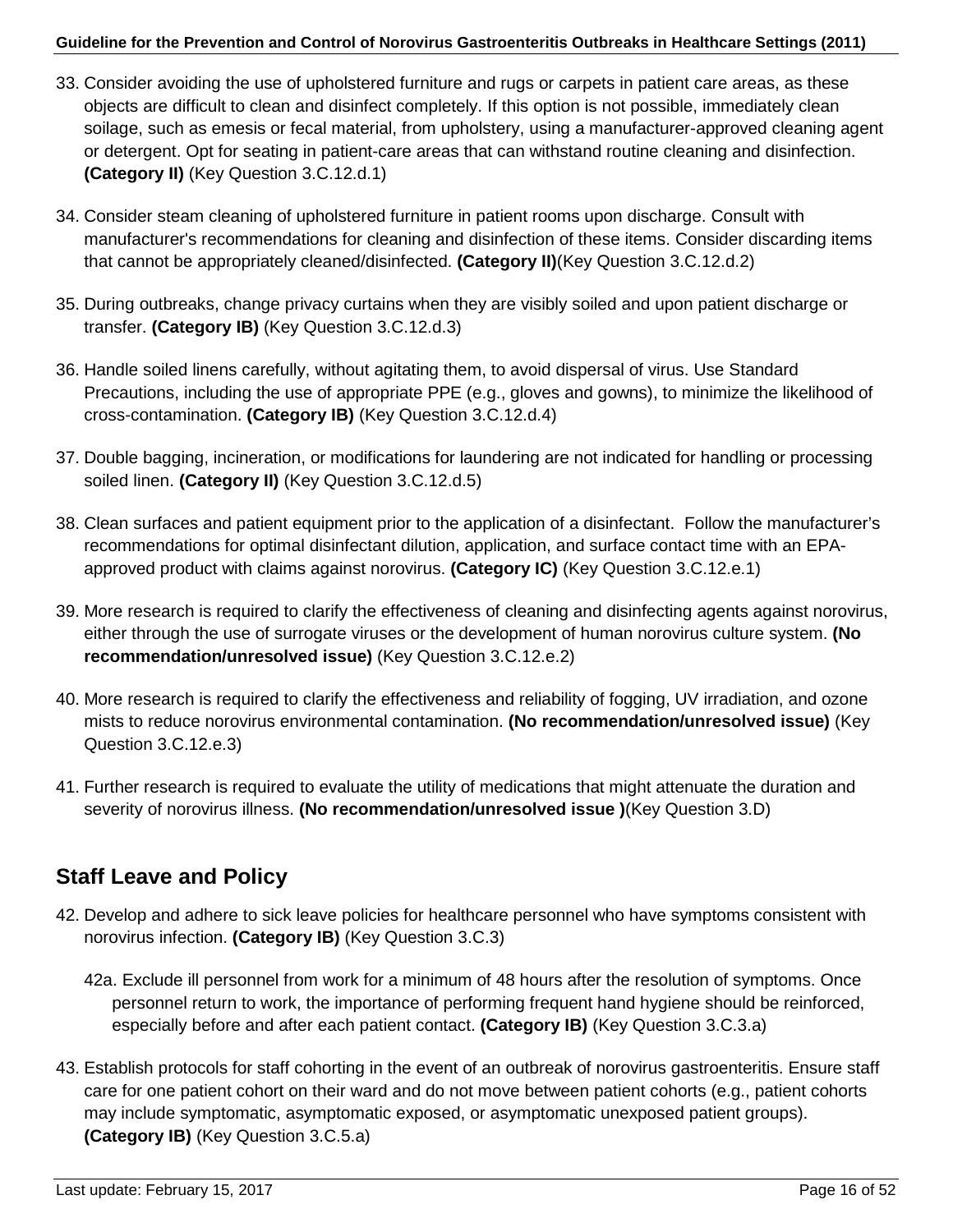33. Consider avoiding the use of upholstered furniture and rugs or carpets in patient care areas, as these objects are difficult to clean and disinfect completely. If this option is not possible, immediately clean soilage, such as emesis or fecal material, from upholstery, using a manufacturer-approved cleaning agent or detergent. Opt for seating in patient-care areas that can withstand routine cleaning and disinfection. **(Category II)** (Key Question 3.C.12.d.1)

34. Consider steam cleaning of upholstered furniture in patient rooms upon discharge. Consult with manufacturer's recommendations for cleaning and disinfection of these items. Consider discarding items that cannot be appropriately cleaned/disinfected. **(Category II)**(Key Question 3.C.12.d.2)

35. During outbreaks, change privacy curtains when they are visibly soiled and upon patient discharge or transfer. **(Category IB)** (Key Question 3.C.12.d.3)

36. Handle soiled linens carefully, without agitating them, to avoid dispersal of virus. Use Standard Precautions, including the use of appropriate PPE (e.g., gloves and gowns), to minimize the likelihood of cross-contamination. **(Category IB)** (Key Question 3.C.12.d.4)

37. Double bagging, incineration, or modifications for laundering are not indicated for handling or processing soiled linen. **(Category II)** (Key Question 3.C.12.d.5)

38. Clean surfaces and patient equipment prior to the application of a disinfectant. Follow the manufacturer's recommendations for optimal disinfectant dilution, application, and surface contact time with an EPA-approved product with claims against norovirus. **(Category IC)** (Key Question 3.C.12.e.1)

39. More research is required to clarify the effectiveness of cleaning and disinfecting agents against norovirus, either through the use of surrogate viruses or the development of human norovirus culture system. **(No recommendation/unresolved issue)** (Key Question 3.C.12.e.2)

40. More research is required to clarify the effectiveness and reliability of fogging, UV irradiation, and ozone mists to reduce norovirus environmental contamination. **(No recommendation/unresolved issue)** (Key Question 3.C.12.e.3)

41. Further research is required to evaluate the utility of medications that might attenuate the duration and severity of norovirus illness. **(No recommendation/unresolved issue )**(Key Question 3.D)

## Staff Leave and Policy

42. Develop and adhere to sick leave policies for healthcare personnel who have symptoms consistent with norovirus infection. **(Category IB)** (Key Question 3.C.3)

    42a. Exclude ill personnel from work for a minimum of 48 hours after the resolution of symptoms. Once personnel return to work, the importance of performing frequent hand hygiene should be reinforced, especially before and after each patient contact. **(Category IB)** (Key Question 3.C.3.a)

43. Establish protocols for staff cohorting in the event of an outbreak of norovirus gastroenteritis. Ensure staff care for one patient cohort on their ward and do not move between patient cohorts (e.g., patient cohorts may include symptomatic, asymptomatic exposed, or asymptomatic unexposed patient groups). **(Category IB)** (Key Question 3.C.5.a)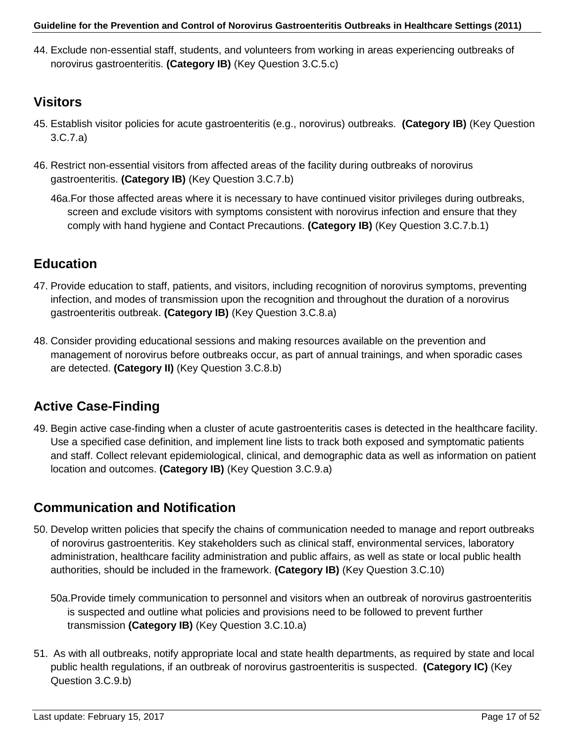44. Exclude non-essential staff, students, and volunteers from working in areas experiencing outbreaks of norovirus gastroenteritis. **(Category IB)** (Key Question 3.C.5.c)

## Visitors

45. Establish visitor policies for acute gastroenteritis (e.g., norovirus) outbreaks. **(Category IB)** (Key Question 3.C.7.a)

46. Restrict non-essential visitors from affected areas of the facility during outbreaks of norovirus gastroenteritis. **(Category IB)** (Key Question 3.C.7.b)

    46a. For those affected areas where it is necessary to have continued visitor privileges during outbreaks, screen and exclude visitors with symptoms consistent with norovirus infection and ensure that they comply with hand hygiene and Contact Precautions. **(Category IB)** (Key Question 3.C.7.b.1)

## Education

47. Provide education to staff, patients, and visitors, including recognition of norovirus symptoms, preventing infection, and modes of transmission upon the recognition and throughout the duration of a norovirus gastroenteritis outbreak. **(Category IB)** (Key Question 3.C.8.a)

48. Consider providing educational sessions and making resources available on the prevention and management of norovirus before outbreaks occur, as part of annual trainings, and when sporadic cases are detected. **(Category II)** (Key Question 3.C.8.b)

## Active Case-Finding

49. Begin active case-finding when a cluster of acute gastroenteritis cases is detected in the healthcare facility. Use a specified case definition, and implement line lists to track both exposed and symptomatic patients and staff. Collect relevant epidemiological, clinical, and demographic data as well as information on patient location and outcomes. **(Category IB)** (Key Question 3.C.9.a)

## Communication and Notification

50. Develop written policies that specify the chains of communication needed to manage and report outbreaks of norovirus gastroenteritis. Key stakeholders such as clinical staff, environmental services, laboratory administration, healthcare facility administration and public affairs, as well as state or local public health authorities, should be included in the framework. **(Category IB)** (Key Question 3.C.10)

    50a. Provide timely communication to personnel and visitors when an outbreak of norovirus gastroenteritis is suspected and outline what policies and provisions need to be followed to prevent further transmission **(Category IB)** (Key Question 3.C.10.a)

51. As with all outbreaks, notify appropriate local and state health departments, as required by state and local public health regulations, if an outbreak of norovirus gastroenteritis is suspected. **(Category IC)** (Key Question 3.C.9.b)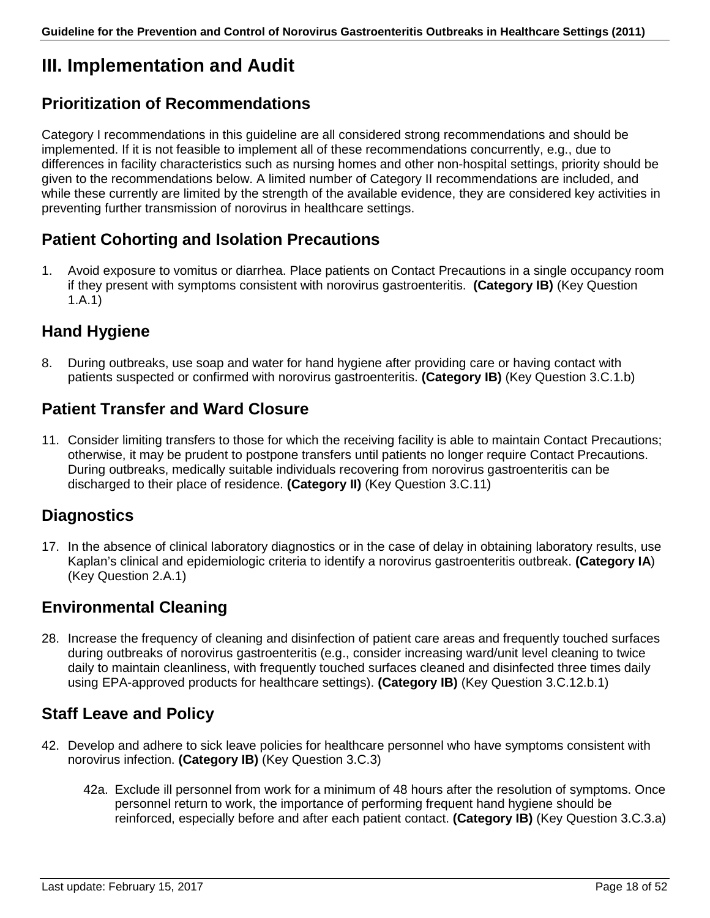# III. Implementation and Audit

## Prioritization of Recommendations

Category I recommendations in this guideline are all considered strong recommendations and should be implemented. If it is not feasible to implement all of these recommendations concurrently, e.g., due to differences in facility characteristics such as nursing homes and other non-hospital settings, priority should be given to the recommendations below. A limited number of Category II recommendations are included, and while these currently are limited by the strength of the available evidence, they are considered key activities in preventing further transmission of norovirus in healthcare settings.

## Patient Cohorting and Isolation Precautions

1. Avoid exposure to vomitus or diarrhea. Place patients on Contact Precautions in a single occupancy room if they present with symptoms consistent with norovirus gastroenteritis. **(Category IB)** (Key Question 1.A.1)

## Hand Hygiene

8. During outbreaks, use soap and water for hand hygiene after providing care or having contact with patients suspected or confirmed with norovirus gastroenteritis. **(Category IB)** (Key Question 3.C.1.b)

## Patient Transfer and Ward Closure

11. Consider limiting transfers to those for which the receiving facility is able to maintain Contact Precautions; otherwise, it may be prudent to postpone transfers until patients no longer require Contact Precautions. During outbreaks, medically suitable individuals recovering from norovirus gastroenteritis can be discharged to their place of residence. **(Category II)** (Key Question 3.C.11)

## Diagnostics

17. In the absence of clinical laboratory diagnostics or in the case of delay in obtaining laboratory results, use Kaplan's clinical and epidemiologic criteria to identify a norovirus gastroenteritis outbreak. **(Category IA)** (Key Question 2.A.1)

## Environmental Cleaning

28. Increase the frequency of cleaning and disinfection of patient care areas and frequently touched surfaces during outbreaks of norovirus gastroenteritis (e.g., consider increasing ward/unit level cleaning to twice daily to maintain cleanliness, with frequently touched surfaces cleaned and disinfected three times daily using EPA-approved products for healthcare settings). **(Category IB)** (Key Question 3.C.12.b.1)

## Staff Leave and Policy

42. Develop and adhere to sick leave policies for healthcare personnel who have symptoms consistent with norovirus infection. **(Category IB)** (Key Question 3.C.3)

    42a. Exclude ill personnel from work for a minimum of 48 hours after the resolution of symptoms. Once personnel return to work, the importance of performing frequent hand hygiene should be reinforced, especially before and after each patient contact. **(Category IB)** (Key Question 3.C.3.a)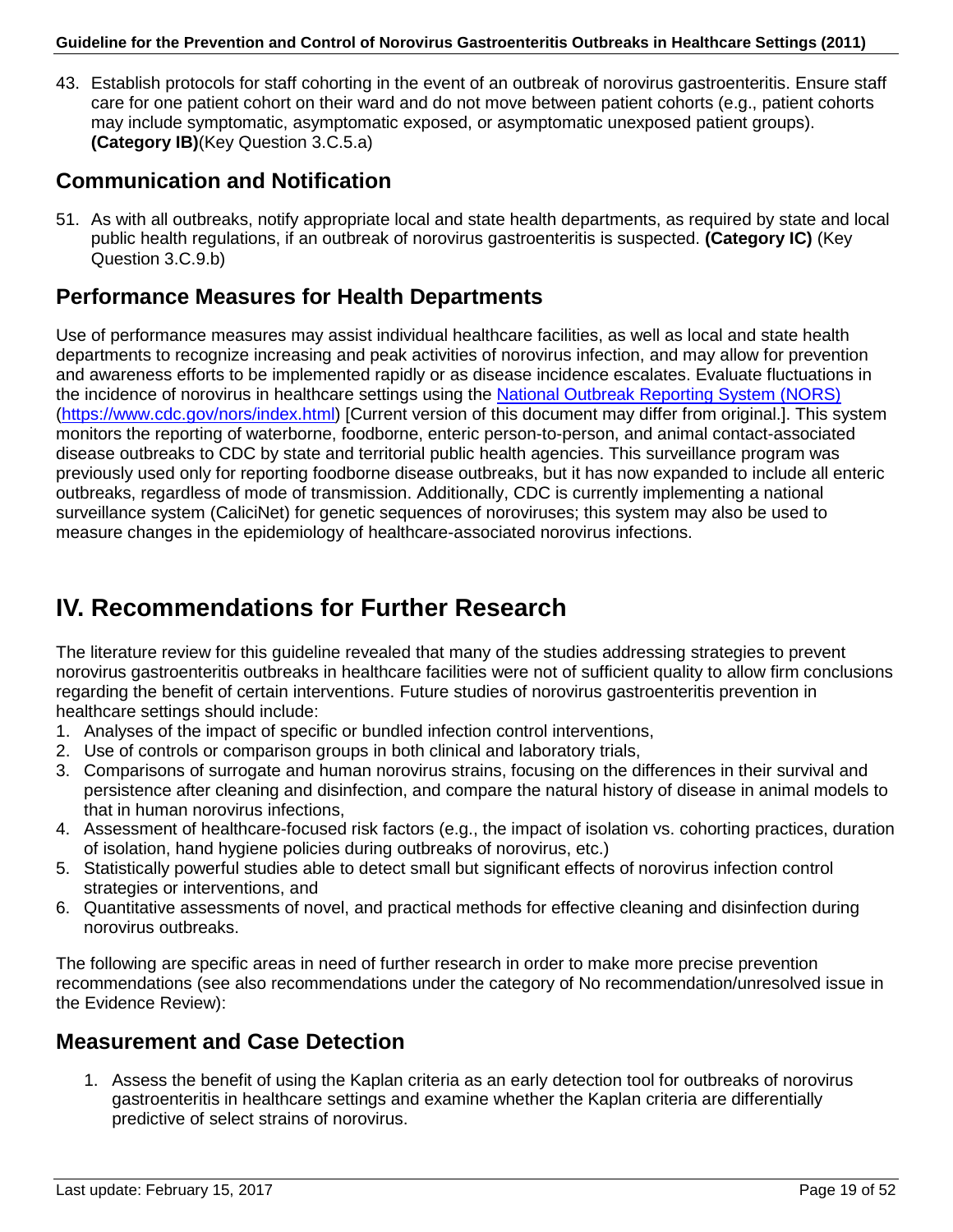43. Establish protocols for staff cohorting in the event of an outbreak of norovirus gastroenteritis. Ensure staff care for one patient cohort on their ward and do not move between patient cohorts (e.g., patient cohorts may include symptomatic, asymptomatic exposed, or asymptomatic unexposed patient groups). **(Category IB)**(Key Question 3.C.5.a)

## Communication and Notification

51. As with all outbreaks, notify appropriate local and state health departments, as required by state and local public health regulations, if an outbreak of norovirus gastroenteritis is suspected. **(Category IC)** (Key Question 3.C.9.b)

## Performance Measures for Health Departments

Use of performance measures may assist individual healthcare facilities, as well as local and state health departments to recognize increasing and peak activities of norovirus infection, and may allow for prevention and awareness efforts to be implemented rapidly or as disease incidence escalates. Evaluate fluctuations in the incidence of norovirus in healthcare settings using the [National Outbreak Reporting System (NORS)](https://www.cdc.gov/nors/index.html) (https://www.cdc.gov/nors/index.html) [Current version of this document may differ from original.]. This system monitors the reporting of waterborne, foodborne, enteric person-to-person, and animal contact-associated disease outbreaks to CDC by state and territorial public health agencies. This surveillance program was previously used only for reporting foodborne disease outbreaks, but it has now expanded to include all enteric outbreaks, regardless of mode of transmission. Additionally, CDC is currently implementing a national surveillance system (CaliciNet) for genetic sequences of noroviruses; this system may also be used to measure changes in the epidemiology of healthcare-associated norovirus infections.

# IV. Recommendations for Further Research

The literature review for this guideline revealed that many of the studies addressing strategies to prevent norovirus gastroenteritis outbreaks in healthcare facilities were not of sufficient quality to allow firm conclusions regarding the benefit of certain interventions. Future studies of norovirus gastroenteritis prevention in healthcare settings should include:

1. Analyses of the impact of specific or bundled infection control interventions,
2. Use of controls or comparison groups in both clinical and laboratory trials,
3. Comparisons of surrogate and human norovirus strains, focusing on the differences in their survival and persistence after cleaning and disinfection, and compare the natural history of disease in animal models to that in human norovirus infections,
4. Assessment of healthcare-focused risk factors (e.g., the impact of isolation vs. cohorting practices, duration of isolation, hand hygiene policies during outbreaks of norovirus, etc.)
5. Statistically powerful studies able to detect small but significant effects of norovirus infection control strategies or interventions, and
6. Quantitative assessments of novel, and practical methods for effective cleaning and disinfection during norovirus outbreaks.

The following are specific areas in need of further research in order to make more precise prevention recommendations (see also recommendations under the category of No recommendation/unresolved issue in the Evidence Review):

## Measurement and Case Detection

1. Assess the benefit of using the Kaplan criteria as an early detection tool for outbreaks of norovirus gastroenteritis in healthcare settings and examine whether the Kaplan criteria are differentially predictive of select strains of norovirus.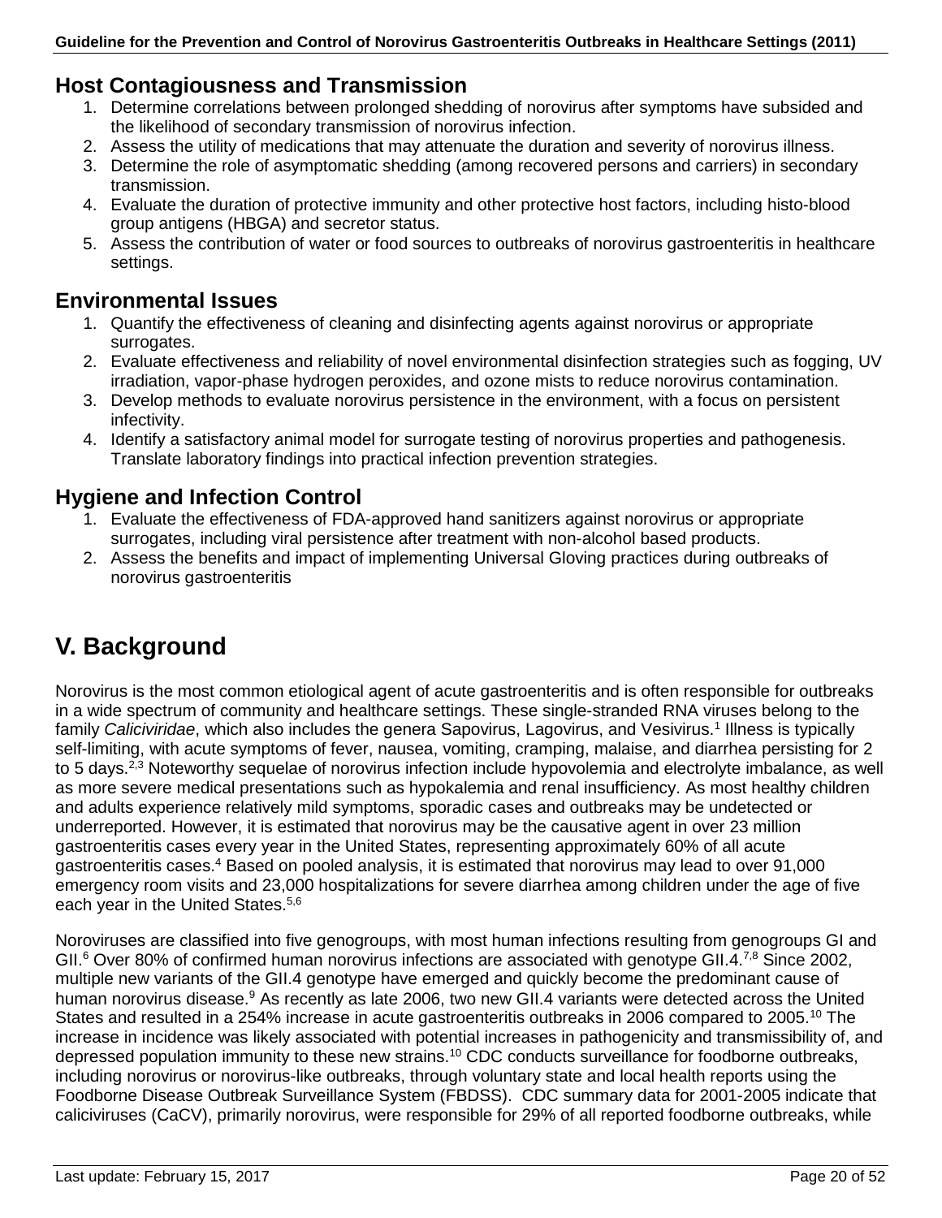### Host Contagiousness and Transmission

1. Determine correlations between prolonged shedding of norovirus after symptoms have subsided and the likelihood of secondary transmission of norovirus infection.
2. Assess the utility of medications that may attenuate the duration and severity of norovirus illness.
3. Determine the role of asymptomatic shedding (among recovered persons and carriers) in secondary transmission.
4. Evaluate the duration of protective immunity and other protective host factors, including histo-blood group antigens (HBGA) and secretor status.
5. Assess the contribution of water or food sources to outbreaks of norovirus gastroenteritis in healthcare settings.

### Environmental Issues

1. Quantify the effectiveness of cleaning and disinfecting agents against norovirus or appropriate surrogates.
2. Evaluate effectiveness and reliability of novel environmental disinfection strategies such as fogging, UV irradiation, vapor-phase hydrogen peroxides, and ozone mists to reduce norovirus contamination.
3. Develop methods to evaluate norovirus persistence in the environment, with a focus on persistent infectivity.
4. Identify a satisfactory animal model for surrogate testing of norovirus properties and pathogenesis. Translate laboratory findings into practical infection prevention strategies.

### Hygiene and Infection Control

1. Evaluate the effectiveness of FDA-approved hand sanitizers against norovirus or appropriate surrogates, including viral persistence after treatment with non-alcohol based products.
2. Assess the benefits and impact of implementing Universal Gloving practices during outbreaks of norovirus gastroenteritis

## V. Background

Norovirus is the most common etiological agent of acute gastroenteritis and is often responsible for outbreaks in a wide spectrum of community and healthcare settings. These single-stranded RNA viruses belong to the family *Caliciviridae*, which also includes the genera Sapovirus, Lagovirus, and Vesivirus.[1] Illness is typically self-limiting, with acute symptoms of fever, nausea, vomiting, cramping, malaise, and diarrhea persisting for 2 to 5 days.[2,3] Noteworthy sequelae of norovirus infection include hypovolemia and electrolyte imbalance, as well as more severe medical presentations such as hypokalemia and renal insufficiency. As most healthy children and adults experience relatively mild symptoms, sporadic cases and outbreaks may be undetected or underreported. However, it is estimated that norovirus may be the causative agent in over 23 million gastroenteritis cases every year in the United States, representing approximately 60% of all acute gastroenteritis cases.[4] Based on pooled analysis, it is estimated that norovirus may lead to over 91,000 emergency room visits and 23,000 hospitalizations for severe diarrhea among children under the age of five each year in the United States.[5,6]

Noroviruses are classified into five genogroups, with most human infections resulting from genogroups GI and GII.[6] Over 80% of confirmed human norovirus infections are associated with genotype GII.4.[7,8] Since 2002, multiple new variants of the GII.4 genotype have emerged and quickly become the predominant cause of human norovirus disease.[9] As recently as late 2006, two new GII.4 variants were detected across the United States and resulted in a 254% increase in acute gastroenteritis outbreaks in 2006 compared to 2005.[10] The increase in incidence was likely associated with potential increases in pathogenicity and transmissibility of, and depressed population immunity to these new strains.[10] CDC conducts surveillance for foodborne outbreaks, including norovirus or norovirus-like outbreaks, through voluntary state and local health reports using the Foodborne Disease Outbreak Surveillance System (FBDSS). CDC summary data for 2001-2005 indicate that caliciviruses (CaCV), primarily norovirus, were responsible for 29% of all reported foodborne outbreaks, while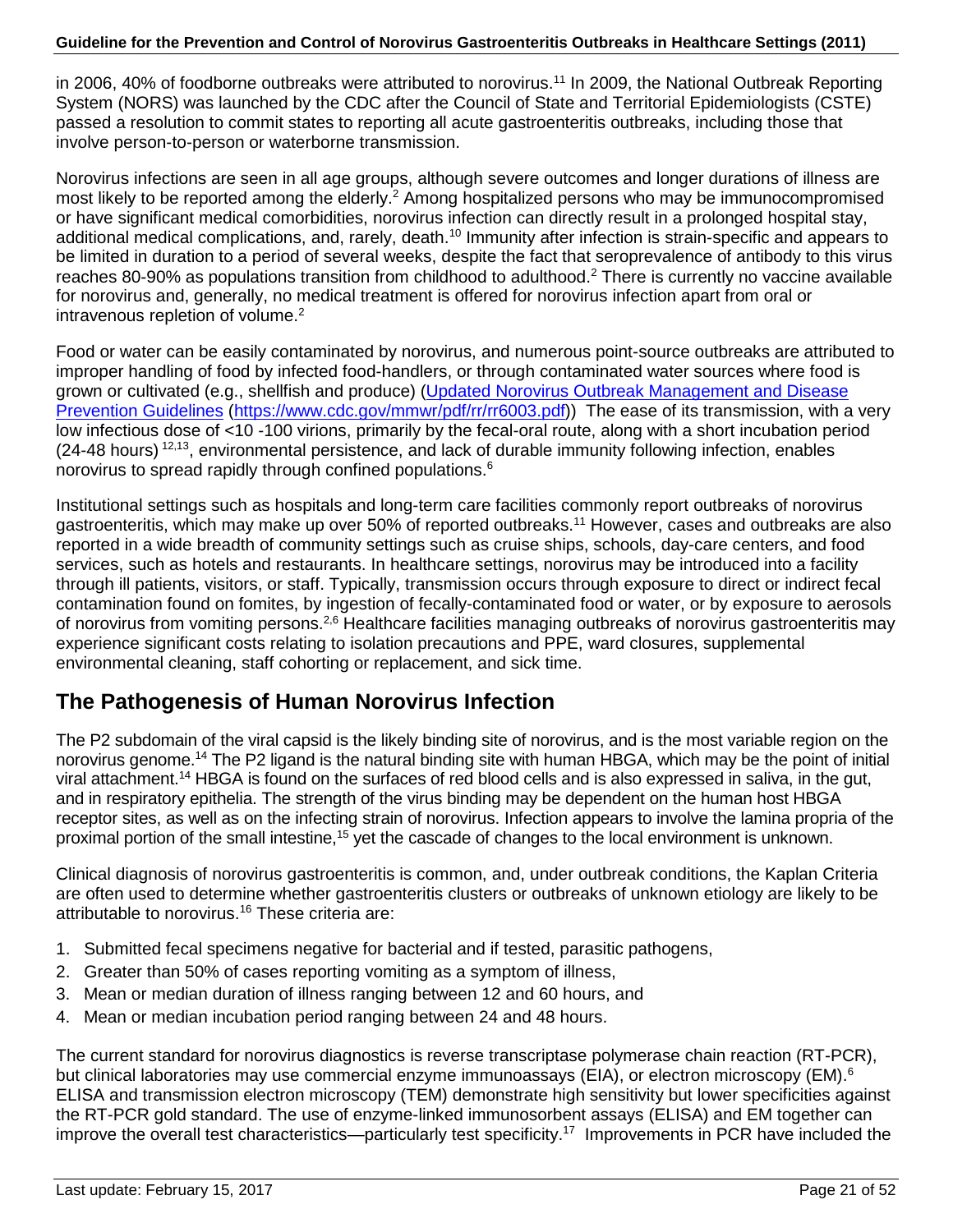in 2006, 40% of foodborne outbreaks were attributed to norovirus.[11] In 2009, the National Outbreak Reporting System (NORS) was launched by the CDC after the Council of State and Territorial Epidemiologists (CSTE) passed a resolution to commit states to reporting all acute gastroenteritis outbreaks, including those that involve person-to-person or waterborne transmission.

Norovirus infections are seen in all age groups, although severe outcomes and longer durations of illness are most likely to be reported among the elderly.[2] Among hospitalized persons who may be immunocompromised or have significant medical comorbidities, norovirus infection can directly result in a prolonged hospital stay, additional medical complications, and, rarely, death.[10] Immunity after infection is strain-specific and appears to be limited in duration to a period of several weeks, despite the fact that seroprevalence of antibody to this virus reaches 80-90% as populations transition from childhood to adulthood.[2] There is currently no vaccine available for norovirus and, generally, no medical treatment is offered for norovirus infection apart from oral or intravenous repletion of volume.[2]

Food or water can be easily contaminated by norovirus, and numerous point-source outbreaks are attributed to improper handling of food by infected food-handlers, or through contaminated water sources where food is grown or cultivated (e.g., shellfish and produce) ([Updated Norovirus Outbreak Management and Disease Prevention Guidelines](https://www.cdc.gov/mmwr/pdf/rr/rr6003.pdf) (https://www.cdc.gov/mmwr/pdf/rr/rr6003.pdf)) The ease of its transmission, with a very low infectious dose of <10 -100 virions, primarily by the fecal-oral route, along with a short incubation period (24-48 hours)[12,13], environmental persistence, and lack of durable immunity following infection, enables norovirus to spread rapidly through confined populations.[6]

Institutional settings such as hospitals and long-term care facilities commonly report outbreaks of norovirus gastroenteritis, which may make up over 50% of reported outbreaks.[11] However, cases and outbreaks are also reported in a wide breadth of community settings such as cruise ships, schools, day-care centers, and food services, such as hotels and restaurants. In healthcare settings, norovirus may be introduced into a facility through ill patients, visitors, or staff. Typically, transmission occurs through exposure to direct or indirect fecal contamination found on fomites, by ingestion of fecally-contaminated food or water, or by exposure to aerosols of norovirus from vomiting persons.[2,6] Healthcare facilities managing outbreaks of norovirus gastroenteritis may experience significant costs relating to isolation precautions and PPE, ward closures, supplemental environmental cleaning, staff cohorting or replacement, and sick time.

## The Pathogenesis of Human Norovirus Infection

The P2 subdomain of the viral capsid is the likely binding site of norovirus, and is the most variable region on the norovirus genome.[14] The P2 ligand is the natural binding site with human HBGA, which may be the point of initial viral attachment.[14] HBGA is found on the surfaces of red blood cells and is also expressed in saliva, in the gut, and in respiratory epithelia. The strength of the virus binding may be dependent on the human host HBGA receptor sites, as well as on the infecting strain of norovirus. Infection appears to involve the lamina propria of the proximal portion of the small intestine,[15] yet the cascade of changes to the local environment is unknown.

Clinical diagnosis of norovirus gastroenteritis is common, and, under outbreak conditions, the Kaplan Criteria are often used to determine whether gastroenteritis clusters or outbreaks of unknown etiology are likely to be attributable to norovirus.[16] These criteria are:

1. Submitted fecal specimens negative for bacterial and if tested, parasitic pathogens,
2. Greater than 50% of cases reporting vomiting as a symptom of illness,
3. Mean or median duration of illness ranging between 12 and 60 hours, and
4. Mean or median incubation period ranging between 24 and 48 hours.

The current standard for norovirus diagnostics is reverse transcriptase polymerase chain reaction (RT-PCR), but clinical laboratories may use commercial enzyme immunoassays (EIA), or electron microscopy (EM).[6] ELISA and transmission electron microscopy (TEM) demonstrate high sensitivity but lower specificities against the RT-PCR gold standard. The use of enzyme-linked immunosorbent assays (ELISA) and EM together can improve the overall test characteristics—particularly test specificity.[17] Improvements in PCR have included the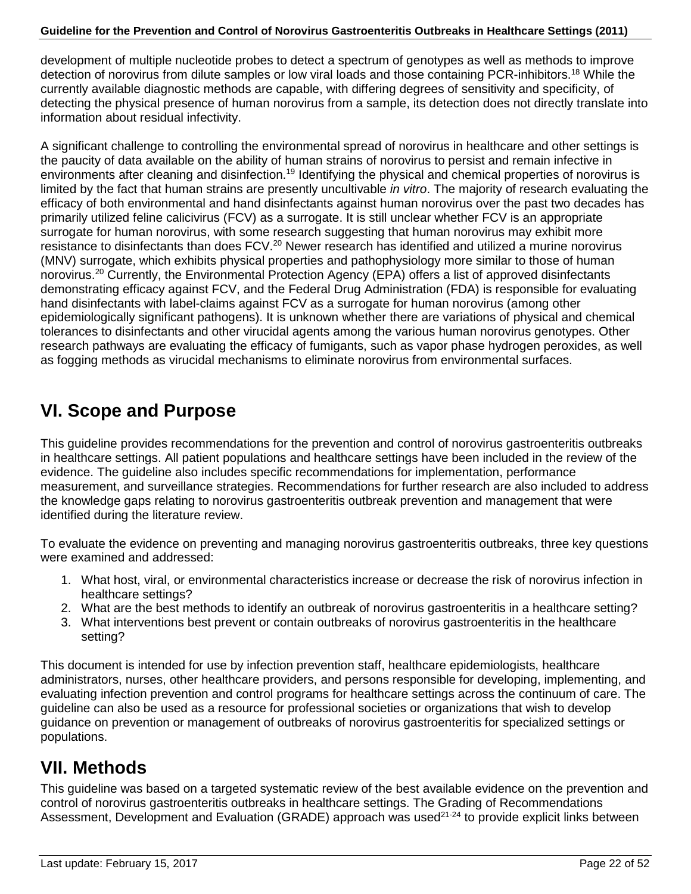development of multiple nucleotide probes to detect a spectrum of genotypes as well as methods to improve detection of norovirus from dilute samples or low viral loads and those containing PCR-inhibitors.[18] While the currently available diagnostic methods are capable, with differing degrees of sensitivity and specificity, of detecting the physical presence of human norovirus from a sample, its detection does not directly translate into information about residual infectivity.

A significant challenge to controlling the environmental spread of norovirus in healthcare and other settings is the paucity of data available on the ability of human strains of norovirus to persist and remain infective in environments after cleaning and disinfection.[19] Identifying the physical and chemical properties of norovirus is limited by the fact that human strains are presently uncultivable *in vitro*. The majority of research evaluating the efficacy of both environmental and hand disinfectants against human norovirus over the past two decades has primarily utilized feline calicivirus (FCV) as a surrogate. It is still unclear whether FCV is an appropriate surrogate for human norovirus, with some research suggesting that human norovirus may exhibit more resistance to disinfectants than does FCV.[20] Newer research has identified and utilized a murine norovirus (MNV) surrogate, which exhibits physical properties and pathophysiology more similar to those of human norovirus.[20] Currently, the Environmental Protection Agency (EPA) offers a list of approved disinfectants demonstrating efficacy against FCV, and the Federal Drug Administration (FDA) is responsible for evaluating hand disinfectants with label-claims against FCV as a surrogate for human norovirus (among other epidemiologically significant pathogens). It is unknown whether there are variations of physical and chemical tolerances to disinfectants and other virucidal agents among the various human norovirus genotypes. Other research pathways are evaluating the efficacy of fumigants, such as vapor phase hydrogen peroxides, as well as fogging methods as virucidal mechanisms to eliminate norovirus from environmental surfaces.

# VI. Scope and Purpose

This guideline provides recommendations for the prevention and control of norovirus gastroenteritis outbreaks in healthcare settings. All patient populations and healthcare settings have been included in the review of the evidence. The guideline also includes specific recommendations for implementation, performance measurement, and surveillance strategies. Recommendations for further research are also included to address the knowledge gaps relating to norovirus gastroenteritis outbreak prevention and management that were identified during the literature review.

To evaluate the evidence on preventing and managing norovirus gastroenteritis outbreaks, three key questions were examined and addressed:

1. What host, viral, or environmental characteristics increase or decrease the risk of norovirus infection in healthcare settings?
2. What are the best methods to identify an outbreak of norovirus gastroenteritis in a healthcare setting?
3. What interventions best prevent or contain outbreaks of norovirus gastroenteritis in the healthcare setting?

This document is intended for use by infection prevention staff, healthcare epidemiologists, healthcare administrators, nurses, other healthcare providers, and persons responsible for developing, implementing, and evaluating infection prevention and control programs for healthcare settings across the continuum of care. The guideline can also be used as a resource for professional societies or organizations that wish to develop guidance on prevention or management of outbreaks of norovirus gastroenteritis for specialized settings or populations.

# VII. Methods

This guideline was based on a targeted systematic review of the best available evidence on the prevention and control of norovirus gastroenteritis outbreaks in healthcare settings. The Grading of Recommendations Assessment, Development and Evaluation (GRADE) approach was used[21-24] to provide explicit links between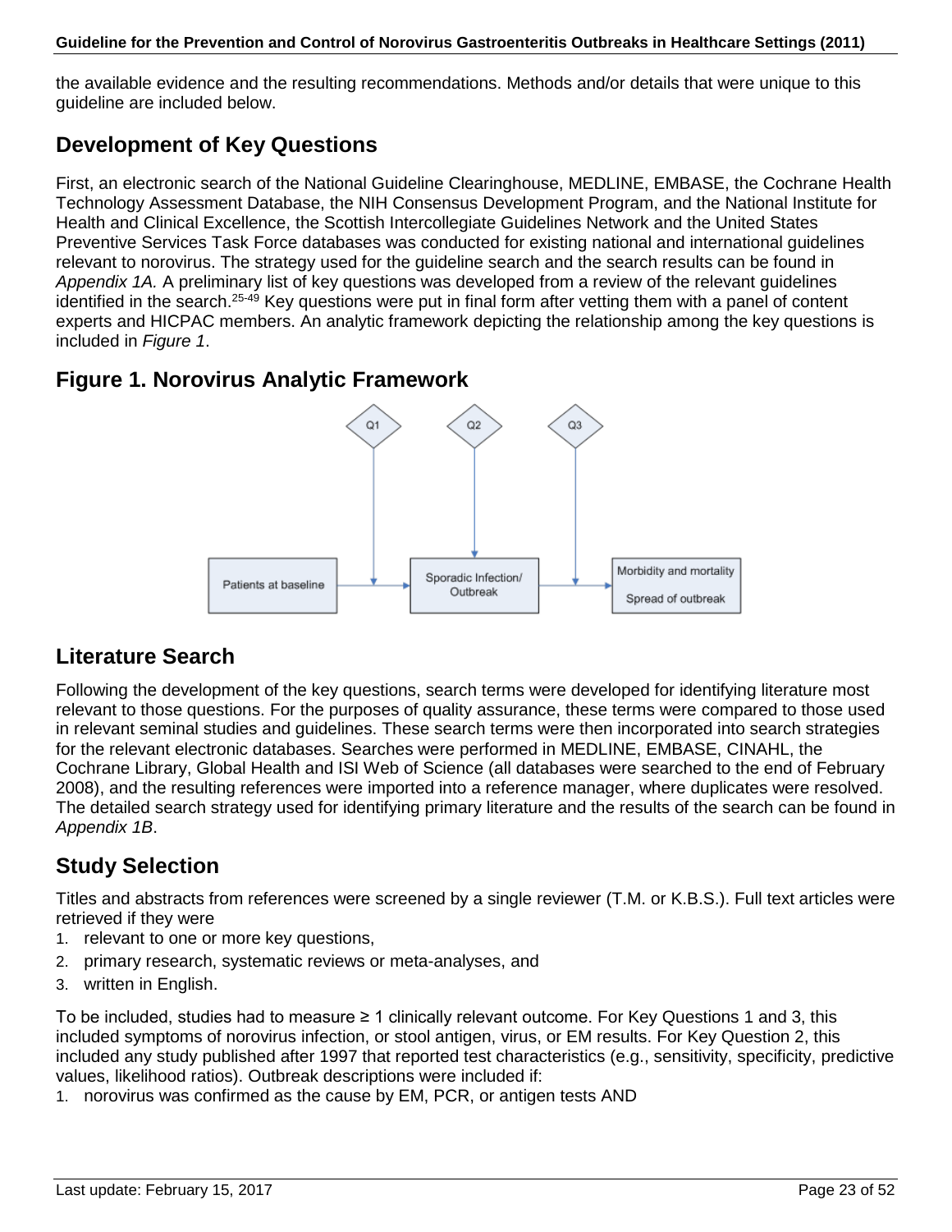the available evidence and the resulting recommendations. Methods and/or details that were unique to this guideline are included below.

## Development of Key Questions

First, an electronic search of the National Guideline Clearinghouse, MEDLINE, EMBASE, the Cochrane Health Technology Assessment Database, the NIH Consensus Development Program, and the National Institute for Health and Clinical Excellence, the Scottish Intercollegiate Guidelines Network and the United States Preventive Services Task Force databases was conducted for existing national and international guidelines relevant to norovirus. The strategy used for the guideline search and the search results can be found in *Appendix 1A.* A preliminary list of key questions was developed from a review of the relevant guidelines identified in the search.[25-49] Key questions were put in final form after vetting them with a panel of content experts and HICPAC members. An analytic framework depicting the relationship among the key questions is included in *Figure 1*.

## Figure 1. Norovirus Analytic Framework

Q1 Q2 Q3

Patients at baseline → Sporadic Infection/ Outbreak → Morbidity and mortality; Spread of outbreak

## Literature Search

Following the development of the key questions, search terms were developed for identifying literature most relevant to those questions. For the purposes of quality assurance, these terms were compared to those used in relevant seminal studies and guidelines. These search terms were then incorporated into search strategies for the relevant electronic databases. Searches were performed in MEDLINE, EMBASE, CINAHL, the Cochrane Library, Global Health and ISI Web of Science (all databases were searched to the end of February 2008), and the resulting references were imported into a reference manager, where duplicates were resolved. The detailed search strategy used for identifying primary literature and the results of the search can be found in *Appendix 1B*.

## Study Selection

Titles and abstracts from references were screened by a single reviewer (T.M. or K.B.S.). Full text articles were retrieved if they were

1. relevant to one or more key questions,
2. primary research, systematic reviews or meta-analyses, and
3. written in English.

To be included, studies had to measure ≥ 1 clinically relevant outcome. For Key Questions 1 and 3, this included symptoms of norovirus infection, or stool antigen, virus, or EM results. For Key Question 2, this included any study published after 1997 that reported test characteristics (e.g., sensitivity, specificity, predictive values, likelihood ratios). Outbreak descriptions were included if:

1. norovirus was confirmed as the cause by EM, PCR, or antigen tests AND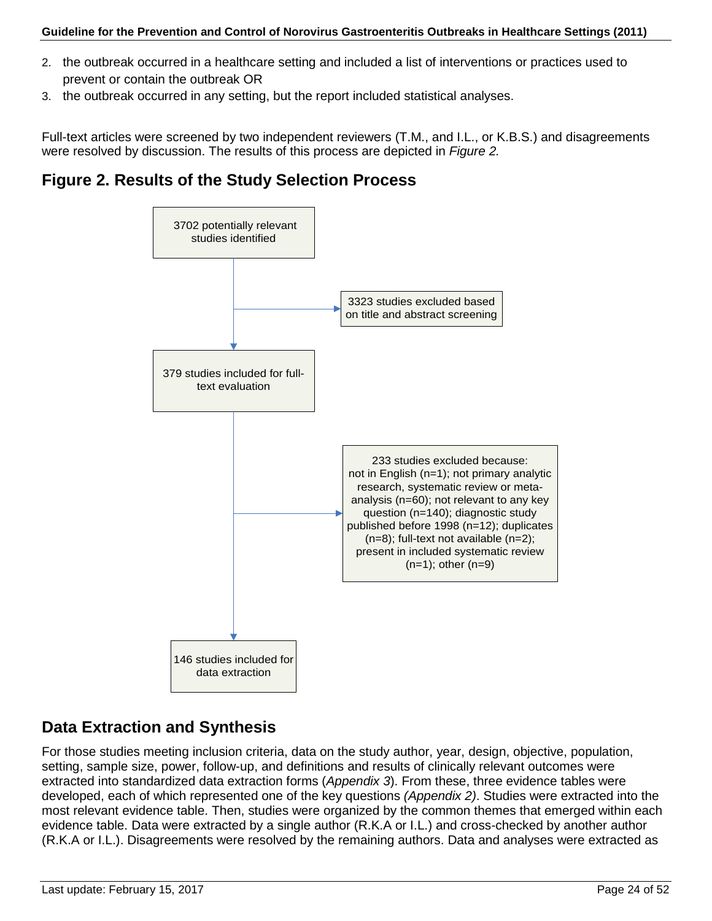2. the outbreak occurred in a healthcare setting and included a list of interventions or practices used to prevent or contain the outbreak OR
3. the outbreak occurred in any setting, but the report included statistical analyses.

Full-text articles were screened by two independent reviewers (T.M., and I.L., or K.B.S.) and disagreements were resolved by discussion. The results of this process are depicted in *Figure 2.*

## Figure 2. Results of the Study Selection Process

3702 potentially relevant studies identified

→ 3323 studies excluded based on title and abstract screening

379 studies included for full-text evaluation

→ 233 studies excluded because: not in English (n=1); not primary analytic research, systematic review or meta-analysis (n=60); not relevant to any key question (n=140); diagnostic study published before 1998 (n=12); duplicates (n=8); full-text not available (n=2); present in included systematic review (n=1); other (n=9)

146 studies included for data extraction

## Data Extraction and Synthesis

For those studies meeting inclusion criteria, data on the study author, year, design, objective, population, setting, sample size, power, follow-up, and definitions and results of clinically relevant outcomes were extracted into standardized data extraction forms (*Appendix 3*). From these, three evidence tables were developed, each of which represented one of the key questions *(Appendix 2)*. Studies were extracted into the most relevant evidence table. Then, studies were organized by the common themes that emerged within each evidence table. Data were extracted by a single author (R.K.A or I.L.) and cross-checked by another author (R.K.A or I.L.). Disagreements were resolved by the remaining authors. Data and analyses were extracted as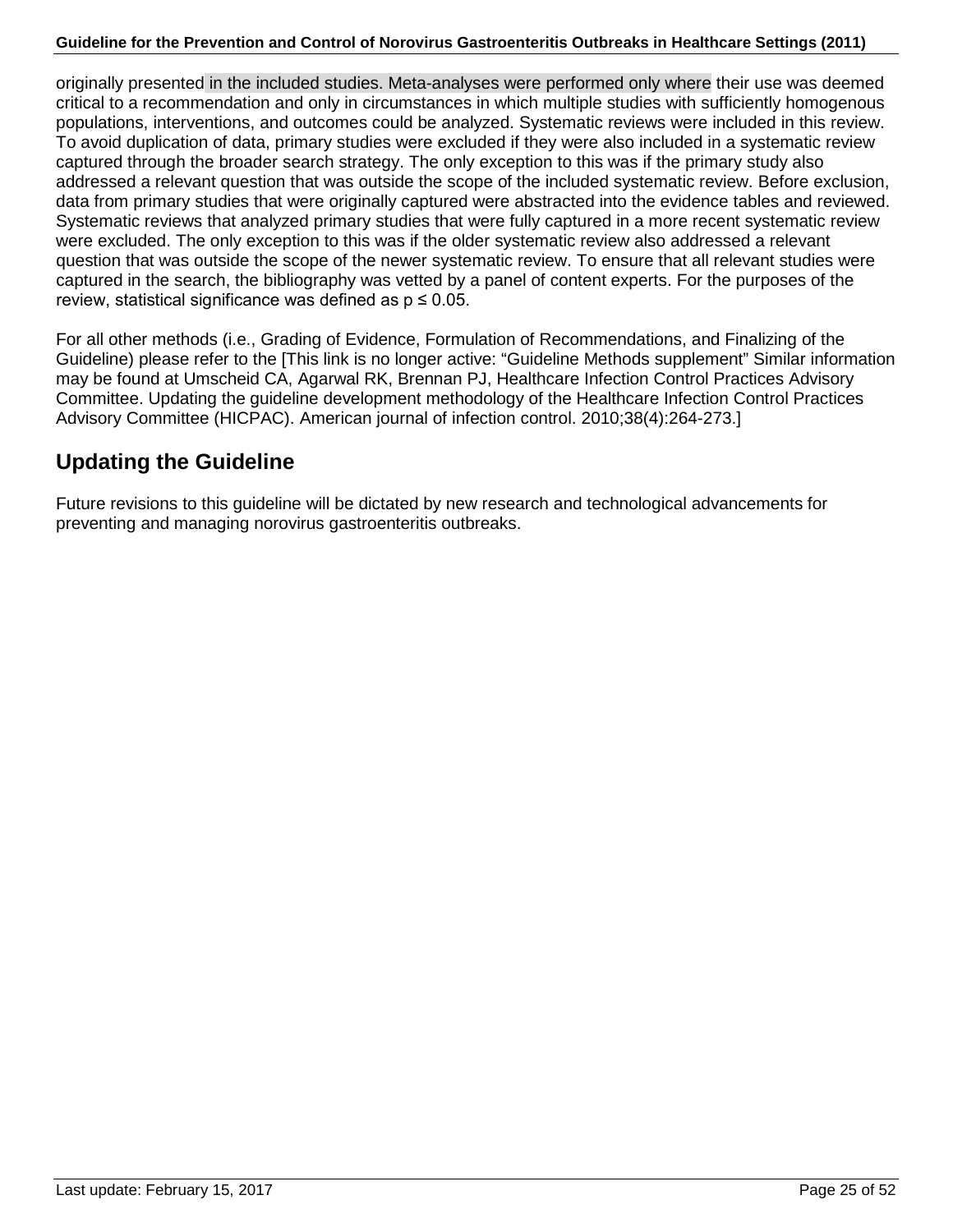originally presented in the included studies. Meta-analyses were performed only where their use was deemed critical to a recommendation and only in circumstances in which multiple studies with sufficiently homogenous populations, interventions, and outcomes could be analyzed. Systematic reviews were included in this review. To avoid duplication of data, primary studies were excluded if they were also included in a systematic review captured through the broader search strategy. The only exception to this was if the primary study also addressed a relevant question that was outside the scope of the included systematic review. Before exclusion, data from primary studies that were originally captured were abstracted into the evidence tables and reviewed. Systematic reviews that analyzed primary studies that were fully captured in a more recent systematic review were excluded. The only exception to this was if the older systematic review also addressed a relevant question that was outside the scope of the newer systematic review. To ensure that all relevant studies were captured in the search, the bibliography was vetted by a panel of content experts. For the purposes of the review, statistical significance was defined as $p \leq 0.05$.

For all other methods (i.e., Grading of Evidence, Formulation of Recommendations, and Finalizing of the Guideline) please refer to the [This link is no longer active: “Guideline Methods supplement” Similar information may be found at Umscheid CA, Agarwal RK, Brennan PJ, Healthcare Infection Control Practices Advisory Committee. Updating the guideline development methodology of the Healthcare Infection Control Practices Advisory Committee (HICPAC). American journal of infection control. 2010;38(4):264-273.]

## Updating the Guideline

Future revisions to this guideline will be dictated by new research and technological advancements for preventing and managing norovirus gastroenteritis outbreaks.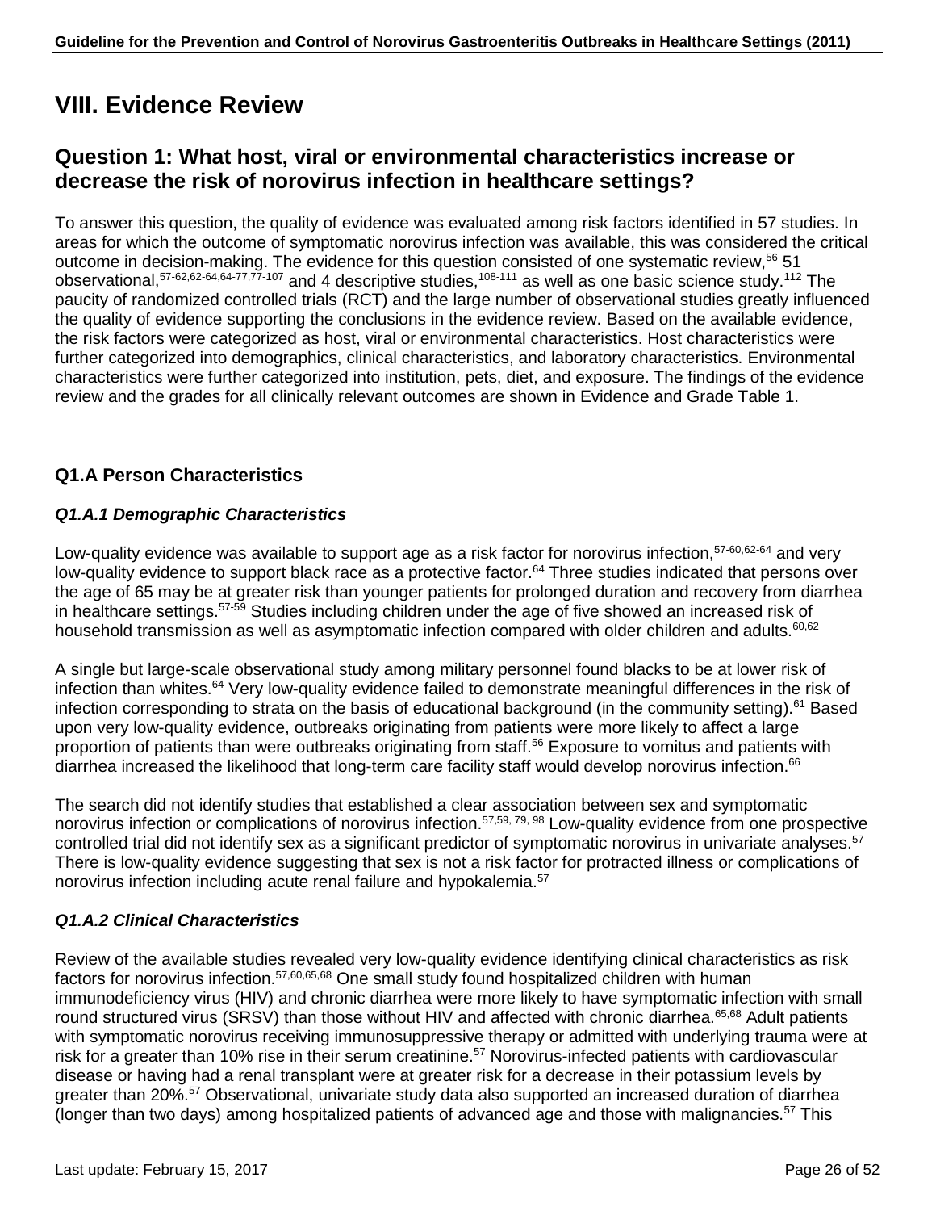# VIII. Evidence Review

## Question 1: What host, viral or environmental characteristics increase or decrease the risk of norovirus infection in healthcare settings?

To answer this question, the quality of evidence was evaluated among risk factors identified in 57 studies. In areas for which the outcome of symptomatic norovirus infection was available, this was considered the critical outcome in decision-making. The evidence for this question consisted of one systematic review,[56] 51 observational,[57-62,62-64,64-77,77-107] and 4 descriptive studies,[108-111] as well as one basic science study.[112] The paucity of randomized controlled trials (RCT) and the large number of observational studies greatly influenced the quality of evidence supporting the conclusions in the evidence review. Based on the available evidence, the risk factors were categorized as host, viral or environmental characteristics. Host characteristics were further categorized into demographics, clinical characteristics, and laboratory characteristics. Environmental characteristics were further categorized into institution, pets, diet, and exposure. The findings of the evidence review and the grades for all clinically relevant outcomes are shown in Evidence and Grade Table 1.

### Q1.A Person Characteristics

#### *Q1.A.1 Demographic Characteristics*

Low-quality evidence was available to support age as a risk factor for norovirus infection,[57-60,62-64] and very low-quality evidence to support black race as a protective factor.[64] Three studies indicated that persons over the age of 65 may be at greater risk than younger patients for prolonged duration and recovery from diarrhea in healthcare settings.[57-59] Studies including children under the age of five showed an increased risk of household transmission as well as asymptomatic infection compared with older children and adults.[60,62]

A single but large-scale observational study among military personnel found blacks to be at lower risk of infection than whites.[64] Very low-quality evidence failed to demonstrate meaningful differences in the risk of infection corresponding to strata on the basis of educational background (in the community setting).[61] Based upon very low-quality evidence, outbreaks originating from patients were more likely to affect a large proportion of patients than were outbreaks originating from staff.[56] Exposure to vomitus and patients with diarrhea increased the likelihood that long-term care facility staff would develop norovirus infection.[66]

The search did not identify studies that established a clear association between sex and symptomatic norovirus infection or complications of norovirus infection.[57,59, 79, 98] Low-quality evidence from one prospective controlled trial did not identify sex as a significant predictor of symptomatic norovirus in univariate analyses.[57] There is low-quality evidence suggesting that sex is not a risk factor for protracted illness or complications of norovirus infection including acute renal failure and hypokalemia.[57]

#### *Q1.A.2 Clinical Characteristics*

Review of the available studies revealed very low-quality evidence identifying clinical characteristics as risk factors for norovirus infection.[57,60,65,68] One small study found hospitalized children with human immunodeficiency virus (HIV) and chronic diarrhea were more likely to have symptomatic infection with small round structured virus (SRSV) than those without HIV and affected with chronic diarrhea.[65,68] Adult patients with symptomatic norovirus receiving immunosuppressive therapy or admitted with underlying trauma were at risk for a greater than 10% rise in their serum creatinine.[57] Norovirus-infected patients with cardiovascular disease or having had a renal transplant were at greater risk for a decrease in their potassium levels by greater than 20%.[57] Observational, univariate study data also supported an increased duration of diarrhea (longer than two days) among hospitalized patients of advanced age and those with malignancies.[57] This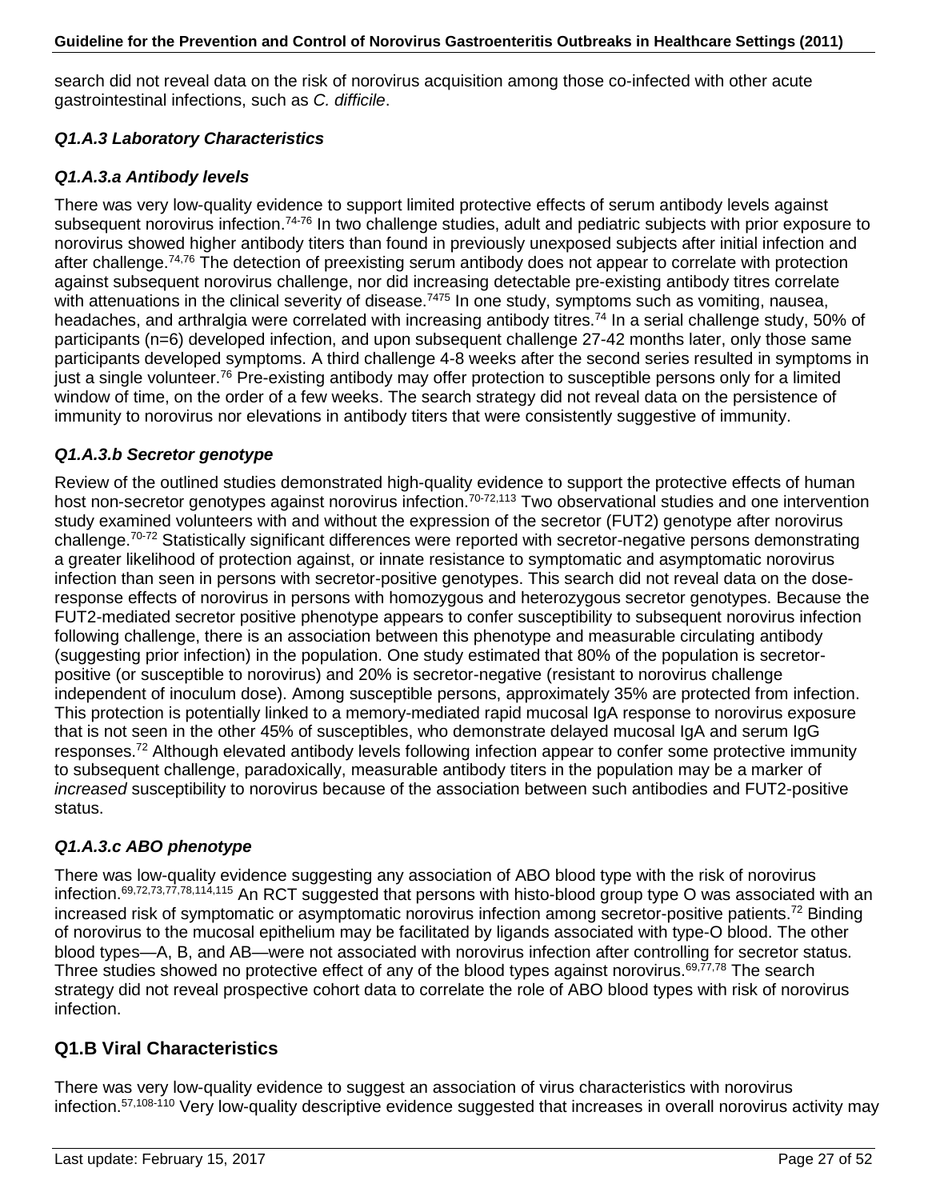search did not reveal data on the risk of norovirus acquisition among those co-infected with other acute gastrointestinal infections, such as *C. difficile*.

### *Q1.A.3 Laboratory Characteristics*

#### *Q1.A.3.a Antibody levels*

There was very low-quality evidence to support limited protective effects of serum antibody levels against subsequent norovirus infection.[74-76] In two challenge studies, adult and pediatric subjects with prior exposure to norovirus showed higher antibody titers than found in previously unexposed subjects after initial infection and after challenge.[74,76] The detection of preexisting serum antibody does not appear to correlate with protection against subsequent norovirus challenge, nor did increasing detectable pre-existing antibody titres correlate with attenuations in the clinical severity of disease.[7475] In one study, symptoms such as vomiting, nausea, headaches, and arthralgia were correlated with increasing antibody titres.[74] In a serial challenge study, 50% of participants (n=6) developed infection, and upon subsequent challenge 27-42 months later, only those same participants developed symptoms. A third challenge 4-8 weeks after the second series resulted in symptoms in just a single volunteer.[76] Pre-existing antibody may offer protection to susceptible persons only for a limited window of time, on the order of a few weeks. The search strategy did not reveal data on the persistence of immunity to norovirus nor elevations in antibody titers that were consistently suggestive of immunity.

#### *Q1.A.3.b Secretor genotype*

Review of the outlined studies demonstrated high-quality evidence to support the protective effects of human host non-secretor genotypes against norovirus infection.[70-72,113] Two observational studies and one intervention study examined volunteers with and without the expression of the secretor (FUT2) genotype after norovirus challenge.[70-72] Statistically significant differences were reported with secretor-negative persons demonstrating a greater likelihood of protection against, or innate resistance to symptomatic and asymptomatic norovirus infection than seen in persons with secretor-positive genotypes. This search did not reveal data on the dose-response effects of norovirus in persons with homozygous and heterozygous secretor genotypes. Because the FUT2-mediated secretor positive phenotype appears to confer susceptibility to subsequent norovirus infection following challenge, there is an association between this phenotype and measurable circulating antibody (suggesting prior infection) in the population. One study estimated that 80% of the population is secretor-positive (or susceptible to norovirus) and 20% is secretor-negative (resistant to norovirus challenge independent of inoculum dose). Among susceptible persons, approximately 35% are protected from infection. This protection is potentially linked to a memory-mediated rapid mucosal IgA response to norovirus exposure that is not seen in the other 45% of susceptibles, who demonstrate delayed mucosal IgA and serum IgG responses.[72] Although elevated antibody levels following infection appear to confer some protective immunity to subsequent challenge, paradoxically, measurable antibody titers in the population may be a marker of *increased* susceptibility to norovirus because of the association between such antibodies and FUT2-positive status.

#### *Q1.A.3.c ABO phenotype*

There was low-quality evidence suggesting any association of ABO blood type with the risk of norovirus infection.[69,72,73,77,78,114,115] An RCT suggested that persons with histo-blood group type O was associated with an increased risk of symptomatic or asymptomatic norovirus infection among secretor-positive patients.[72] Binding of norovirus to the mucosal epithelium may be facilitated by ligands associated with type-O blood. The other blood types—A, B, and AB—were not associated with norovirus infection after controlling for secretor status. Three studies showed no protective effect of any of the blood types against norovirus.[69,77,78] The search strategy did not reveal prospective cohort data to correlate the role of ABO blood types with risk of norovirus infection.

## Q1.B Viral Characteristics

There was very low-quality evidence to suggest an association of virus characteristics with norovirus infection.[57,108-110] Very low-quality descriptive evidence suggested that increases in overall norovirus activity may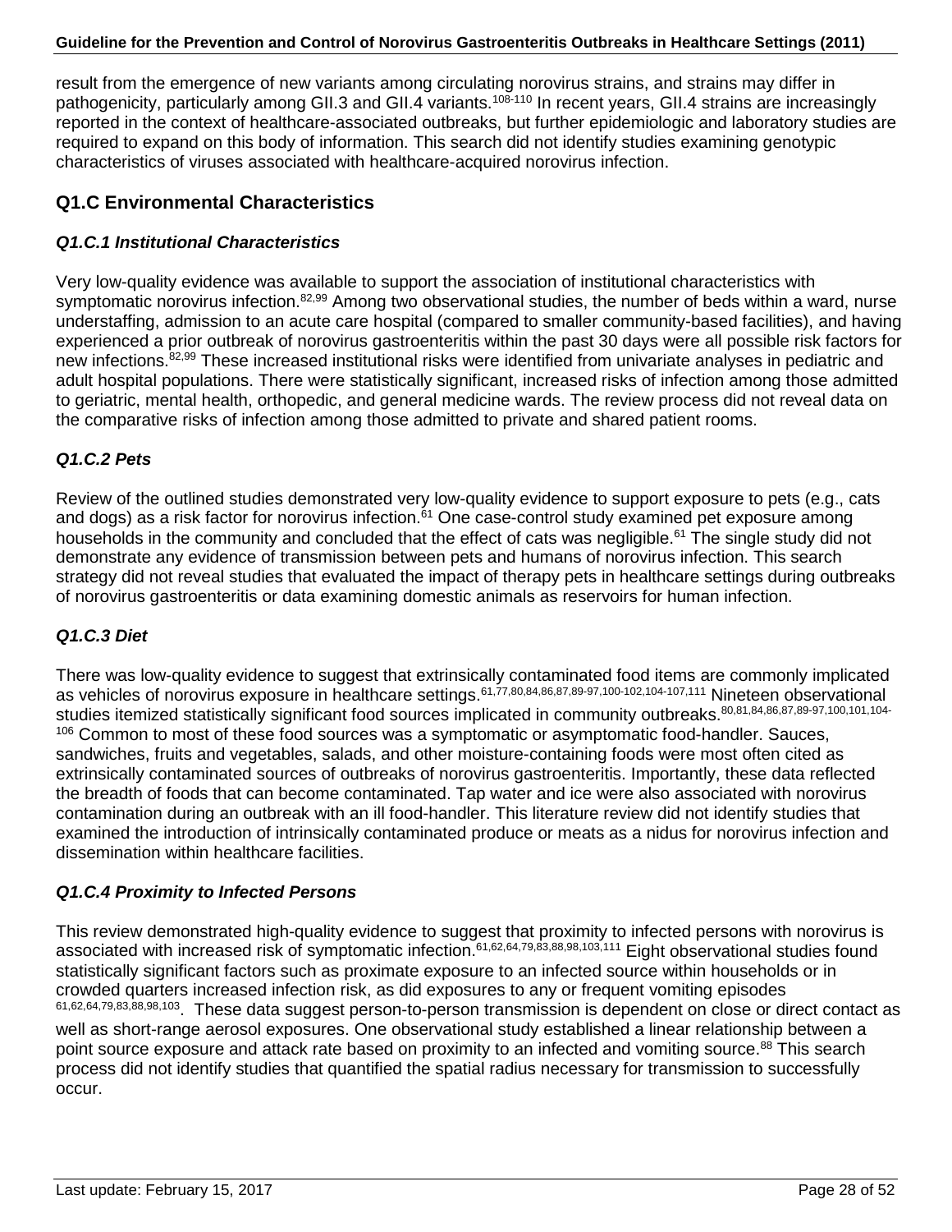result from the emergence of new variants among circulating norovirus strains, and strains may differ in pathogenicity, particularly among GII.3 and GII.4 variants.[108-110] In recent years, GII.4 strains are increasingly reported in the context of healthcare-associated outbreaks, but further epidemiologic and laboratory studies are required to expand on this body of information. This search did not identify studies examining genotypic characteristics of viruses associated with healthcare-acquired norovirus infection.

## Q1.C Environmental Characteristics

### *Q1.C.1 Institutional Characteristics*

Very low-quality evidence was available to support the association of institutional characteristics with symptomatic norovirus infection.[82,99] Among two observational studies, the number of beds within a ward, nurse understaffing, admission to an acute care hospital (compared to smaller community-based facilities), and having experienced a prior outbreak of norovirus gastroenteritis within the past 30 days were all possible risk factors for new infections.[82,99] These increased institutional risks were identified from univariate analyses in pediatric and adult hospital populations. There were statistically significant, increased risks of infection among those admitted to geriatric, mental health, orthopedic, and general medicine wards. The review process did not reveal data on the comparative risks of infection among those admitted to private and shared patient rooms.

### *Q1.C.2 Pets*

Review of the outlined studies demonstrated very low-quality evidence to support exposure to pets (e.g., cats and dogs) as a risk factor for norovirus infection.[61] One case-control study examined pet exposure among households in the community and concluded that the effect of cats was negligible.[61] The single study did not demonstrate any evidence of transmission between pets and humans of norovirus infection. This search strategy did not reveal studies that evaluated the impact of therapy pets in healthcare settings during outbreaks of norovirus gastroenteritis or data examining domestic animals as reservoirs for human infection.

### *Q1.C.3 Diet*

There was low-quality evidence to suggest that extrinsically contaminated food items are commonly implicated as vehicles of norovirus exposure in healthcare settings.[61,77,80,84,86,87,89-97,100-102,104-107,111] Nineteen observational studies itemized statistically significant food sources implicated in community outbreaks.[80,81,84,86,87,89-97,100,101,104-106] Common to most of these food sources was a symptomatic or asymptomatic food-handler. Sauces, sandwiches, fruits and vegetables, salads, and other moisture-containing foods were most often cited as extrinsically contaminated sources of outbreaks of norovirus gastroenteritis. Importantly, these data reflected the breadth of foods that can become contaminated. Tap water and ice were also associated with norovirus contamination during an outbreak with an ill food-handler. This literature review did not identify studies that examined the introduction of intrinsically contaminated produce or meats as a nidus for norovirus infection and dissemination within healthcare facilities.

### *Q1.C.4 Proximity to Infected Persons*

This review demonstrated high-quality evidence to suggest that proximity to infected persons with norovirus is associated with increased risk of symptomatic infection.[61,62,64,79,83,88,98,103,111] Eight observational studies found statistically significant factors such as proximate exposure to an infected source within households or in crowded quarters increased infection risk, as did exposures to any or frequent vomiting episodes [61,62,64,79,83,88,98,103]. These data suggest person-to-person transmission is dependent on close or direct contact as well as short-range aerosol exposures. One observational study established a linear relationship between a point source exposure and attack rate based on proximity to an infected and vomiting source.[88] This search process did not identify studies that quantified the spatial radius necessary for transmission to successfully occur.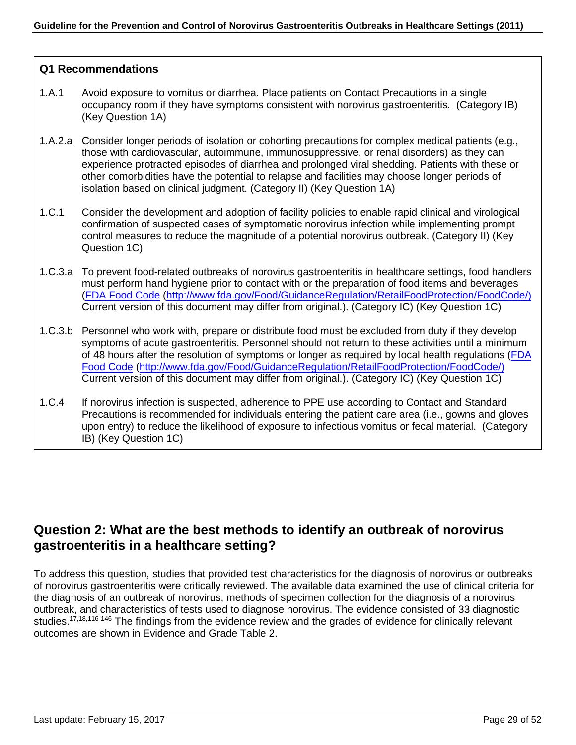### Q1 Recommendations

1.A.1 Avoid exposure to vomitus or diarrhea. Place patients on Contact Precautions in a single occupancy room if they have symptoms consistent with norovirus gastroenteritis. (Category IB) (Key Question 1A)

1.A.2.a Consider longer periods of isolation or cohorting precautions for complex medical patients (e.g., those with cardiovascular, autoimmune, immunosuppressive, or renal disorders) as they can experience protracted episodes of diarrhea and prolonged viral shedding. Patients with these or other comorbidities have the potential to relapse and facilities may choose longer periods of isolation based on clinical judgment. (Category II) (Key Question 1A)

1.C.1 Consider the development and adoption of facility policies to enable rapid clinical and virological confirmation of suspected cases of symptomatic norovirus infection while implementing prompt control measures to reduce the magnitude of a potential norovirus outbreak. (Category II) (Key Question 1C)

1.C.3.a To prevent food-related outbreaks of norovirus gastroenteritis in healthcare settings, food handlers must perform hand hygiene prior to contact with or the preparation of food items and beverages (FDA Food Code (http://www.fda.gov/Food/GuidanceRegulation/RetailFoodProtection/FoodCode/) Current version of this document may differ from original.). (Category IC) (Key Question 1C)

1.C.3.b Personnel who work with, prepare or distribute food must be excluded from duty if they develop symptoms of acute gastroenteritis. Personnel should not return to these activities until a minimum of 48 hours after the resolution of symptoms or longer as required by local health regulations (FDA Food Code (http://www.fda.gov/Food/GuidanceRegulation/RetailFoodProtection/FoodCode/) Current version of this document may differ from original.). (Category IC) (Key Question 1C)

1.C.4 If norovirus infection is suspected, adherence to PPE use according to Contact and Standard Precautions is recommended for individuals entering the patient care area (i.e., gowns and gloves upon entry) to reduce the likelihood of exposure to infectious vomitus or fecal material. (Category IB) (Key Question 1C)

## Question 2: What are the best methods to identify an outbreak of norovirus gastroenteritis in a healthcare setting?

To address this question, studies that provided test characteristics for the diagnosis of norovirus or outbreaks of norovirus gastroenteritis were critically reviewed. The available data examined the use of clinical criteria for the diagnosis of an outbreak of norovirus, methods of specimen collection for the diagnosis of a norovirus outbreak, and characteristics of tests used to diagnose norovirus. The evidence consisted of 33 diagnostic studies.[17,18,116-146] The findings from the evidence review and the grades of evidence for clinically relevant outcomes are shown in Evidence and Grade Table 2.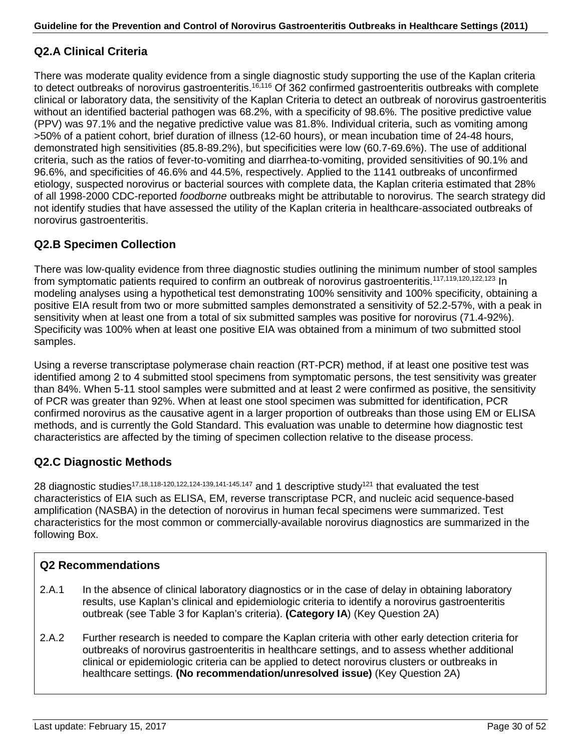## Q2.A Clinical Criteria

There was moderate quality evidence from a single diagnostic study supporting the use of the Kaplan criteria to detect outbreaks of norovirus gastroenteritis.[16,116] Of 362 confirmed gastroenteritis outbreaks with complete clinical or laboratory data, the sensitivity of the Kaplan Criteria to detect an outbreak of norovirus gastroenteritis without an identified bacterial pathogen was 68.2%, with a specificity of 98.6%. The positive predictive value (PPV) was 97.1% and the negative predictive value was 81.8%. Individual criteria, such as vomiting among >50% of a patient cohort, brief duration of illness (12-60 hours), or mean incubation time of 24-48 hours, demonstrated high sensitivities (85.8-89.2%), but specificities were low (60.7-69.6%). The use of additional criteria, such as the ratios of fever-to-vomiting and diarrhea-to-vomiting, provided sensitivities of 90.1% and 96.6%, and specificities of 46.6% and 44.5%, respectively. Applied to the 1141 outbreaks of unconfirmed etiology, suspected norovirus or bacterial sources with complete data, the Kaplan criteria estimated that 28% of all 1998-2000 CDC-reported *foodborne* outbreaks might be attributable to norovirus. The search strategy did not identify studies that have assessed the utility of the Kaplan criteria in healthcare-associated outbreaks of norovirus gastroenteritis.

## Q2.B Specimen Collection

There was low-quality evidence from three diagnostic studies outlining the minimum number of stool samples from symptomatic patients required to confirm an outbreak of norovirus gastroenteritis.[117,119,120,122,123] In modeling analyses using a hypothetical test demonstrating 100% sensitivity and 100% specificity, obtaining a positive EIA result from two or more submitted samples demonstrated a sensitivity of 52.2-57%, with a peak in sensitivity when at least one from a total of six submitted samples was positive for norovirus (71.4-92%). Specificity was 100% when at least one positive EIA was obtained from a minimum of two submitted stool samples.

Using a reverse transcriptase polymerase chain reaction (RT-PCR) method, if at least one positive test was identified among 2 to 4 submitted stool specimens from symptomatic persons, the test sensitivity was greater than 84%. When 5-11 stool samples were submitted and at least 2 were confirmed as positive, the sensitivity of PCR was greater than 92%. When at least one stool specimen was submitted for identification, PCR confirmed norovirus as the causative agent in a larger proportion of outbreaks than those using EM or ELISA methods, and is currently the Gold Standard. This evaluation was unable to determine how diagnostic test characteristics are affected by the timing of specimen collection relative to the disease process.

## Q2.C Diagnostic Methods

28 diagnostic studies[17,18,118-120,122,124-139,141-145,147] and 1 descriptive study[121] that evaluated the test characteristics of EIA such as ELISA, EM, reverse transcriptase PCR, and nucleic acid sequence-based amplification (NASBA) in the detection of norovirus in human fecal specimens were summarized. Test characteristics for the most common or commercially-available norovirus diagnostics are summarized in the following Box.

### Q2 Recommendations

2.A.1 In the absence of clinical laboratory diagnostics or in the case of delay in obtaining laboratory results, use Kaplan's clinical and epidemiologic criteria to identify a norovirus gastroenteritis outbreak (see Table 3 for Kaplan's criteria). **(Category IA**) (Key Question 2A)

2.A.2 Further research is needed to compare the Kaplan criteria with other early detection criteria for outbreaks of norovirus gastroenteritis in healthcare settings, and to assess whether additional clinical or epidemiologic criteria can be applied to detect norovirus clusters or outbreaks in healthcare settings. **(No recommendation/unresolved issue)** (Key Question 2A)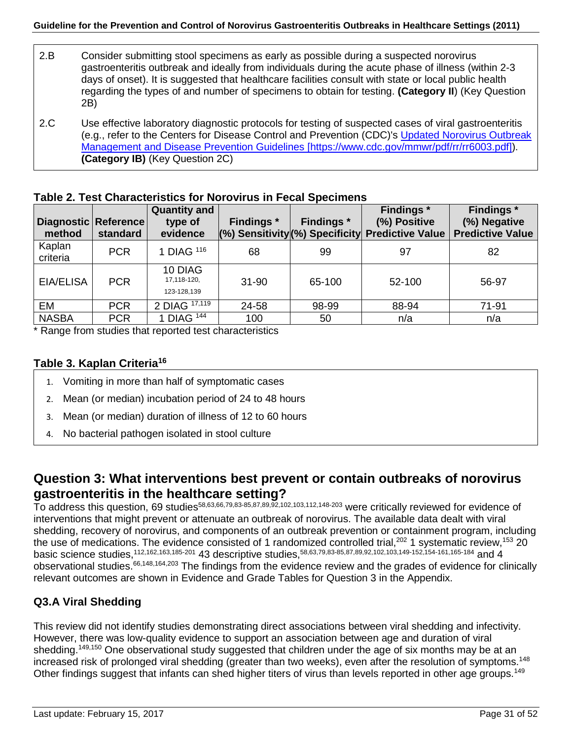| | |
|---|---|
| 2.B | Consider submitting stool specimens as early as possible during a suspected norovirus gastroenteritis outbreak and ideally from individuals during the acute phase of illness (within 2-3 days of onset). It is suggested that healthcare facilities consult with state or local public health regarding the types of and number of specimens to obtain for testing. **(Category II**) (Key Question 2B) |
| 2.C | Use effective laboratory diagnostic protocols for testing of suspected cases of viral gastroenteritis (e.g., refer to the Centers for Disease Control and Prevention (CDC)'s [Updated Norovirus Outbreak Management and Disease Prevention Guidelines [https://www.cdc.gov/mmwr/pdf/rr/rr6003.pdf]](https://www.cdc.gov/mmwr/pdf/rr/rr6003.pdf)). **(Category IB)** (Key Question 2C) |

**Table 2. Test Characteristics for Norovirus in Fecal Specimens**

| Diagnostic method | Reference standard | Quantity and type of evidence | Findings * (%) Sensitivity | Findings * (%) Specificity | Findings * (%) Positive Predictive Value | Findings * (%) Negative Predictive Value |
|---|---|---|---|---|---|---|
| Kaplan criteria | PCR | 1 DIAG [116] | 68 | 99 | 97 | 82 |
| EIA/ELISA | PCR | 10 DIAG [17,118-120, 123-128,139] | 31-90 | 65-100 | 52-100 | 56-97 |
| EM | PCR | 2 DIAG [17,119] | 24-58 | 98-99 | 88-94 | 71-91 |
| NASBA | PCR | 1 DIAG [144] | 100 | 50 | n/a | n/a |

* Range from studies that reported test characteristics

**Table 3. Kaplan Criteria[16]**

1. Vomiting in more than half of symptomatic cases
2. Mean (or median) incubation period of 24 to 48 hours
3. Mean (or median) duration of illness of 12 to 60 hours
4. No bacterial pathogen isolated in stool culture

## Question 3: What interventions best prevent or contain outbreaks of norovirus gastroenteritis in the healthcare setting?

To address this question, 69 studies[58,63,66,79,83-85,87,89,92,102,103,112,148-203] were critically reviewed for evidence of interventions that might prevent or attenuate an outbreak of norovirus. The available data dealt with viral shedding, recovery of norovirus, and components of an outbreak prevention or containment program, including the use of medications. The evidence consisted of 1 randomized controlled trial,[202] 1 systematic review,[153] 20 basic science studies,[112,162,163,185-201] 43 descriptive studies,[58,63,79,83-85,87,89,92,102,103,149-152,154-161,165-184] and 4 observational studies.[66,148,164,203] The findings from the evidence review and the grades of evidence for clinically relevant outcomes are shown in Evidence and Grade Tables for Question 3 in the Appendix.

### Q3.A Viral Shedding

This review did not identify studies demonstrating direct associations between viral shedding and infectivity. However, there was low-quality evidence to support an association between age and duration of viral shedding.[149,150] One observational study suggested that children under the age of six months may be at an increased risk of prolonged viral shedding (greater than two weeks), even after the resolution of symptoms.[148] Other findings suggest that infants can shed higher titers of virus than levels reported in other age groups.[149]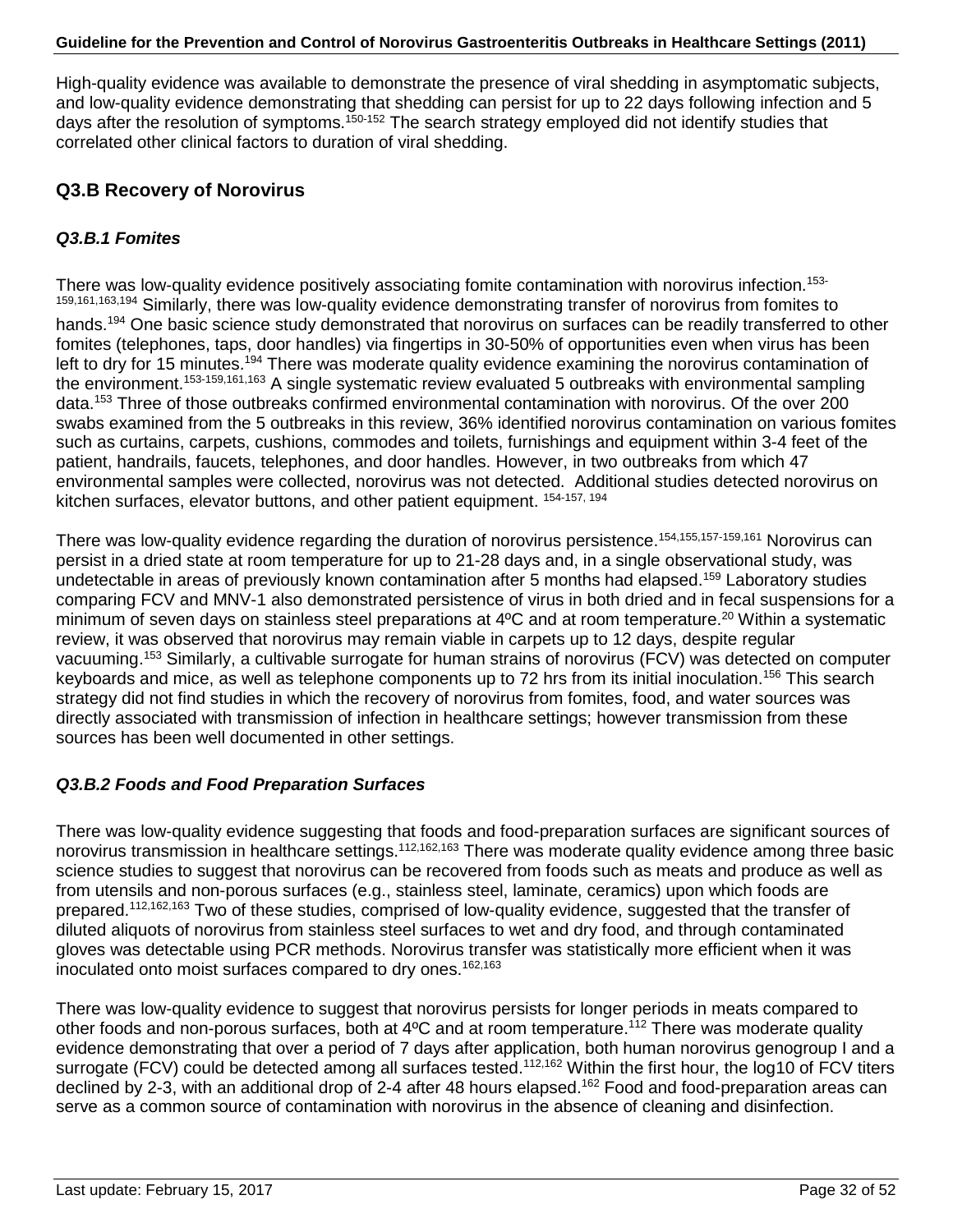High-quality evidence was available to demonstrate the presence of viral shedding in asymptomatic subjects, and low-quality evidence demonstrating that shedding can persist for up to 22 days following infection and 5 days after the resolution of symptoms.[150-152] The search strategy employed did not identify studies that correlated other clinical factors to duration of viral shedding.

## Q3.B Recovery of Norovirus

### *Q3.B.1 Fomites*

There was low-quality evidence positively associating fomite contamination with norovirus infection.[153-159,161,163,194] Similarly, there was low-quality evidence demonstrating transfer of norovirus from fomites to hands.[194] One basic science study demonstrated that norovirus on surfaces can be readily transferred to other fomites (telephones, taps, door handles) via fingertips in 30-50% of opportunities even when virus has been left to dry for 15 minutes.[194] There was moderate quality evidence examining the norovirus contamination of the environment.[153-159,161,163] A single systematic review evaluated 5 outbreaks with environmental sampling data.[153] Three of those outbreaks confirmed environmental contamination with norovirus. Of the over 200 swabs examined from the 5 outbreaks in this review, 36% identified norovirus contamination on various fomites such as curtains, carpets, cushions, commodes and toilets, furnishings and equipment within 3-4 feet of the patient, handrails, faucets, telephones, and door handles. However, in two outbreaks from which 47 environmental samples were collected, norovirus was not detected. Additional studies detected norovirus on kitchen surfaces, elevator buttons, and other patient equipment. [154-157, 194]

There was low-quality evidence regarding the duration of norovirus persistence.[154,155,157-159,161] Norovirus can persist in a dried state at room temperature for up to 21-28 days and, in a single observational study, was undetectable in areas of previously known contamination after 5 months had elapsed.[159] Laboratory studies comparing FCV and MNV-1 also demonstrated persistence of virus in both dried and in fecal suspensions for a minimum of seven days on stainless steel preparations at 4ºC and at room temperature.[20] Within a systematic review, it was observed that norovirus may remain viable in carpets up to 12 days, despite regular vacuuming.[153] Similarly, a cultivable surrogate for human strains of norovirus (FCV) was detected on computer keyboards and mice, as well as telephone components up to 72 hrs from its initial inoculation.[156] This search strategy did not find studies in which the recovery of norovirus from fomites, food, and water sources was directly associated with transmission of infection in healthcare settings; however transmission from these sources has been well documented in other settings.

### *Q3.B.2 Foods and Food Preparation Surfaces*

There was low-quality evidence suggesting that foods and food-preparation surfaces are significant sources of norovirus transmission in healthcare settings.[112,162,163] There was moderate quality evidence among three basic science studies to suggest that norovirus can be recovered from foods such as meats and produce as well as from utensils and non-porous surfaces (e.g., stainless steel, laminate, ceramics) upon which foods are prepared.[112,162,163] Two of these studies, comprised of low-quality evidence, suggested that the transfer of diluted aliquots of norovirus from stainless steel surfaces to wet and dry food, and through contaminated gloves was detectable using PCR methods. Norovirus transfer was statistically more efficient when it was inoculated onto moist surfaces compared to dry ones.[162,163]

There was low-quality evidence to suggest that norovirus persists for longer periods in meats compared to other foods and non-porous surfaces, both at 4ºC and at room temperature.[112] There was moderate quality evidence demonstrating that over a period of 7 days after application, both human norovirus genogroup I and a surrogate (FCV) could be detected among all surfaces tested.[112,162] Within the first hour, the $\log_{10}$ of FCV titers declined by 2-3, with an additional drop of 2-4 after 48 hours elapsed.[162] Food and food-preparation areas can serve as a common source of contamination with norovirus in the absence of cleaning and disinfection.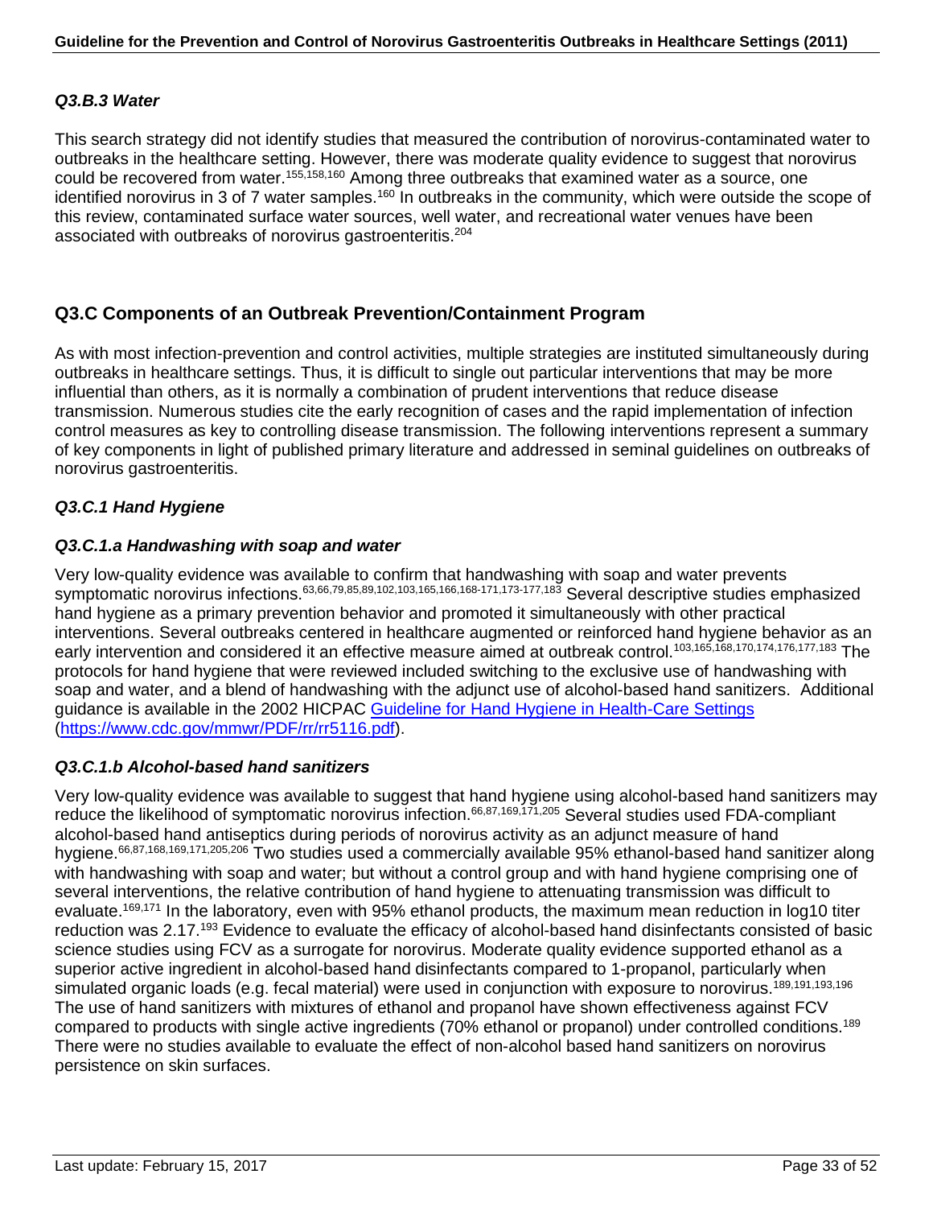### *Q3.B.3 Water*

This search strategy did not identify studies that measured the contribution of norovirus-contaminated water to outbreaks in the healthcare setting. However, there was moderate quality evidence to suggest that norovirus could be recovered from water.[155,158,160] Among three outbreaks that examined water as a source, one identified norovirus in 3 of 7 water samples.[160] In outbreaks in the community, which were outside the scope of this review, contaminated surface water sources, well water, and recreational water venues have been associated with outbreaks of norovirus gastroenteritis.[204]

## Q3.C Components of an Outbreak Prevention/Containment Program

As with most infection-prevention and control activities, multiple strategies are instituted simultaneously during outbreaks in healthcare settings. Thus, it is difficult to single out particular interventions that may be more influential than others, as it is normally a combination of prudent interventions that reduce disease transmission. Numerous studies cite the early recognition of cases and the rapid implementation of infection control measures as key to controlling disease transmission. The following interventions represent a summary of key components in light of published primary literature and addressed in seminal guidelines on outbreaks of norovirus gastroenteritis.

### *Q3.C.1 Hand Hygiene*

### *Q3.C.1.a Handwashing with soap and water*

Very low-quality evidence was available to confirm that handwashing with soap and water prevents symptomatic norovirus infections.[63,66,79,85,89,102,103,165,166,168-171,173-177,183] Several descriptive studies emphasized hand hygiene as a primary prevention behavior and promoted it simultaneously with other practical interventions. Several outbreaks centered in healthcare augmented or reinforced hand hygiene behavior as an early intervention and considered it an effective measure aimed at outbreak control.[103,165,168,170,174,176,177,183] The protocols for hand hygiene that were reviewed included switching to the exclusive use of handwashing with soap and water, and a blend of handwashing with the adjunct use of alcohol-based hand sanitizers. Additional guidance is available in the 2002 HICPAC [Guideline for Hand Hygiene in Health-Care Settings](https://www.cdc.gov/mmwr/PDF/rr/rr5116.pdf) (https://www.cdc.gov/mmwr/PDF/rr/rr5116.pdf).

### *Q3.C.1.b Alcohol-based hand sanitizers*

Very low-quality evidence was available to suggest that hand hygiene using alcohol-based hand sanitizers may reduce the likelihood of symptomatic norovirus infection.[66,87,169,171,205] Several studies used FDA-compliant alcohol-based hand antiseptics during periods of norovirus activity as an adjunct measure of hand hygiene.[66,87,168,169,171,205,206] Two studies used a commercially available 95% ethanol-based hand sanitizer along with handwashing with soap and water; but without a control group and with hand hygiene comprising one of several interventions, the relative contribution of hand hygiene to attenuating transmission was difficult to evaluate.[169,171] In the laboratory, even with 95% ethanol products, the maximum mean reduction in log10 titer reduction was 2.17.[193] Evidence to evaluate the efficacy of alcohol-based hand disinfectants consisted of basic science studies using FCV as a surrogate for norovirus. Moderate quality evidence supported ethanol as a superior active ingredient in alcohol-based hand disinfectants compared to 1-propanol, particularly when simulated organic loads (e.g. fecal material) were used in conjunction with exposure to norovirus.[189,191,193,196] The use of hand sanitizers with mixtures of ethanol and propanol have shown effectiveness against FCV compared to products with single active ingredients (70% ethanol or propanol) under controlled conditions.[189] There were no studies available to evaluate the effect of non-alcohol based hand sanitizers on norovirus persistence on skin surfaces.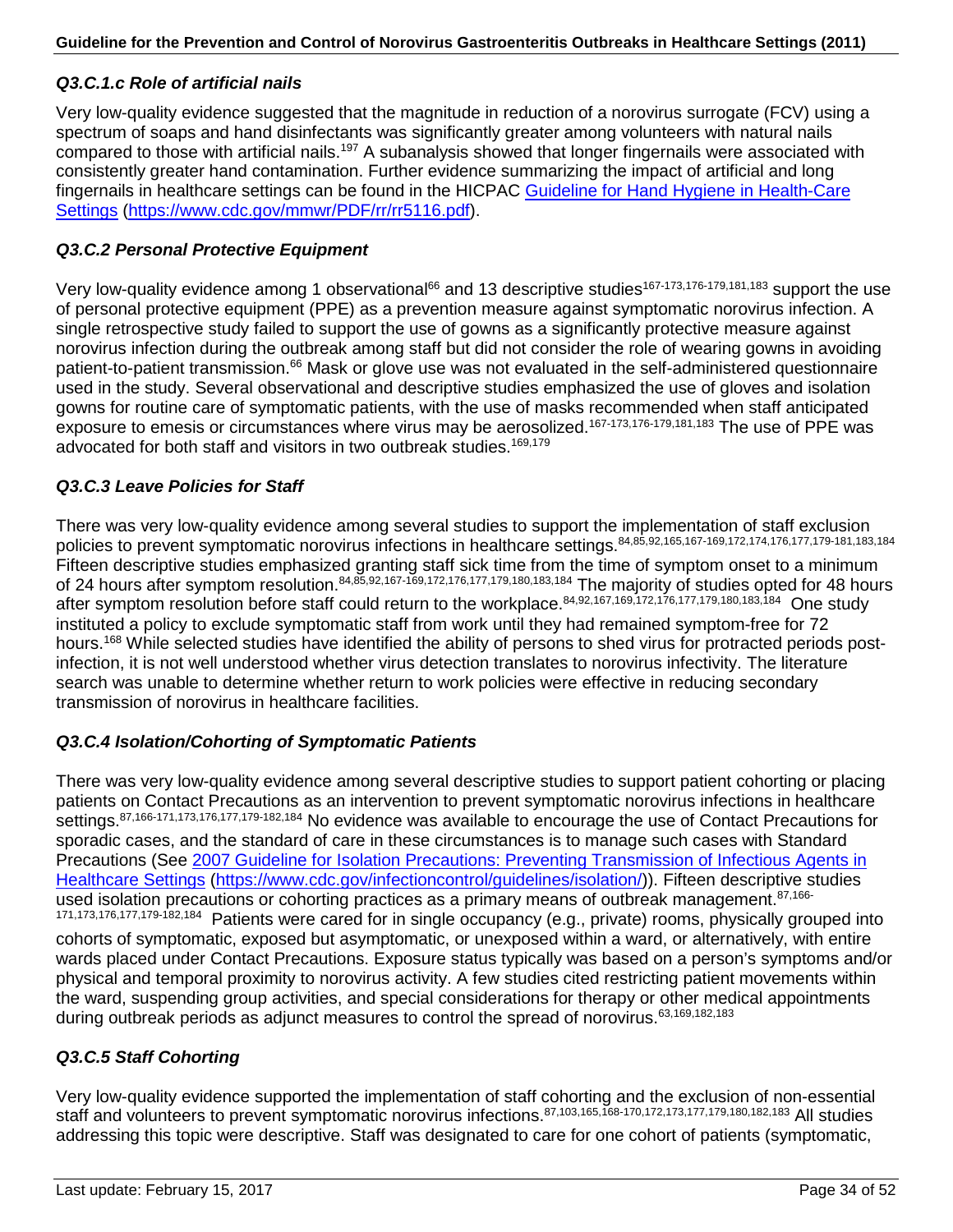### *Q3.C.1.c Role of artificial nails*

Very low-quality evidence suggested that the magnitude in reduction of a norovirus surrogate (FCV) using a spectrum of soaps and hand disinfectants was significantly greater among volunteers with natural nails compared to those with artificial nails.[197] A subanalysis showed that longer fingernails were associated with consistently greater hand contamination. Further evidence summarizing the impact of artificial and long fingernails in healthcare settings can be found in the HICPAC Guideline for Hand Hygiene in Health-Care Settings (https://www.cdc.gov/mmwr/PDF/rr/rr5116.pdf).

### *Q3.C.2 Personal Protective Equipment*

Very low-quality evidence among 1 observational[66] and 13 descriptive studies[167-173,176-179,181,183] support the use of personal protective equipment (PPE) as a prevention measure against symptomatic norovirus infection. A single retrospective study failed to support the use of gowns as a significantly protective measure against norovirus infection during the outbreak among staff but did not consider the role of wearing gowns in avoiding patient-to-patient transmission.[66] Mask or glove use was not evaluated in the self-administered questionnaire used in the study. Several observational and descriptive studies emphasized the use of gloves and isolation gowns for routine care of symptomatic patients, with the use of masks recommended when staff anticipated exposure to emesis or circumstances where virus may be aerosolized.[167-173,176-179,181,183] The use of PPE was advocated for both staff and visitors in two outbreak studies.[169,179]

### *Q3.C.3 Leave Policies for Staff*

There was very low-quality evidence among several studies to support the implementation of staff exclusion policies to prevent symptomatic norovirus infections in healthcare settings.[84,85,92,165,167-169,172,174,176,177,179-181,183,184] Fifteen descriptive studies emphasized granting staff sick time from the time of symptom onset to a minimum of 24 hours after symptom resolution.[84,85,92,167-169,172,176,177,179,180,183,184] The majority of studies opted for 48 hours after symptom resolution before staff could return to the workplace.[84,92,167,169,172,176,177,179,180,183,184] One study instituted a policy to exclude symptomatic staff from work until they had remained symptom-free for 72 hours.[168] While selected studies have identified the ability of persons to shed virus for protracted periods post-infection, it is not well understood whether virus detection translates to norovirus infectivity. The literature search was unable to determine whether return to work policies were effective in reducing secondary transmission of norovirus in healthcare facilities.

### *Q3.C.4 Isolation/Cohorting of Symptomatic Patients*

There was very low-quality evidence among several descriptive studies to support patient cohorting or placing patients on Contact Precautions as an intervention to prevent symptomatic norovirus infections in healthcare settings.[87,166-171,173,176,177,179-182,184] No evidence was available to encourage the use of Contact Precautions for sporadic cases, and the standard of care in these circumstances is to manage such cases with Standard Precautions (See 2007 Guideline for Isolation Precautions: Preventing Transmission of Infectious Agents in Healthcare Settings (https://www.cdc.gov/infectioncontrol/guidelines/isolation/)). Fifteen descriptive studies used isolation precautions or cohorting practices as a primary means of outbreak management.[87,166-171,173,176,177,179-182,184] Patients were cared for in single occupancy (e.g., private) rooms, physically grouped into cohorts of symptomatic, exposed but asymptomatic, or unexposed within a ward, or alternatively, with entire wards placed under Contact Precautions. Exposure status typically was based on a person's symptoms and/or physical and temporal proximity to norovirus activity. A few studies cited restricting patient movements within the ward, suspending group activities, and special considerations for therapy or other medical appointments during outbreak periods as adjunct measures to control the spread of norovirus.[63,169,182,183]

### *Q3.C.5 Staff Cohorting*

Very low-quality evidence supported the implementation of staff cohorting and the exclusion of non-essential staff and volunteers to prevent symptomatic norovirus infections.[87,103,165,168-170,172,173,177,179,180,182,183] All studies addressing this topic were descriptive. Staff was designated to care for one cohort of patients (symptomatic,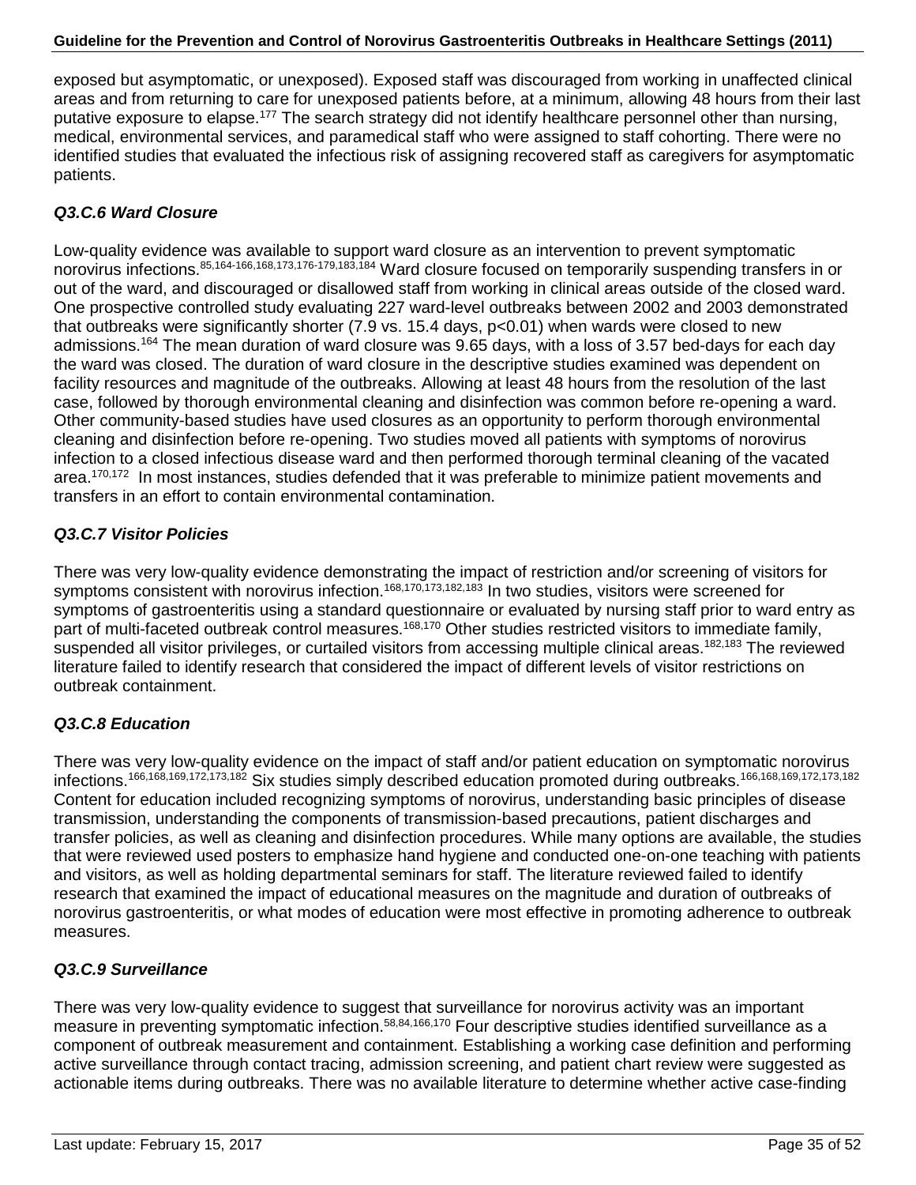exposed but asymptomatic, or unexposed). Exposed staff was discouraged from working in unaffected clinical areas and from returning to care for unexposed patients before, at a minimum, allowing 48 hours from their last putative exposure to elapse.[177] The search strategy did not identify healthcare personnel other than nursing, medical, environmental services, and paramedical staff who were assigned to staff cohorting. There were no identified studies that evaluated the infectious risk of assigning recovered staff as caregivers for asymptomatic patients.

### *Q3.C.6 Ward Closure*

Low-quality evidence was available to support ward closure as an intervention to prevent symptomatic norovirus infections.[85,164-166,168,173,176-179,183,184] Ward closure focused on temporarily suspending transfers in or out of the ward, and discouraged or disallowed staff from working in clinical areas outside of the closed ward. One prospective controlled study evaluating 227 ward-level outbreaks between 2002 and 2003 demonstrated that outbreaks were significantly shorter (7.9 vs. 15.4 days, $p<0.01$) when wards were closed to new admissions.[164] The mean duration of ward closure was 9.65 days, with a loss of 3.57 bed-days for each day the ward was closed. The duration of ward closure in the descriptive studies examined was dependent on facility resources and magnitude of the outbreaks. Allowing at least 48 hours from the resolution of the last case, followed by thorough environmental cleaning and disinfection was common before re-opening a ward. Other community-based studies have used closures as an opportunity to perform thorough environmental cleaning and disinfection before re-opening. Two studies moved all patients with symptoms of norovirus infection to a closed infectious disease ward and then performed thorough terminal cleaning of the vacated area.[170,172] In most instances, studies defended that it was preferable to minimize patient movements and transfers in an effort to contain environmental contamination.

### *Q3.C.7 Visitor Policies*

There was very low-quality evidence demonstrating the impact of restriction and/or screening of visitors for symptoms consistent with norovirus infection.[168,170,173,182,183] In two studies, visitors were screened for symptoms of gastroenteritis using a standard questionnaire or evaluated by nursing staff prior to ward entry as part of multi-faceted outbreak control measures.[168,170] Other studies restricted visitors to immediate family, suspended all visitor privileges, or curtailed visitors from accessing multiple clinical areas.[182,183] The reviewed literature failed to identify research that considered the impact of different levels of visitor restrictions on outbreak containment.

### *Q3.C.8 Education*

There was very low-quality evidence on the impact of staff and/or patient education on symptomatic norovirus infections.[166,168,169,172,173,182] Six studies simply described education promoted during outbreaks.[166,168,169,172,173,182] Content for education included recognizing symptoms of norovirus, understanding basic principles of disease transmission, understanding the components of transmission-based precautions, patient discharges and transfer policies, as well as cleaning and disinfection procedures. While many options are available, the studies that were reviewed used posters to emphasize hand hygiene and conducted one-on-one teaching with patients and visitors, as well as holding departmental seminars for staff. The literature reviewed failed to identify research that examined the impact of educational measures on the magnitude and duration of outbreaks of norovirus gastroenteritis, or what modes of education were most effective in promoting adherence to outbreak measures.

### *Q3.C.9 Surveillance*

There was very low-quality evidence to suggest that surveillance for norovirus activity was an important measure in preventing symptomatic infection.[58,84,166,170] Four descriptive studies identified surveillance as a component of outbreak measurement and containment. Establishing a working case definition and performing active surveillance through contact tracing, admission screening, and patient chart review were suggested as actionable items during outbreaks. There was no available literature to determine whether active case-finding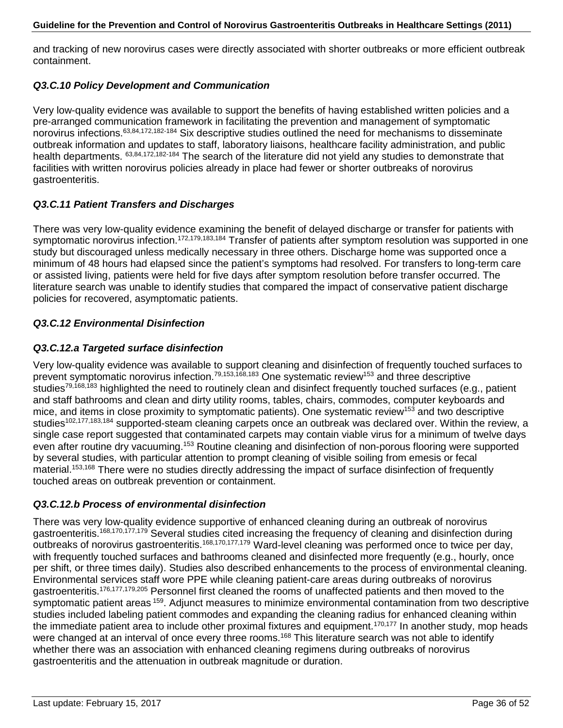and tracking of new norovirus cases were directly associated with shorter outbreaks or more efficient outbreak containment.

### *Q3.C.10 Policy Development and Communication*

Very low-quality evidence was available to support the benefits of having established written policies and a pre-arranged communication framework in facilitating the prevention and management of symptomatic norovirus infections.[63,84,172,182-184] Six descriptive studies outlined the need for mechanisms to disseminate outbreak information and updates to staff, laboratory liaisons, healthcare facility administration, and public health departments. [63,84,172,182-184] The search of the literature did not yield any studies to demonstrate that facilities with written norovirus policies already in place had fewer or shorter outbreaks of norovirus gastroenteritis.

### *Q3.C.11 Patient Transfers and Discharges*

There was very low-quality evidence examining the benefit of delayed discharge or transfer for patients with symptomatic norovirus infection.[172,179,183,184] Transfer of patients after symptom resolution was supported in one study but discouraged unless medically necessary in three others. Discharge home was supported once a minimum of 48 hours had elapsed since the patient's symptoms had resolved. For transfers to long-term care or assisted living, patients were held for five days after symptom resolution before transfer occurred. The literature search was unable to identify studies that compared the impact of conservative patient discharge policies for recovered, asymptomatic patients.

### *Q3.C.12 Environmental Disinfection*

#### *Q3.C.12.a Targeted surface disinfection*

Very low-quality evidence was available to support cleaning and disinfection of frequently touched surfaces to prevent symptomatic norovirus infection.[79,153,168,183] One systematic review[153] and three descriptive studies[79,168,183] highlighted the need to routinely clean and disinfect frequently touched surfaces (e.g., patient and staff bathrooms and clean and dirty utility rooms, tables, chairs, commodes, computer keyboards and mice, and items in close proximity to symptomatic patients). One systematic review[153] and two descriptive studies[102,177,183,184] supported-steam cleaning carpets once an outbreak was declared over. Within the review, a single case report suggested that contaminated carpets may contain viable virus for a minimum of twelve days even after routine dry vacuuming.[153] Routine cleaning and disinfection of non-porous flooring were supported by several studies, with particular attention to prompt cleaning of visible soiling from emesis or fecal material.[153,168] There were no studies directly addressing the impact of surface disinfection of frequently touched areas on outbreak prevention or containment.

#### *Q3.C.12.b Process of environmental disinfection*

There was very low-quality evidence supportive of enhanced cleaning during an outbreak of norovirus gastroenteritis.[168,170,177,179] Several studies cited increasing the frequency of cleaning and disinfection during outbreaks of norovirus gastroenteritis.[168,170,177,179] Ward-level cleaning was performed once to twice per day, with frequently touched surfaces and bathrooms cleaned and disinfected more frequently (e.g., hourly, once per shift, or three times daily). Studies also described enhancements to the process of environmental cleaning. Environmental services staff wore PPE while cleaning patient-care areas during outbreaks of norovirus gastroenteritis.[176,177,179,205] Personnel first cleaned the rooms of unaffected patients and then moved to the symptomatic patient areas [159]. Adjunct measures to minimize environmental contamination from two descriptive studies included labeling patient commodes and expanding the cleaning radius for enhanced cleaning within the immediate patient area to include other proximal fixtures and equipment.[170,177] In another study, mop heads were changed at an interval of once every three rooms.[168] This literature search was not able to identify whether there was an association with enhanced cleaning regimens during outbreaks of norovirus gastroenteritis and the attenuation in outbreak magnitude or duration.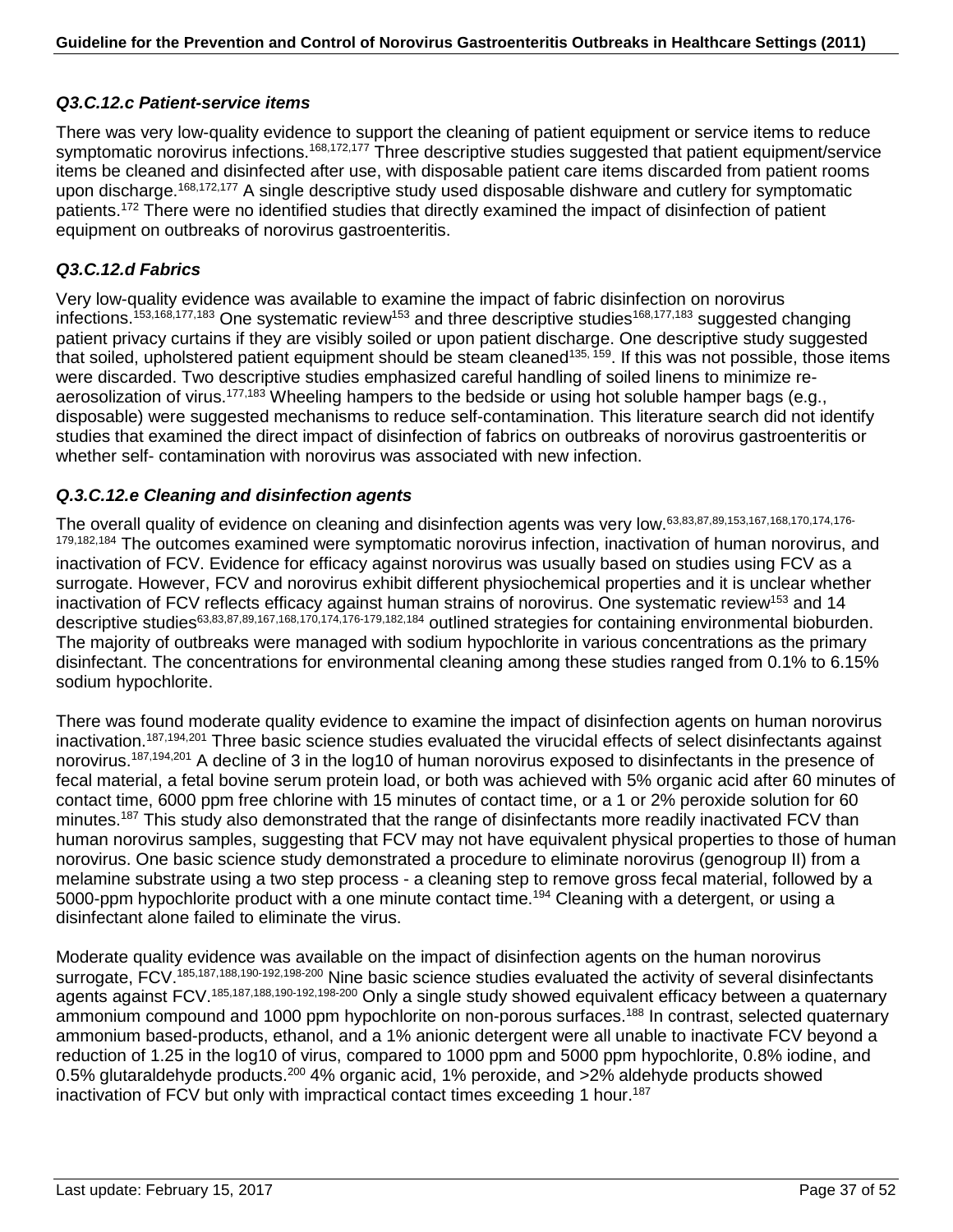### *Q3.C.12.c Patient-service items*

There was very low-quality evidence to support the cleaning of patient equipment or service items to reduce symptomatic norovirus infections.[168,172,177] Three descriptive studies suggested that patient equipment/service items be cleaned and disinfected after use, with disposable patient care items discarded from patient rooms upon discharge.[168,172,177] A single descriptive study used disposable dishware and cutlery for symptomatic patients.[172] There were no identified studies that directly examined the impact of disinfection of patient equipment on outbreaks of norovirus gastroenteritis.

### *Q3.C.12.d Fabrics*

Very low-quality evidence was available to examine the impact of fabric disinfection on norovirus infections.[153,168,177,183] One systematic review[153] and three descriptive studies[168,177,183] suggested changing patient privacy curtains if they are visibly soiled or upon patient discharge. One descriptive study suggested that soiled, upholstered patient equipment should be steam cleaned[135, 159]. If this was not possible, those items were discarded. Two descriptive studies emphasized careful handling of soiled linens to minimize re-aerosolization of virus.[177,183] Wheeling hampers to the bedside or using hot soluble hamper bags (e.g., disposable) were suggested mechanisms to reduce self-contamination. This literature search did not identify studies that examined the direct impact of disinfection of fabrics on outbreaks of norovirus gastroenteritis or whether self- contamination with norovirus was associated with new infection.

### *Q.3.C.12.e Cleaning and disinfection agents*

The overall quality of evidence on cleaning and disinfection agents was very low.[63,83,87,89,153,167,168,170,174,176-179,182,184] The outcomes examined were symptomatic norovirus infection, inactivation of human norovirus, and inactivation of FCV. Evidence for efficacy against norovirus was usually based on studies using FCV as a surrogate. However, FCV and norovirus exhibit different physiochemical properties and it is unclear whether inactivation of FCV reflects efficacy against human strains of norovirus. One systematic review[153] and 14 descriptive studies[63,83,87,89,167,168,170,174,176-179,182,184] outlined strategies for containing environmental bioburden. The majority of outbreaks were managed with sodium hypochlorite in various concentrations as the primary disinfectant. The concentrations for environmental cleaning among these studies ranged from 0.1% to 6.15% sodium hypochlorite.

There was found moderate quality evidence to examine the impact of disinfection agents on human norovirus inactivation.[187,194,201] Three basic science studies evaluated the virucidal effects of select disinfectants against norovirus.[187,194,201] A decline of 3 in the log10 of human norovirus exposed to disinfectants in the presence of fecal material, a fetal bovine serum protein load, or both was achieved with 5% organic acid after 60 minutes of contact time, 6000 ppm free chlorine with 15 minutes of contact time, or a 1 or 2% peroxide solution for 60 minutes.[187] This study also demonstrated that the range of disinfectants more readily inactivated FCV than human norovirus samples, suggesting that FCV may not have equivalent physical properties to those of human norovirus. One basic science study demonstrated a procedure to eliminate norovirus (genogroup II) from a melamine substrate using a two step process - a cleaning step to remove gross fecal material, followed by a 5000-ppm hypochlorite product with a one minute contact time.[194] Cleaning with a detergent, or using a disinfectant alone failed to eliminate the virus.

Moderate quality evidence was available on the impact of disinfection agents on the human norovirus surrogate, FCV.[185,187,188,190-192,198-200] Nine basic science studies evaluated the activity of several disinfectants agents against FCV.[185,187,188,190-192,198-200] Only a single study showed equivalent efficacy between a quaternary ammonium compound and 1000 ppm hypochlorite on non-porous surfaces.[188] In contrast, selected quaternary ammonium based-products, ethanol, and a 1% anionic detergent were all unable to inactivate FCV beyond a reduction of 1.25 in the log10 of virus, compared to 1000 ppm and 5000 ppm hypochlorite, 0.8% iodine, and 0.5% glutaraldehyde products.[200] 4% organic acid, 1% peroxide, and >2% aldehyde products showed inactivation of FCV but only with impractical contact times exceeding 1 hour.[187]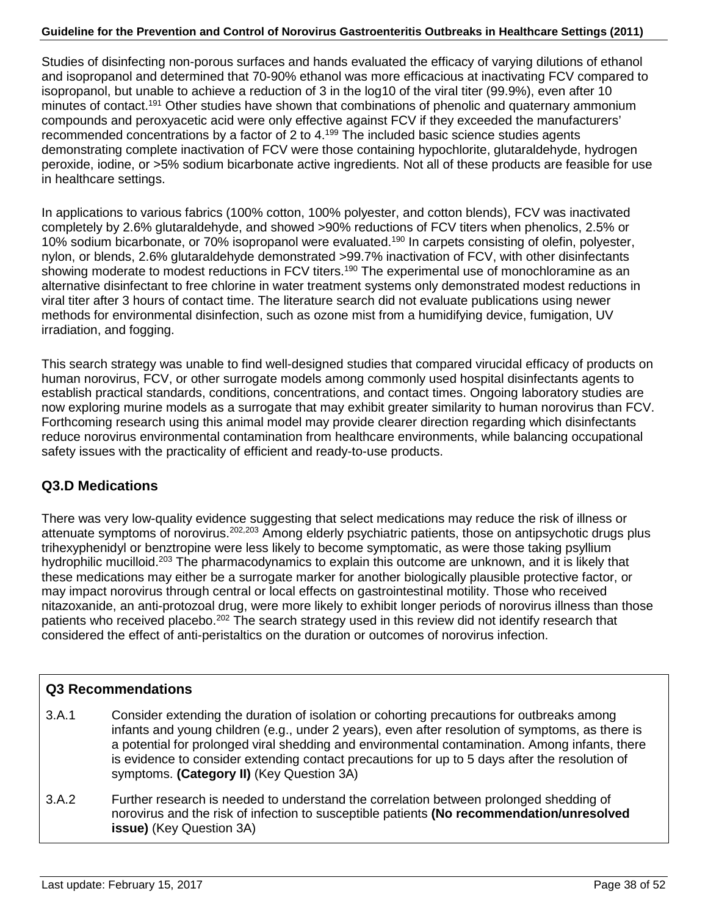Studies of disinfecting non-porous surfaces and hands evaluated the efficacy of varying dilutions of ethanol and isopropanol and determined that 70-90% ethanol was more efficacious at inactivating FCV compared to isopropanol, but unable to achieve a reduction of 3 in the log10 of the viral titer (99.9%), even after 10 minutes of contact.[191] Other studies have shown that combinations of phenolic and quaternary ammonium compounds and peroxyacetic acid were only effective against FCV if they exceeded the manufacturers' recommended concentrations by a factor of 2 to 4.[199] The included basic science studies agents demonstrating complete inactivation of FCV were those containing hypochlorite, glutaraldehyde, hydrogen peroxide, iodine, or >5% sodium bicarbonate active ingredients. Not all of these products are feasible for use in healthcare settings.

In applications to various fabrics (100% cotton, 100% polyester, and cotton blends), FCV was inactivated completely by 2.6% glutaraldehyde, and showed >90% reductions of FCV titers when phenolics, 2.5% or 10% sodium bicarbonate, or 70% isopropanol were evaluated.[190] In carpets consisting of olefin, polyester, nylon, or blends, 2.6% glutaraldehyde demonstrated >99.7% inactivation of FCV, with other disinfectants showing moderate to modest reductions in FCV titers.[190] The experimental use of monochloramine as an alternative disinfectant to free chlorine in water treatment systems only demonstrated modest reductions in viral titer after 3 hours of contact time. The literature search did not evaluate publications using newer methods for environmental disinfection, such as ozone mist from a humidifying device, fumigation, UV irradiation, and fogging.

This search strategy was unable to find well-designed studies that compared virucidal efficacy of products on human norovirus, FCV, or other surrogate models among commonly used hospital disinfectants agents to establish practical standards, conditions, concentrations, and contact times. Ongoing laboratory studies are now exploring murine models as a surrogate that may exhibit greater similarity to human norovirus than FCV. Forthcoming research using this animal model may provide clearer direction regarding which disinfectants reduce norovirus environmental contamination from healthcare environments, while balancing occupational safety issues with the practicality of efficient and ready-to-use products.

### Q3.D Medications

There was very low-quality evidence suggesting that select medications may reduce the risk of illness or attenuate symptoms of norovirus.[202,203] Among elderly psychiatric patients, those on antipsychotic drugs plus trihexyphenidyl or benztropine were less likely to become symptomatic, as were those taking psyllium hydrophilic mucilloid.[203] The pharmacodynamics to explain this outcome are unknown, and it is likely that these medications may either be a surrogate marker for another biologically plausible protective factor, or may impact norovirus through central or local effects on gastrointestinal motility. Those who received nitazoxanide, an anti-protozoal drug, were more likely to exhibit longer periods of norovirus illness than those patients who received placebo.[202] The search strategy used in this review did not identify research that considered the effect of anti-peristaltics on the duration or outcomes of norovirus infection.

### Q3 Recommendations

3.A.1 Consider extending the duration of isolation or cohorting precautions for outbreaks among infants and young children (e.g., under 2 years), even after resolution of symptoms, as there is a potential for prolonged viral shedding and environmental contamination. Among infants, there is evidence to consider extending contact precautions for up to 5 days after the resolution of symptoms. **(Category II)** (Key Question 3A)

3.A.2 Further research is needed to understand the correlation between prolonged shedding of norovirus and the risk of infection to susceptible patients **(No recommendation/unresolved issue)** (Key Question 3A)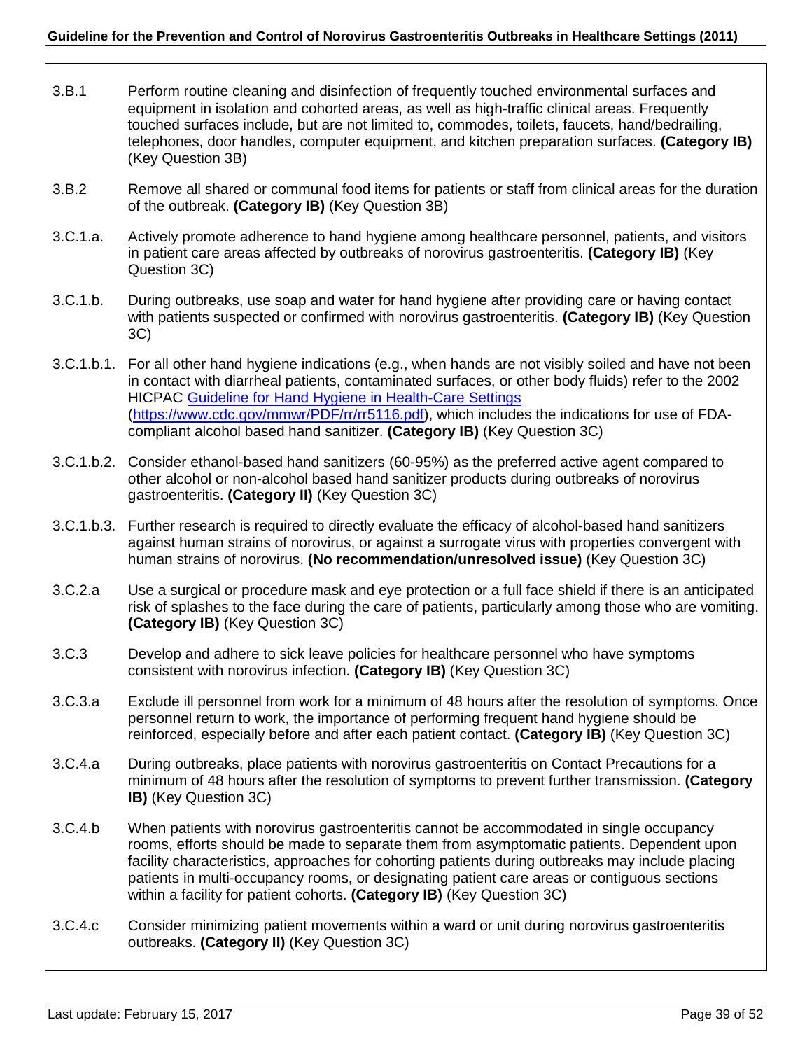3.B.1 Perform routine cleaning and disinfection of frequently touched environmental surfaces and equipment in isolation and cohorted areas, as well as high-traffic clinical areas. Frequently touched surfaces include, but are not limited to, commodes, toilets, faucets, hand/bedrailing, telephones, door handles, computer equipment, and kitchen preparation surfaces. **(Category IB)** (Key Question 3B)

3.B.2 Remove all shared or communal food items for patients or staff from clinical areas for the duration of the outbreak. **(Category IB)** (Key Question 3B)

3.C.1.a. Actively promote adherence to hand hygiene among healthcare personnel, patients, and visitors in patient care areas affected by outbreaks of norovirus gastroenteritis. **(Category IB)** (Key Question 3C)

3.C.1.b. During outbreaks, use soap and water for hand hygiene after providing care or having contact with patients suspected or confirmed with norovirus gastroenteritis. **(Category IB)** (Key Question 3C)

3.C.1.b.1. For all other hand hygiene indications (e.g., when hands are not visibly soiled and have not been in contact with diarrheal patients, contaminated surfaces, or other body fluids) refer to the 2002 HICPAC [Guideline for Hand Hygiene in Health-Care Settings](https://www.cdc.gov/mmwr/PDF/rr/rr5116.pdf) (https://www.cdc.gov/mmwr/PDF/rr/rr5116.pdf), which includes the indications for use of FDA-compliant alcohol based hand sanitizer. **(Category IB)** (Key Question 3C)

3.C.1.b.2. Consider ethanol-based hand sanitizers (60-95%) as the preferred active agent compared to other alcohol or non-alcohol based hand sanitizer products during outbreaks of norovirus gastroenteritis. **(Category II)** (Key Question 3C)

3.C.1.b.3. Further research is required to directly evaluate the efficacy of alcohol-based hand sanitizers against human strains of norovirus, or against a surrogate virus with properties convergent with human strains of norovirus. **(No recommendation/unresolved issue)** (Key Question 3C)

3.C.2.a Use a surgical or procedure mask and eye protection or a full face shield if there is an anticipated risk of splashes to the face during the care of patients, particularly among those who are vomiting. **(Category IB)** (Key Question 3C)

3.C.3 Develop and adhere to sick leave policies for healthcare personnel who have symptoms consistent with norovirus infection. **(Category IB)** (Key Question 3C)

3.C.3.a Exclude ill personnel from work for a minimum of 48 hours after the resolution of symptoms. Once personnel return to work, the importance of performing frequent hand hygiene should be reinforced, especially before and after each patient contact. **(Category IB)** (Key Question 3C)

3.C.4.a During outbreaks, place patients with norovirus gastroenteritis on Contact Precautions for a minimum of 48 hours after the resolution of symptoms to prevent further transmission. **(Category IB)** (Key Question 3C)

3.C.4.b When patients with norovirus gastroenteritis cannot be accommodated in single occupancy rooms, efforts should be made to separate them from asymptomatic patients. Dependent upon facility characteristics, approaches for cohorting patients during outbreaks may include placing patients in multi-occupancy rooms, or designating patient care areas or contiguous sections within a facility for patient cohorts. **(Category IB)** (Key Question 3C)

3.C.4.c Consider minimizing patient movements within a ward or unit during norovirus gastroenteritis outbreaks. **(Category II)** (Key Question 3C)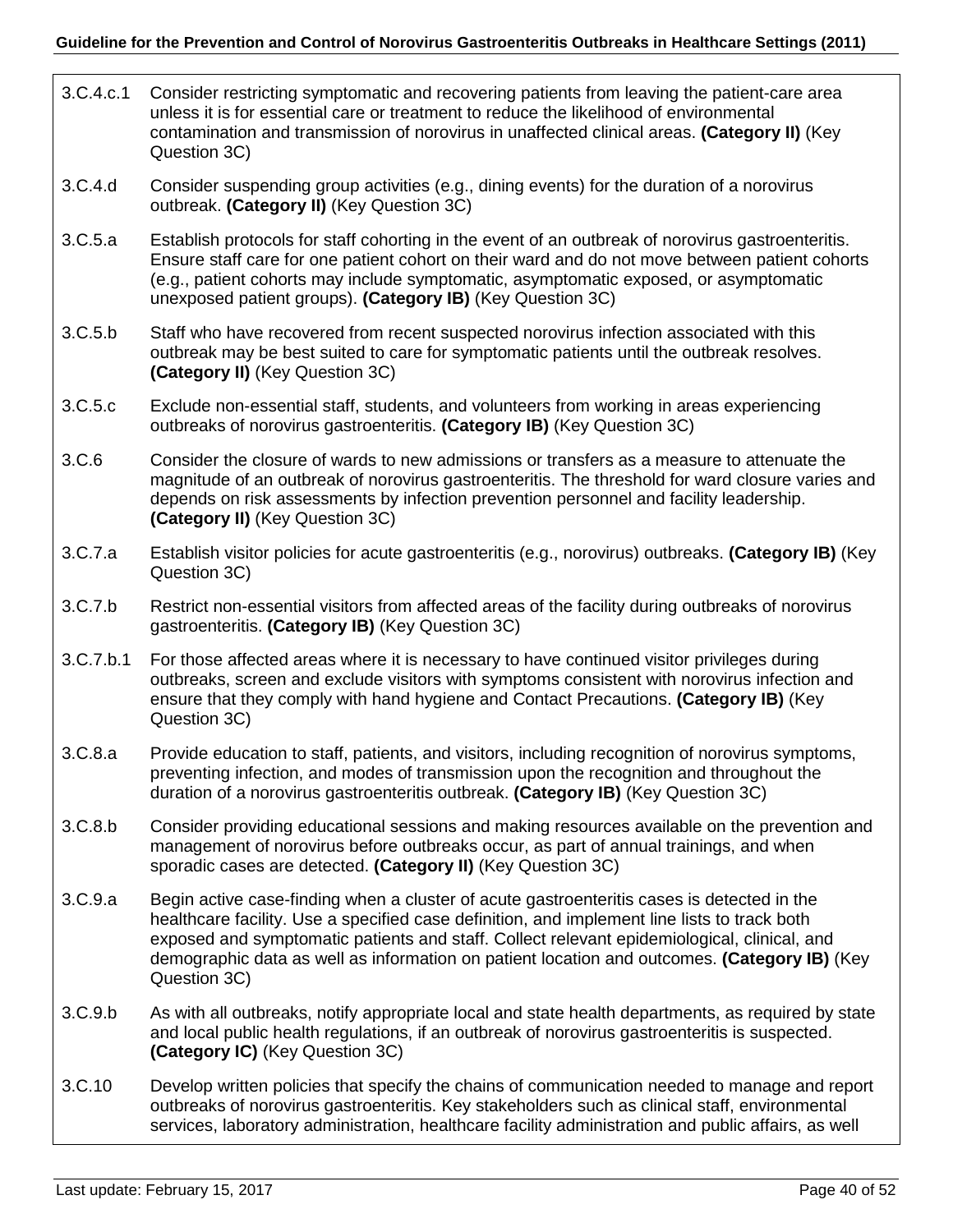| | |
|---|---|
| 3.C.4.c.1 | Consider restricting symptomatic and recovering patients from leaving the patient-care area unless it is for essential care or treatment to reduce the likelihood of environmental contamination and transmission of norovirus in unaffected clinical areas. **(Category II)** (Key Question 3C) |
| 3.C.4.d | Consider suspending group activities (e.g., dining events) for the duration of a norovirus outbreak. **(Category II)** (Key Question 3C) |
| 3.C.5.a | Establish protocols for staff cohorting in the event of an outbreak of norovirus gastroenteritis. Ensure staff care for one patient cohort on their ward and do not move between patient cohorts (e.g., patient cohorts may include symptomatic, asymptomatic exposed, or asymptomatic unexposed patient groups). **(Category IB)** (Key Question 3C) |
| 3.C.5.b | Staff who have recovered from recent suspected norovirus infection associated with this outbreak may be best suited to care for symptomatic patients until the outbreak resolves. **(Category II)** (Key Question 3C) |
| 3.C.5.c | Exclude non-essential staff, students, and volunteers from working in areas experiencing outbreaks of norovirus gastroenteritis. **(Category IB)** (Key Question 3C) |
| 3.C.6 | Consider the closure of wards to new admissions or transfers as a measure to attenuate the magnitude of an outbreak of norovirus gastroenteritis. The threshold for ward closure varies and depends on risk assessments by infection prevention personnel and facility leadership. **(Category II)** (Key Question 3C) |
| 3.C.7.a | Establish visitor policies for acute gastroenteritis (e.g., norovirus) outbreaks. **(Category IB)** (Key Question 3C) |
| 3.C.7.b | Restrict non-essential visitors from affected areas of the facility during outbreaks of norovirus gastroenteritis. **(Category IB)** (Key Question 3C) |
| 3.C.7.b.1 | For those affected areas where it is necessary to have continued visitor privileges during outbreaks, screen and exclude visitors with symptoms consistent with norovirus infection and ensure that they comply with hand hygiene and Contact Precautions. **(Category IB)** (Key Question 3C) |
| 3.C.8.a | Provide education to staff, patients, and visitors, including recognition of norovirus symptoms, preventing infection, and modes of transmission upon the recognition and throughout the duration of a norovirus gastroenteritis outbreak. **(Category IB)** (Key Question 3C) |
| 3.C.8.b | Consider providing educational sessions and making resources available on the prevention and management of norovirus before outbreaks occur, as part of annual trainings, and when sporadic cases are detected. **(Category II)** (Key Question 3C) |
| 3.C.9.a | Begin active case-finding when a cluster of acute gastroenteritis cases is detected in the healthcare facility. Use a specified case definition, and implement line lists to track both exposed and symptomatic patients and staff. Collect relevant epidemiological, clinical, and demographic data as well as information on patient location and outcomes. **(Category IB)** (Key Question 3C) |
| 3.C.9.b | As with all outbreaks, notify appropriate local and state health departments, as required by state and local public health regulations, if an outbreak of norovirus gastroenteritis is suspected. **(Category IC)** (Key Question 3C) |
| 3.C.10 | Develop written policies that specify the chains of communication needed to manage and report outbreaks of norovirus gastroenteritis. Key stakeholders such as clinical staff, environmental services, laboratory administration, healthcare facility administration and public affairs, as well |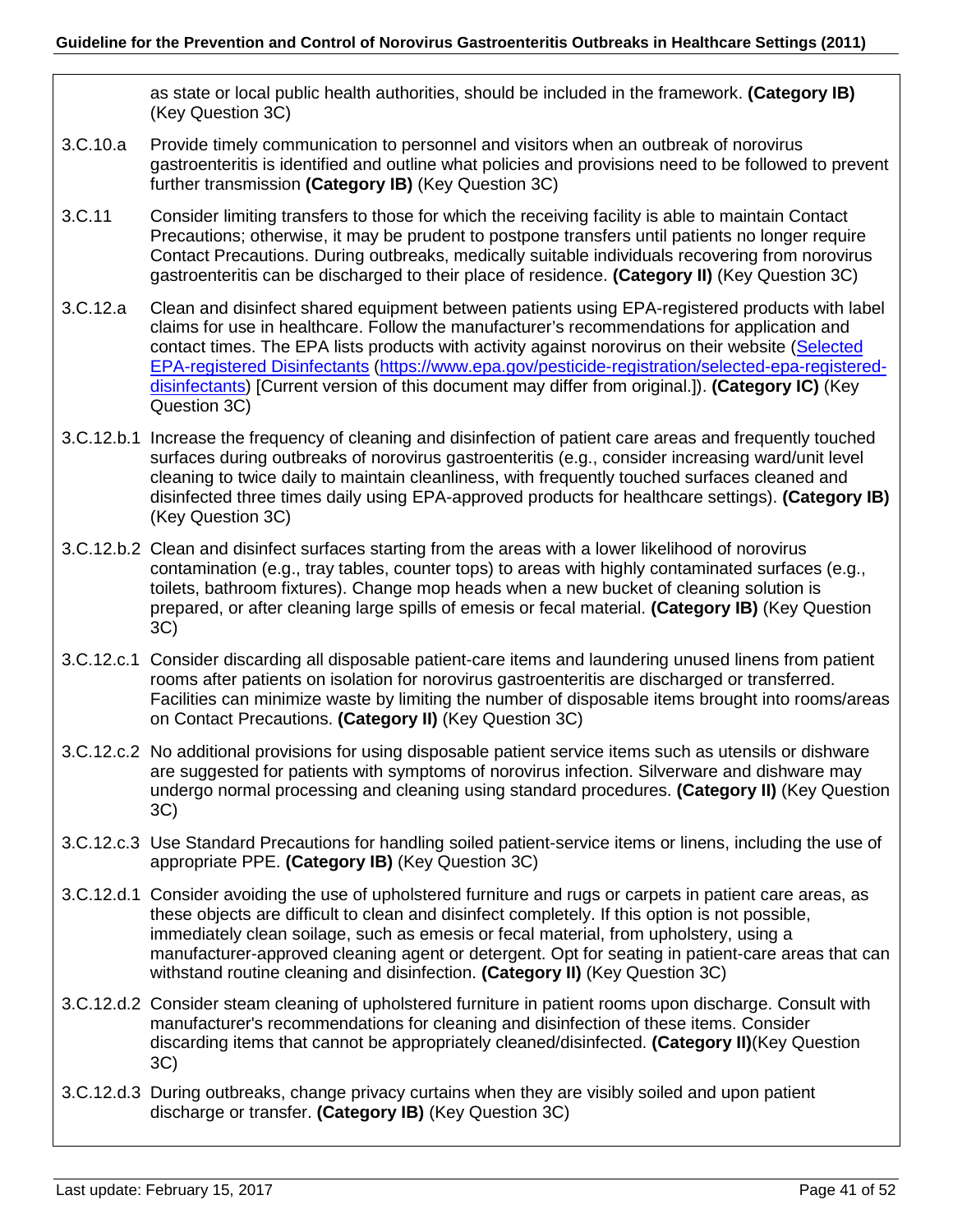as state or local public health authorities, should be included in the framework. **(Category IB)** (Key Question 3C)

3.C.10.a Provide timely communication to personnel and visitors when an outbreak of norovirus gastroenteritis is identified and outline what policies and provisions need to be followed to prevent further transmission **(Category IB)** (Key Question 3C)

3.C.11 Consider limiting transfers to those for which the receiving facility is able to maintain Contact Precautions; otherwise, it may be prudent to postpone transfers until patients no longer require Contact Precautions. During outbreaks, medically suitable individuals recovering from norovirus gastroenteritis can be discharged to their place of residence. **(Category II)** (Key Question 3C)

3.C.12.a Clean and disinfect shared equipment between patients using EPA-registered products with label claims for use in healthcare. Follow the manufacturer's recommendations for application and contact times. The EPA lists products with activity against norovirus on their website ([Selected EPA-registered Disinfectants](https://www.epa.gov/pesticide-registration/selected-epa-registered-disinfectants) (https://www.epa.gov/pesticide-registration/selected-epa-registered-disinfectants) [Current version of this document may differ from original.]). **(Category IC)** (Key Question 3C)

3.C.12.b.1 Increase the frequency of cleaning and disinfection of patient care areas and frequently touched surfaces during outbreaks of norovirus gastroenteritis (e.g., consider increasing ward/unit level cleaning to twice daily to maintain cleanliness, with frequently touched surfaces cleaned and disinfected three times daily using EPA-approved products for healthcare settings). **(Category IB)** (Key Question 3C)

3.C.12.b.2 Clean and disinfect surfaces starting from the areas with a lower likelihood of norovirus contamination (e.g., tray tables, counter tops) to areas with highly contaminated surfaces (e.g., toilets, bathroom fixtures). Change mop heads when a new bucket of cleaning solution is prepared, or after cleaning large spills of emesis or fecal material. **(Category IB)** (Key Question 3C)

3.C.12.c.1 Consider discarding all disposable patient-care items and laundering unused linens from patient rooms after patients on isolation for norovirus gastroenteritis are discharged or transferred. Facilities can minimize waste by limiting the number of disposable items brought into rooms/areas on Contact Precautions. **(Category II)** (Key Question 3C)

3.C.12.c.2 No additional provisions for using disposable patient service items such as utensils or dishware are suggested for patients with symptoms of norovirus infection. Silverware and dishware may undergo normal processing and cleaning using standard procedures. **(Category II)** (Key Question 3C)

3.C.12.c.3 Use Standard Precautions for handling soiled patient-service items or linens, including the use of appropriate PPE. **(Category IB)** (Key Question 3C)

3.C.12.d.1 Consider avoiding the use of upholstered furniture and rugs or carpets in patient care areas, as these objects are difficult to clean and disinfect completely. If this option is not possible, immediately clean soilage, such as emesis or fecal material, from upholstery, using a manufacturer-approved cleaning agent or detergent. Opt for seating in patient-care areas that can withstand routine cleaning and disinfection. **(Category II)** (Key Question 3C)

3.C.12.d.2 Consider steam cleaning of upholstered furniture in patient rooms upon discharge. Consult with manufacturer's recommendations for cleaning and disinfection of these items. Consider discarding items that cannot be appropriately cleaned/disinfected. **(Category II)**(Key Question 3C)

3.C.12.d.3 During outbreaks, change privacy curtains when they are visibly soiled and upon patient discharge or transfer. **(Category IB)** (Key Question 3C)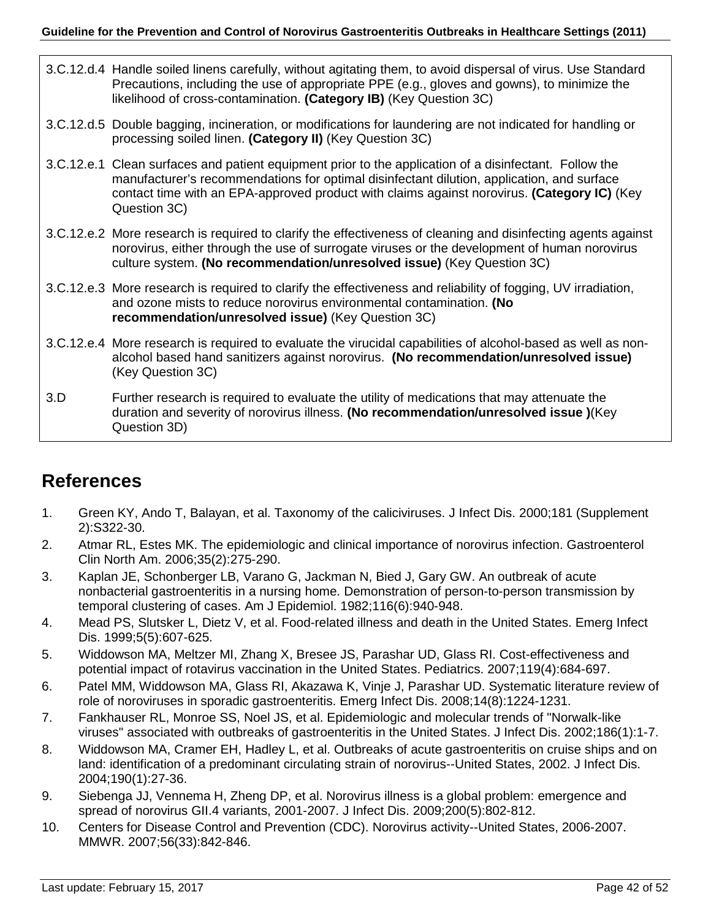| | |
|---|---|
| 3.C.12.d.4 | Handle soiled linens carefully, without agitating them, to avoid dispersal of virus. Use Standard Precautions, including the use of appropriate PPE (e.g., gloves and gowns), to minimize the likelihood of cross-contamination. **(Category IB)** (Key Question 3C) |
| 3.C.12.d.5 | Double bagging, incineration, or modifications for laundering are not indicated for handling or processing soiled linen. **(Category II)** (Key Question 3C) |
| 3.C.12.e.1 | Clean surfaces and patient equipment prior to the application of a disinfectant. Follow the manufacturer's recommendations for optimal disinfectant dilution, application, and surface contact time with an EPA-approved product with claims against norovirus. **(Category IC)** (Key Question 3C) |
| 3.C.12.e.2 | More research is required to clarify the effectiveness of cleaning and disinfecting agents against norovirus, either through the use of surrogate viruses or the development of human norovirus culture system. **(No recommendation/unresolved issue)** (Key Question 3C) |
| 3.C.12.e.3 | More research is required to clarify the effectiveness and reliability of fogging, UV irradiation, and ozone mists to reduce norovirus environmental contamination. **(No recommendation/unresolved issue)** (Key Question 3C) |
| 3.C.12.e.4 | More research is required to evaluate the virucidal capabilities of alcohol-based as well as non-alcohol based hand sanitizers against norovirus. **(No recommendation/unresolved issue)** (Key Question 3C) |
| 3.D | Further research is required to evaluate the utility of medications that may attenuate the duration and severity of norovirus illness. **(No recommendation/unresolved issue )**(Key Question 3D) |

## References

1. Green KY, Ando T, Balayan, et al. Taxonomy of the caliciviruses. J Infect Dis. 2000;181 (Supplement 2):S322-30.
2. Atmar RL, Estes MK. The epidemiologic and clinical importance of norovirus infection. Gastroenterol Clin North Am. 2006;35(2):275-290.
3. Kaplan JE, Schonberger LB, Varano G, Jackman N, Bied J, Gary GW. An outbreak of acute nonbacterial gastroenteritis in a nursing home. Demonstration of person-to-person transmission by temporal clustering of cases. Am J Epidemiol. 1982;116(6):940-948.
4. Mead PS, Slutsker L, Dietz V, et al. Food-related illness and death in the United States. Emerg Infect Dis. 1999;5(5):607-625.
5. Widdowson MA, Meltzer MI, Zhang X, Bresee JS, Parashar UD, Glass RI. Cost-effectiveness and potential impact of rotavirus vaccination in the United States. Pediatrics. 2007;119(4):684-697.
6. Patel MM, Widdowson MA, Glass RI, Akazawa K, Vinje J, Parashar UD. Systematic literature review of role of noroviruses in sporadic gastroenteritis. Emerg Infect Dis. 2008;14(8):1224-1231.
7. Fankhauser RL, Monroe SS, Noel JS, et al. Epidemiologic and molecular trends of "Norwalk-like viruses" associated with outbreaks of gastroenteritis in the United States. J Infect Dis. 2002;186(1):1-7.
8. Widdowson MA, Cramer EH, Hadley L, et al. Outbreaks of acute gastroenteritis on cruise ships and on land: identification of a predominant circulating strain of norovirus--United States, 2002. J Infect Dis. 2004;190(1):27-36.
9. Siebenga JJ, Vennema H, Zheng DP, et al. Norovirus illness is a global problem: emergence and spread of norovirus GII.4 variants, 2001-2007. J Infect Dis. 2009;200(5):802-812.
10. Centers for Disease Control and Prevention (CDC). Norovirus activity--United States, 2006-2007. MMWR. 2007;56(33):842-846.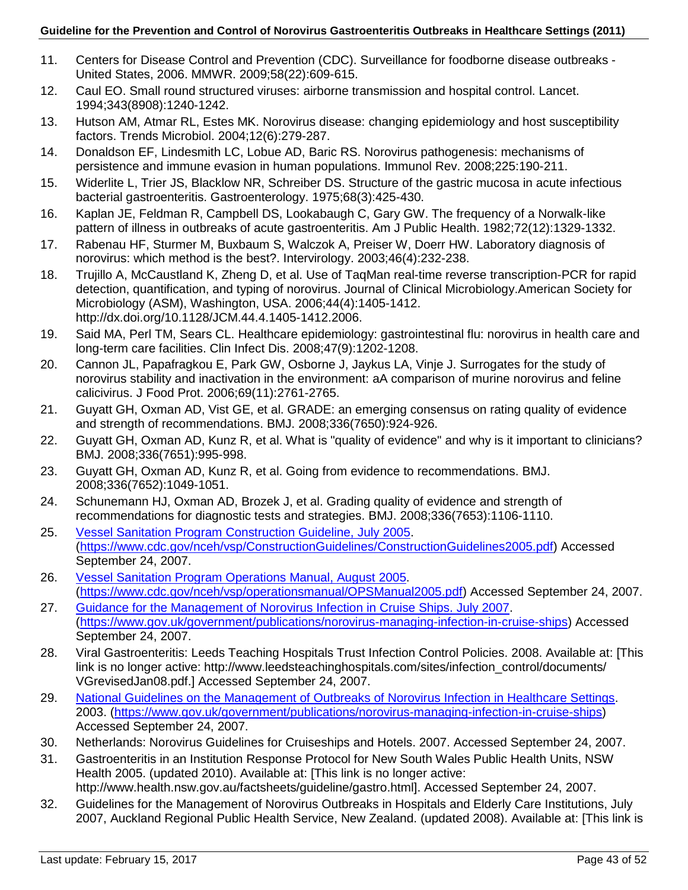11. Centers for Disease Control and Prevention (CDC). Surveillance for foodborne disease outbreaks - United States, 2006. MMWR. 2009;58(22):609-615.
12. Caul EO. Small round structured viruses: airborne transmission and hospital control. Lancet. 1994;343(8908):1240-1242.
13. Hutson AM, Atmar RL, Estes MK. Norovirus disease: changing epidemiology and host susceptibility factors. Trends Microbiol. 2004;12(6):279-287.
14. Donaldson EF, Lindesmith LC, Lobue AD, Baric RS. Norovirus pathogenesis: mechanisms of persistence and immune evasion in human populations. Immunol Rev. 2008;225:190-211.
15. Widerlite L, Trier JS, Blacklow NR, Schreiber DS. Structure of the gastric mucosa in acute infectious bacterial gastroenteritis. Gastroenterology. 1975;68(3):425-430.
16. Kaplan JE, Feldman R, Campbell DS, Lookabaugh C, Gary GW. The frequency of a Norwalk-like pattern of illness in outbreaks of acute gastroenteritis. Am J Public Health. 1982;72(12):1329-1332.
17. Rabenau HF, Sturmer M, Buxbaum S, Walczok A, Preiser W, Doerr HW. Laboratory diagnosis of norovirus: which method is the best?. Intervirology. 2003;46(4):232-238.
18. Trujillo A, McCaustland K, Zheng D, et al. Use of TaqMan real-time reverse transcription-PCR for rapid detection, quantification, and typing of norovirus. Journal of Clinical Microbiology.American Society for Microbiology (ASM), Washington, USA. 2006;44(4):1405-1412. http://dx.doi.org/10.1128/JCM.44.4.1405-1412.2006.
19. Said MA, Perl TM, Sears CL. Healthcare epidemiology: gastrointestinal flu: norovirus in health care and long-term care facilities. Clin Infect Dis. 2008;47(9):1202-1208.
20. Cannon JL, Papafragkou E, Park GW, Osborne J, Jaykus LA, Vinje J. Surrogates for the study of norovirus stability and inactivation in the environment: aA comparison of murine norovirus and feline calicivirus. J Food Prot. 2006;69(11):2761-2765.
21. Guyatt GH, Oxman AD, Vist GE, et al. GRADE: an emerging consensus on rating quality of evidence and strength of recommendations. BMJ. 2008;336(7650):924-926.
22. Guyatt GH, Oxman AD, Kunz R, et al. What is "quality of evidence" and why is it important to clinicians? BMJ. 2008;336(7651):995-998.
23. Guyatt GH, Oxman AD, Kunz R, et al. Going from evidence to recommendations. BMJ. 2008;336(7652):1049-1051.
24. Schunemann HJ, Oxman AD, Brozek J, et al. Grading quality of evidence and strength of recommendations for diagnostic tests and strategies. BMJ. 2008;336(7653):1106-1110.
25. [Vessel Sanitation Program Construction Guideline, July 2005](https://www.cdc.gov/nceh/vsp/ConstructionGuidelines/ConstructionGuidelines2005.pdf). (https://www.cdc.gov/nceh/vsp/ConstructionGuidelines/ConstructionGuidelines2005.pdf) Accessed September 24, 2007.
26. [Vessel Sanitation Program Operations Manual, August 2005](https://www.cdc.gov/nceh/vsp/operationsmanual/OPSManual2005.pdf). (https://www.cdc.gov/nceh/vsp/operationsmanual/OPSManual2005.pdf) Accessed September 24, 2007.
27. [Guidance for the Management of Norovirus Infection in Cruise Ships. July 2007](https://www.gov.uk/government/publications/norovirus-managing-infection-in-cruise-ships). (https://www.gov.uk/government/publications/norovirus-managing-infection-in-cruise-ships) Accessed September 24, 2007.
28. Viral Gastroenteritis: Leeds Teaching Hospitals Trust Infection Control Policies. 2008. Available at: [This link is no longer active: http://www.leedsteachinghospitals.com/sites/infection_control/documents/VGrevisedJan08.pdf.] Accessed September 24, 2007.
29. [National Guidelines on the Management of Outbreaks of Norovirus Infection in Healthcare Settings](https://www.gov.uk/government/publications/norovirus-managing-infection-in-cruise-ships). 2003. (https://www.gov.uk/government/publications/norovirus-managing-infection-in-cruise-ships) Accessed September 24, 2007.
30. Netherlands: Norovirus Guidelines for Cruiseships and Hotels. 2007. Accessed September 24, 2007.
31. Gastroenteritis in an Institution Response Protocol for New South Wales Public Health Units, NSW Health 2005. (updated 2010). Available at: [This link is no longer active: http://www.health.nsw.gov.au/factsheets/guideline/gastro.html]. Accessed September 24, 2007.
32. Guidelines for the Management of Norovirus Outbreaks in Hospitals and Elderly Care Institutions, July 2007, Auckland Regional Public Health Service, New Zealand. (updated 2008). Available at: [This link is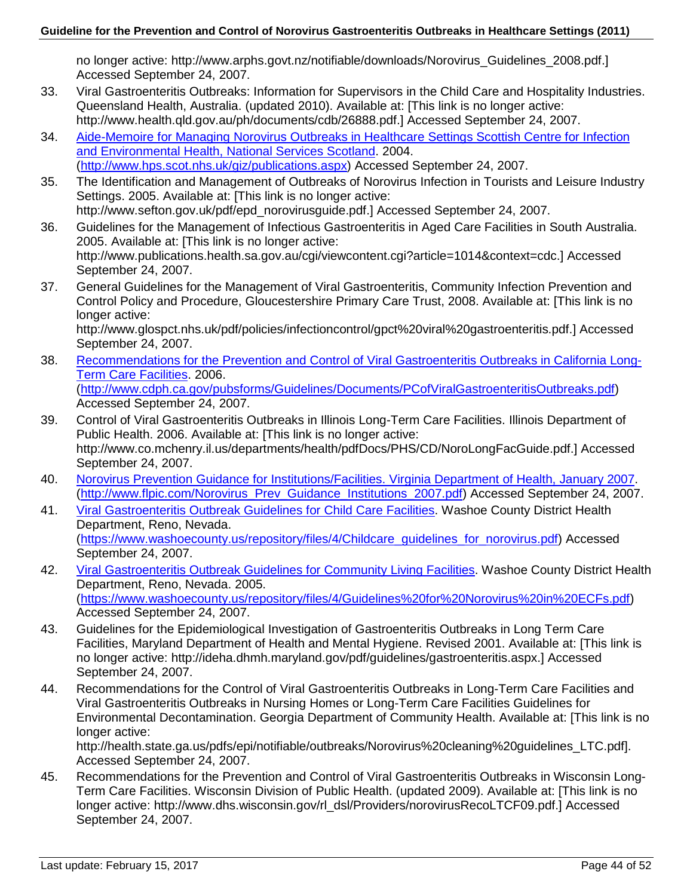no longer active: http://www.arphs.govt.nz/notifiable/downloads/Norovirus_Guidelines_2008.pdf.] Accessed September 24, 2007.

33. Viral Gastroenteritis Outbreaks: Information for Supervisors in the Child Care and Hospitality Industries. Queensland Health, Australia. (updated 2010). Available at: [This link is no longer active: http://www.health.qld.gov.au/ph/documents/cdb/26888.pdf.] Accessed September 24, 2007.
34. [Aide-Memoire for Managing Norovirus Outbreaks in Healthcare Settings Scottish Centre for Infection and Environmental Health, National Services Scotland](http://www.hps.scot.nhs.uk/giz/publications.aspx). 2004. (http://www.hps.scot.nhs.uk/giz/publications.aspx) Accessed September 24, 2007.
35. The Identification and Management of Outbreaks of Norovirus Infection in Tourists and Leisure Industry Settings. 2005. Available at: [This link is no longer active: http://www.sefton.gov.uk/pdf/epd_norovirusguide.pdf.] Accessed September 24, 2007.
36. Guidelines for the Management of Infectious Gastroenteritis in Aged Care Facilities in South Australia. 2005. Available at: [This link is no longer active: http://www.publications.health.sa.gov.au/cgi/viewcontent.cgi?article=1014&context=cdc.] Accessed September 24, 2007.
37. General Guidelines for the Management of Viral Gastroenteritis, Community Infection Prevention and Control Policy and Procedure, Gloucestershire Primary Care Trust, 2008. Available at: [This link is no longer active: http://www.glospct.nhs.uk/pdf/policies/infectioncontrol/gpct%20viral%20gastroenteritis.pdf.] Accessed September 24, 2007.
38. [Recommendations for the Prevention and Control of Viral Gastroenteritis Outbreaks in California Long-Term Care Facilities](http://www.cdph.ca.gov/pubsforms/Guidelines/Documents/PCofViralGastroenteritisOutbreaks.pdf). 2006. (http://www.cdph.ca.gov/pubsforms/Guidelines/Documents/PCofViralGastroenteritisOutbreaks.pdf) Accessed September 24, 2007.
39. Control of Viral Gastroenteritis Outbreaks in Illinois Long-Term Care Facilities. Illinois Department of Public Health. 2006. Available at: [This link is no longer active: http://www.co.mchenry.il.us/departments/health/pdfDocs/PHS/CD/NoroLongFacGuide.pdf.] Accessed September 24, 2007.
40. [Norovirus Prevention Guidance for Institutions/Facilities. Virginia Department of Health, January 2007](http://www.flpic.com/Norovirus_Prev_Guidance_Institutions_2007.pdf). (http://www.flpic.com/Norovirus_Prev_Guidance_Institutions_2007.pdf) Accessed September 24, 2007.
41. [Viral Gastroenteritis Outbreak Guidelines for Child Care Facilities](https://www.washoecounty.us/repository/files/4/Childcare_guidelines_for_norovirus.pdf). Washoe County District Health Department, Reno, Nevada. (https://www.washoecounty.us/repository/files/4/Childcare_guidelines_for_norovirus.pdf) Accessed September 24, 2007.
42. [Viral Gastroenteritis Outbreak Guidelines for Community Living Facilities](https://www.washoecounty.us/repository/files/4/Guidelines%20for%20Norovirus%20in%20ECFs.pdf). Washoe County District Health Department, Reno, Nevada. 2005. (https://www.washoecounty.us/repository/files/4/Guidelines%20for%20Norovirus%20in%20ECFs.pdf) Accessed September 24, 2007.
43. Guidelines for the Epidemiological Investigation of Gastroenteritis Outbreaks in Long Term Care Facilities, Maryland Department of Health and Mental Hygiene. Revised 2001. Available at: [This link is no longer active: http://ideha.dhmh.maryland.gov/pdf/guidelines/gastroenteritis.aspx.] Accessed September 24, 2007.
44. Recommendations for the Control of Viral Gastroenteritis Outbreaks in Long-Term Care Facilities and Viral Gastroenteritis Outbreaks in Nursing Homes or Long-Term Care Facilities Guidelines for Environmental Decontamination. Georgia Department of Community Health. Available at: [This link is no longer active: http://health.state.ga.us/pdfs/epi/notifiable/outbreaks/Norovirus%20cleaning%20guidelines_LTC.pdf]. Accessed September 24, 2007.
45. Recommendations for the Prevention and Control of Viral Gastroenteritis Outbreaks in Wisconsin Long-Term Care Facilities. Wisconsin Division of Public Health. (updated 2009). Available at: [This link is no longer active: http://www.dhs.wisconsin.gov/rl_dsl/Providers/norovirusRecoLTCF09.pdf.] Accessed September 24, 2007.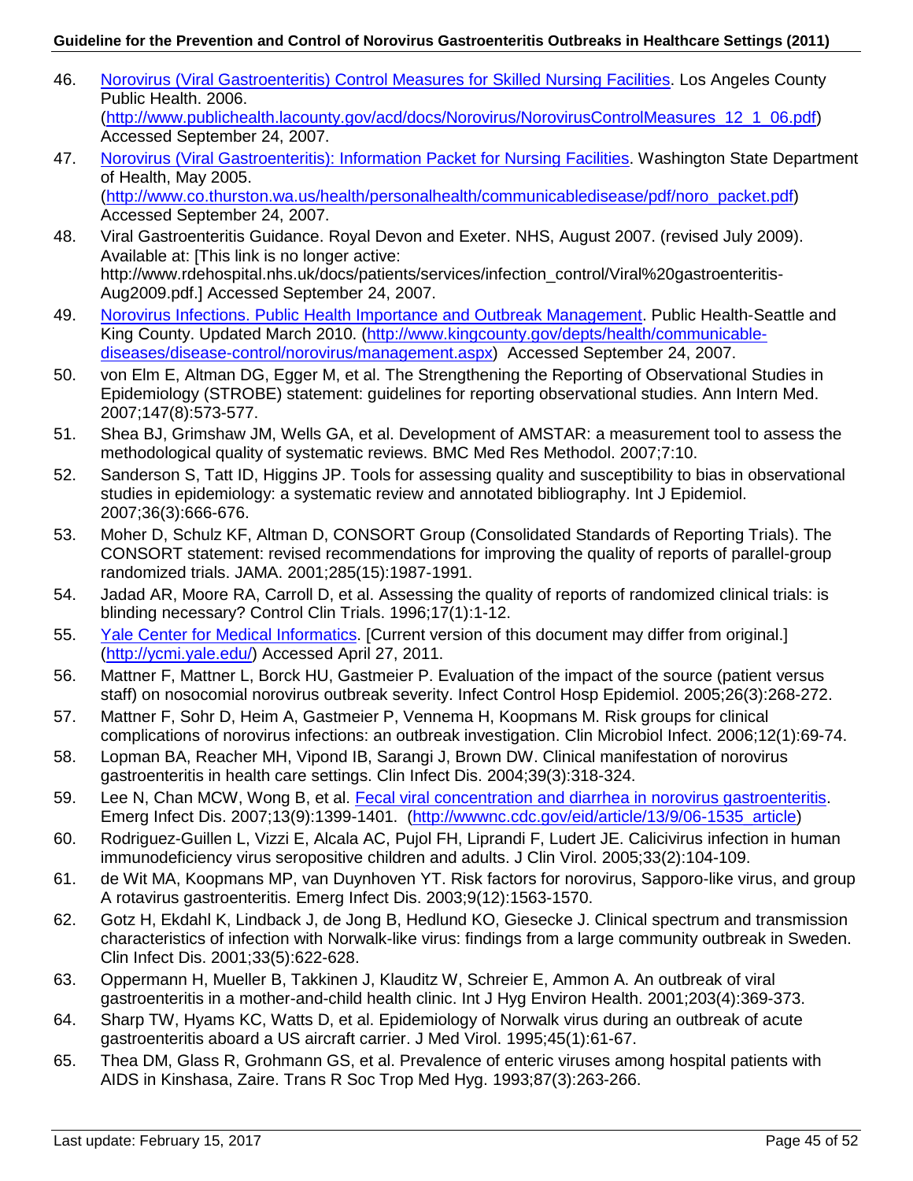46. [Norovirus (Viral Gastroenteritis) Control Measures for Skilled Nursing Facilities](http://www.publichealth.lacounty.gov/acd/docs/Norovirus/NorovirusControlMeasures_12_1_06.pdf). Los Angeles County Public Health. 2006. (http://www.publichealth.lacounty.gov/acd/docs/Norovirus/NorovirusControlMeasures_12_1_06.pdf) Accessed September 24, 2007.
47. [Norovirus (Viral Gastroenteritis): Information Packet for Nursing Facilities](http://www.co.thurston.wa.us/health/personalhealth/communicabledisease/pdf/noro_packet.pdf). Washington State Department of Health, May 2005. (http://www.co.thurston.wa.us/health/personalhealth/communicabledisease/pdf/noro_packet.pdf) Accessed September 24, 2007.
48. Viral Gastroenteritis Guidance. Royal Devon and Exeter. NHS, August 2007. (revised July 2009). Available at: [This link is no longer active: http://www.rdehospital.nhs.uk/docs/patients/services/infection_control/Viral%20gastroenteritis-Aug2009.pdf.] Accessed September 24, 2007.
49. [Norovirus Infections. Public Health Importance and Outbreak Management](http://www.kingcounty.gov/depts/health/communicable-diseases/disease-control/norovirus/management.aspx). Public Health-Seattle and King County. Updated March 2010. (http://www.kingcounty.gov/depts/health/communicable-diseases/disease-control/norovirus/management.aspx) Accessed September 24, 2007.
50. von Elm E, Altman DG, Egger M, et al. The Strengthening the Reporting of Observational Studies in Epidemiology (STROBE) statement: guidelines for reporting observational studies. Ann Intern Med. 2007;147(8):573-577.
51. Shea BJ, Grimshaw JM, Wells GA, et al. Development of AMSTAR: a measurement tool to assess the methodological quality of systematic reviews. BMC Med Res Methodol. 2007;7:10.
52. Sanderson S, Tatt ID, Higgins JP. Tools for assessing quality and susceptibility to bias in observational studies in epidemiology: a systematic review and annotated bibliography. Int J Epidemiol. 2007;36(3):666-676.
53. Moher D, Schulz KF, Altman D, CONSORT Group (Consolidated Standards of Reporting Trials). The CONSORT statement: revised recommendations for improving the quality of reports of parallel-group randomized trials. JAMA. 2001;285(15):1987-1991.
54. Jadad AR, Moore RA, Carroll D, et al. Assessing the quality of reports of randomized clinical trials: is blinding necessary? Control Clin Trials. 1996;17(1):1-12.
55. [Yale Center for Medical Informatics](http://ycmi.yale.edu/). [Current version of this document may differ from original.] (http://ycmi.yale.edu/) Accessed April 27, 2011.
56. Mattner F, Mattner L, Borck HU, Gastmeier P. Evaluation of the impact of the source (patient versus staff) on nosocomial norovirus outbreak severity. Infect Control Hosp Epidemiol. 2005;26(3):268-272.
57. Mattner F, Sohr D, Heim A, Gastmeier P, Vennema H, Koopmans M. Risk groups for clinical complications of norovirus infections: an outbreak investigation. Clin Microbiol Infect. 2006;12(1):69-74.
58. Lopman BA, Reacher MH, Vipond IB, Sarangi J, Brown DW. Clinical manifestation of norovirus gastroenteritis in health care settings. Clin Infect Dis. 2004;39(3):318-324.
59. Lee N, Chan MCW, Wong B, et al. [Fecal viral concentration and diarrhea in norovirus gastroenteritis](http://wwwnc.cdc.gov/eid/article/13/9/06-1535_article). Emerg Infect Dis. 2007;13(9):1399-1401. (http://wwwnc.cdc.gov/eid/article/13/9/06-1535_article)
60. Rodriguez-Guillen L, Vizzi E, Alcala AC, Pujol FH, Liprandi F, Ludert JE. Calicivirus infection in human immunodeficiency virus seropositive children and adults. J Clin Virol. 2005;33(2):104-109.
61. de Wit MA, Koopmans MP, van Duynhoven YT. Risk factors for norovirus, Sapporo-like virus, and group A rotavirus gastroenteritis. Emerg Infect Dis. 2003;9(12):1563-1570.
62. Gotz H, Ekdahl K, Lindback J, de Jong B, Hedlund KO, Giesecke J. Clinical spectrum and transmission characteristics of infection with Norwalk-like virus: findings from a large community outbreak in Sweden. Clin Infect Dis. 2001;33(5):622-628.
63. Oppermann H, Mueller B, Takkinen J, Klauditz W, Schreier E, Ammon A. An outbreak of viral gastroenteritis in a mother-and-child health clinic. Int J Hyg Environ Health. 2001;203(4):369-373.
64. Sharp TW, Hyams KC, Watts D, et al. Epidemiology of Norwalk virus during an outbreak of acute gastroenteritis aboard a US aircraft carrier. J Med Virol. 1995;45(1):61-67.
65. Thea DM, Glass R, Grohmann GS, et al. Prevalence of enteric viruses among hospital patients with AIDS in Kinshasa, Zaire. Trans R Soc Trop Med Hyg. 1993;87(3):263-266.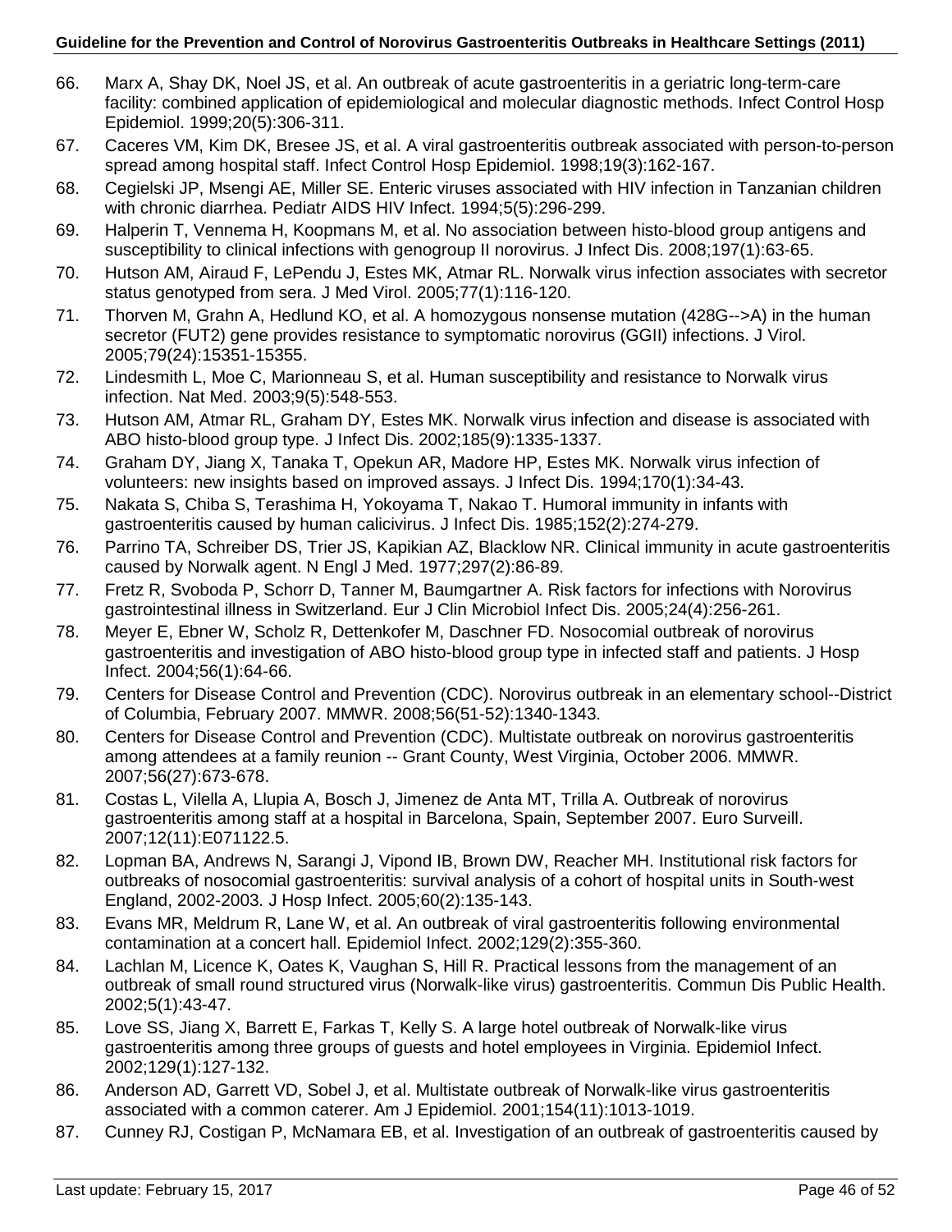66. Marx A, Shay DK, Noel JS, et al. An outbreak of acute gastroenteritis in a geriatric long-term-care facility: combined application of epidemiological and molecular diagnostic methods. Infect Control Hosp Epidemiol. 1999;20(5):306-311.
67. Caceres VM, Kim DK, Bresee JS, et al. A viral gastroenteritis outbreak associated with person-to-person spread among hospital staff. Infect Control Hosp Epidemiol. 1998;19(3):162-167.
68. Cegielski JP, Msengi AE, Miller SE. Enteric viruses associated with HIV infection in Tanzanian children with chronic diarrhea. Pediatr AIDS HIV Infect. 1994;5(5):296-299.
69. Halperin T, Vennema H, Koopmans M, et al. No association between histo-blood group antigens and susceptibility to clinical infections with genogroup II norovirus. J Infect Dis. 2008;197(1):63-65.
70. Hutson AM, Airaud F, LePendu J, Estes MK, Atmar RL. Norwalk virus infection associates with secretor status genotyped from sera. J Med Virol. 2005;77(1):116-120.
71. Thorven M, Grahn A, Hedlund KO, et al. A homozygous nonsense mutation (428G-->A) in the human secretor (FUT2) gene provides resistance to symptomatic norovirus (GGII) infections. J Virol. 2005;79(24):15351-15355.
72. Lindesmith L, Moe C, Marionneau S, et al. Human susceptibility and resistance to Norwalk virus infection. Nat Med. 2003;9(5):548-553.
73. Hutson AM, Atmar RL, Graham DY, Estes MK. Norwalk virus infection and disease is associated with ABO histo-blood group type. J Infect Dis. 2002;185(9):1335-1337.
74. Graham DY, Jiang X, Tanaka T, Opekun AR, Madore HP, Estes MK. Norwalk virus infection of volunteers: new insights based on improved assays. J Infect Dis. 1994;170(1):34-43.
75. Nakata S, Chiba S, Terashima H, Yokoyama T, Nakao T. Humoral immunity in infants with gastroenteritis caused by human calicivirus. J Infect Dis. 1985;152(2):274-279.
76. Parrino TA, Schreiber DS, Trier JS, Kapikian AZ, Blacklow NR. Clinical immunity in acute gastroenteritis caused by Norwalk agent. N Engl J Med. 1977;297(2):86-89.
77. Fretz R, Svoboda P, Schorr D, Tanner M, Baumgartner A. Risk factors for infections with Norovirus gastrointestinal illness in Switzerland. Eur J Clin Microbiol Infect Dis. 2005;24(4):256-261.
78. Meyer E, Ebner W, Scholz R, Dettenkofer M, Daschner FD. Nosocomial outbreak of norovirus gastroenteritis and investigation of ABO histo-blood group type in infected staff and patients. J Hosp Infect. 2004;56(1):64-66.
79. Centers for Disease Control and Prevention (CDC). Norovirus outbreak in an elementary school--District of Columbia, February 2007. MMWR. 2008;56(51-52):1340-1343.
80. Centers for Disease Control and Prevention (CDC). Multistate outbreak on norovirus gastroenteritis among attendees at a family reunion -- Grant County, West Virginia, October 2006. MMWR. 2007;56(27):673-678.
81. Costas L, Vilella A, Llupia A, Bosch J, Jimenez de Anta MT, Trilla A. Outbreak of norovirus gastroenteritis among staff at a hospital in Barcelona, Spain, September 2007. Euro Surveill. 2007;12(11):E071122.5.
82. Lopman BA, Andrews N, Sarangi J, Vipond IB, Brown DW, Reacher MH. Institutional risk factors for outbreaks of nosocomial gastroenteritis: survival analysis of a cohort of hospital units in South-west England, 2002-2003. J Hosp Infect. 2005;60(2):135-143.
83. Evans MR, Meldrum R, Lane W, et al. An outbreak of viral gastroenteritis following environmental contamination at a concert hall. Epidemiol Infect. 2002;129(2):355-360.
84. Lachlan M, Licence K, Oates K, Vaughan S, Hill R. Practical lessons from the management of an outbreak of small round structured virus (Norwalk-like virus) gastroenteritis. Commun Dis Public Health. 2002;5(1):43-47.
85. Love SS, Jiang X, Barrett E, Farkas T, Kelly S. A large hotel outbreak of Norwalk-like virus gastroenteritis among three groups of guests and hotel employees in Virginia. Epidemiol Infect. 2002;129(1):127-132.
86. Anderson AD, Garrett VD, Sobel J, et al. Multistate outbreak of Norwalk-like virus gastroenteritis associated with a common caterer. Am J Epidemiol. 2001;154(11):1013-1019.
87. Cunney RJ, Costigan P, McNamara EB, et al. Investigation of an outbreak of gastroenteritis caused by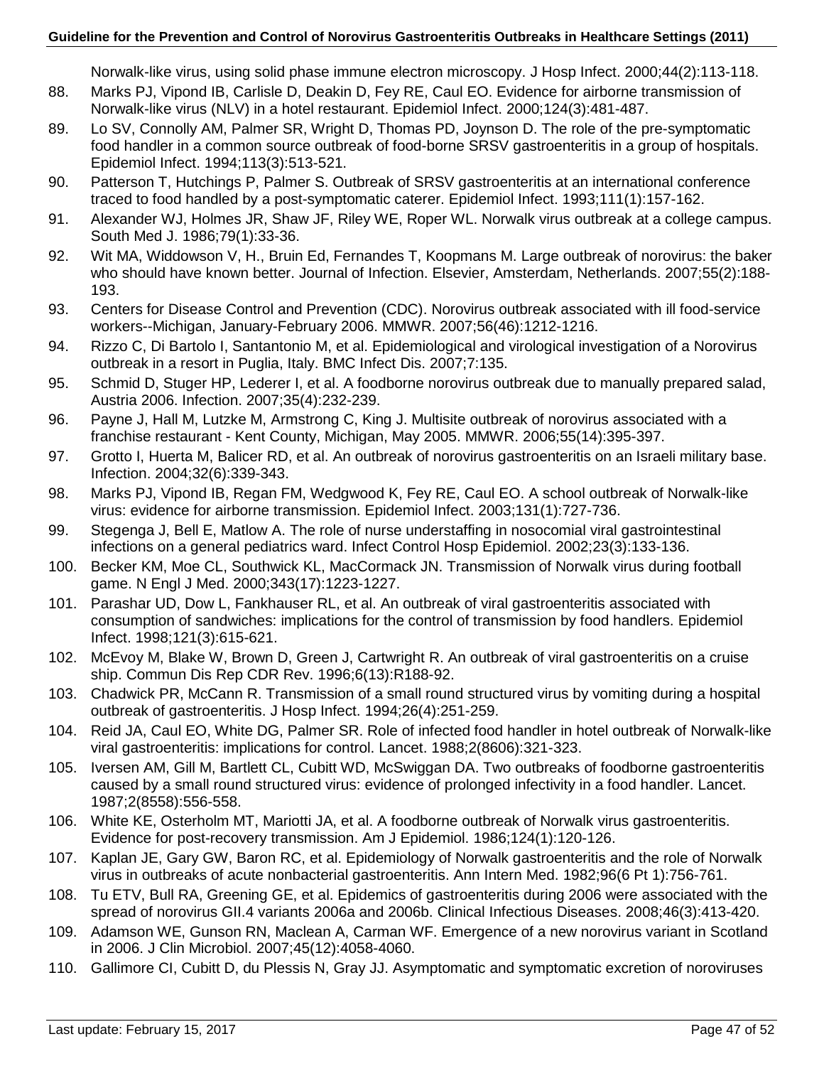Norwalk-like virus, using solid phase immune electron microscopy. J Hosp Infect. 2000;44(2):113-118.

88. Marks PJ, Vipond IB, Carlisle D, Deakin D, Fey RE, Caul EO. Evidence for airborne transmission of Norwalk-like virus (NLV) in a hotel restaurant. Epidemiol Infect. 2000;124(3):481-487.
89. Lo SV, Connolly AM, Palmer SR, Wright D, Thomas PD, Joynson D. The role of the pre-symptomatic food handler in a common source outbreak of food-borne SRSV gastroenteritis in a group of hospitals. Epidemiol Infect. 1994;113(3):513-521.
90. Patterson T, Hutchings P, Palmer S. Outbreak of SRSV gastroenteritis at an international conference traced to food handled by a post-symptomatic caterer. Epidemiol Infect. 1993;111(1):157-162.
91. Alexander WJ, Holmes JR, Shaw JF, Riley WE, Roper WL. Norwalk virus outbreak at a college campus. South Med J. 1986;79(1):33-36.
92. Wit MA, Widdowson V, H., Bruin Ed, Fernandes T, Koopmans M. Large outbreak of norovirus: the baker who should have known better. Journal of Infection. Elsevier, Amsterdam, Netherlands. 2007;55(2):188-193.
93. Centers for Disease Control and Prevention (CDC). Norovirus outbreak associated with ill food-service workers--Michigan, January-February 2006. MMWR. 2007;56(46):1212-1216.
94. Rizzo C, Di Bartolo I, Santantonio M, et al. Epidemiological and virological investigation of a Norovirus outbreak in a resort in Puglia, Italy. BMC Infect Dis. 2007;7:135.
95. Schmid D, Stuger HP, Lederer I, et al. A foodborne norovirus outbreak due to manually prepared salad, Austria 2006. Infection. 2007;35(4):232-239.
96. Payne J, Hall M, Lutzke M, Armstrong C, King J. Multisite outbreak of norovirus associated with a franchise restaurant - Kent County, Michigan, May 2005. MMWR. 2006;55(14):395-397.
97. Grotto I, Huerta M, Balicer RD, et al. An outbreak of norovirus gastroenteritis on an Israeli military base. Infection. 2004;32(6):339-343.
98. Marks PJ, Vipond IB, Regan FM, Wedgwood K, Fey RE, Caul EO. A school outbreak of Norwalk-like virus: evidence for airborne transmission. Epidemiol Infect. 2003;131(1):727-736.
99. Stegenga J, Bell E, Matlow A. The role of nurse understaffing in nosocomial viral gastrointestinal infections on a general pediatrics ward. Infect Control Hosp Epidemiol. 2002;23(3):133-136.
100. Becker KM, Moe CL, Southwick KL, MacCormack JN. Transmission of Norwalk virus during football game. N Engl J Med. 2000;343(17):1223-1227.
101. Parashar UD, Dow L, Fankhauser RL, et al. An outbreak of viral gastroenteritis associated with consumption of sandwiches: implications for the control of transmission by food handlers. Epidemiol Infect. 1998;121(3):615-621.
102. McEvoy M, Blake W, Brown D, Green J, Cartwright R. An outbreak of viral gastroenteritis on a cruise ship. Commun Dis Rep CDR Rev. 1996;6(13):R188-92.
103. Chadwick PR, McCann R. Transmission of a small round structured virus by vomiting during a hospital outbreak of gastroenteritis. J Hosp Infect. 1994;26(4):251-259.
104. Reid JA, Caul EO, White DG, Palmer SR. Role of infected food handler in hotel outbreak of Norwalk-like viral gastroenteritis: implications for control. Lancet. 1988;2(8606):321-323.
105. Iversen AM, Gill M, Bartlett CL, Cubitt WD, McSwiggan DA. Two outbreaks of foodborne gastroenteritis caused by a small round structured virus: evidence of prolonged infectivity in a food handler. Lancet. 1987;2(8558):556-558.
106. White KE, Osterholm MT, Mariotti JA, et al. A foodborne outbreak of Norwalk virus gastroenteritis. Evidence for post-recovery transmission. Am J Epidemiol. 1986;124(1):120-126.
107. Kaplan JE, Gary GW, Baron RC, et al. Epidemiology of Norwalk gastroenteritis and the role of Norwalk virus in outbreaks of acute nonbacterial gastroenteritis. Ann Intern Med. 1982;96(6 Pt 1):756-761.
108. Tu ETV, Bull RA, Greening GE, et al. Epidemics of gastroenteritis during 2006 were associated with the spread of norovirus GII.4 variants 2006a and 2006b. Clinical Infectious Diseases. 2008;46(3):413-420.
109. Adamson WE, Gunson RN, Maclean A, Carman WF. Emergence of a new norovirus variant in Scotland in 2006. J Clin Microbiol. 2007;45(12):4058-4060.
110. Gallimore CI, Cubitt D, du Plessis N, Gray JJ. Asymptomatic and symptomatic excretion of noroviruses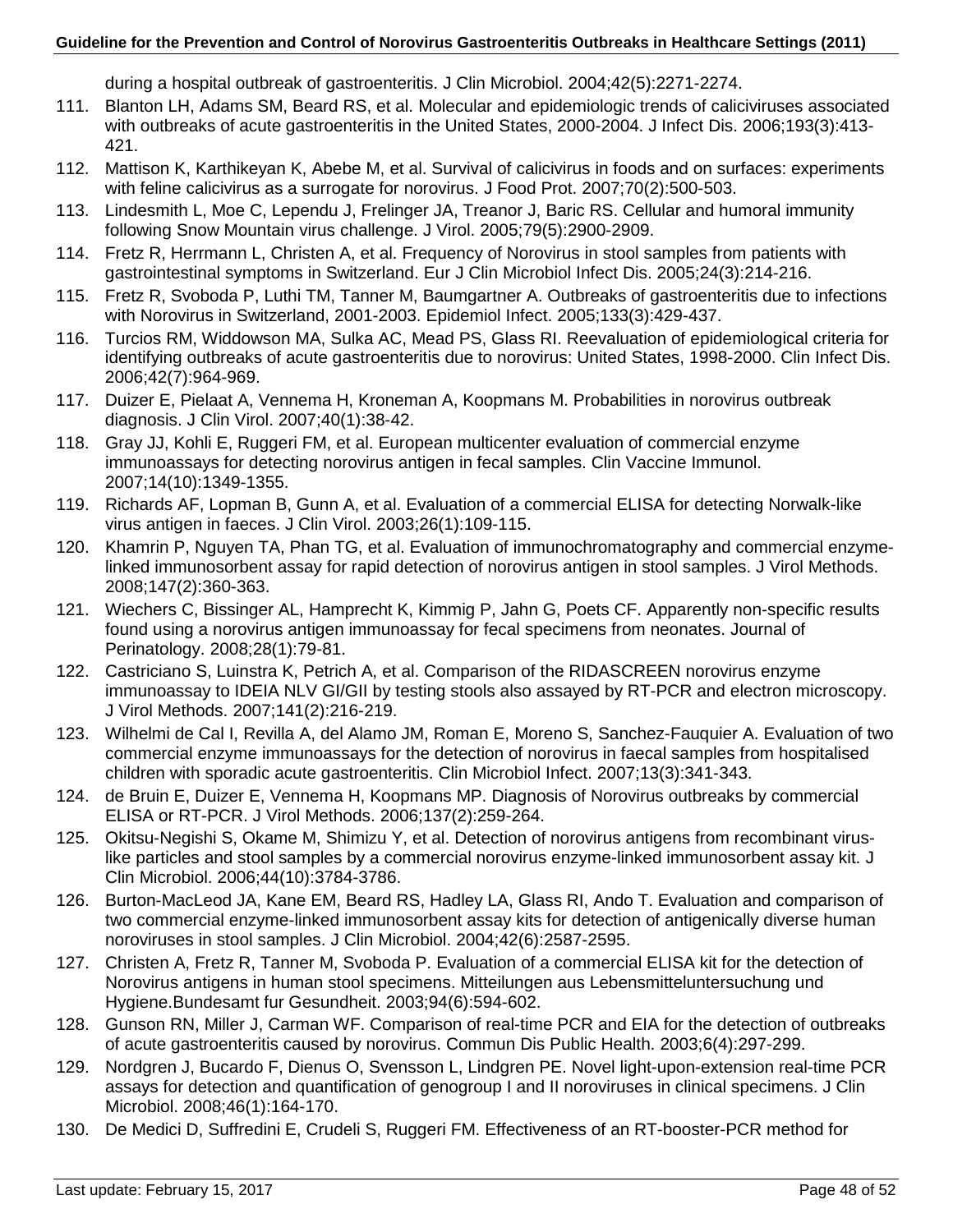during a hospital outbreak of gastroenteritis. J Clin Microbiol. 2004;42(5):2271-2274.

111. Blanton LH, Adams SM, Beard RS, et al. Molecular and epidemiologic trends of caliciviruses associated with outbreaks of acute gastroenteritis in the United States, 2000-2004. J Infect Dis. 2006;193(3):413-421.
112. Mattison K, Karthikeyan K, Abebe M, et al. Survival of calicivirus in foods and on surfaces: experiments with feline calicivirus as a surrogate for norovirus. J Food Prot. 2007;70(2):500-503.
113. Lindesmith L, Moe C, Lependu J, Frelinger JA, Treanor J, Baric RS. Cellular and humoral immunity following Snow Mountain virus challenge. J Virol. 2005;79(5):2900-2909.
114. Fretz R, Herrmann L, Christen A, et al. Frequency of Norovirus in stool samples from patients with gastrointestinal symptoms in Switzerland. Eur J Clin Microbiol Infect Dis. 2005;24(3):214-216.
115. Fretz R, Svoboda P, Luthi TM, Tanner M, Baumgartner A. Outbreaks of gastroenteritis due to infections with Norovirus in Switzerland, 2001-2003. Epidemiol Infect. 2005;133(3):429-437.
116. Turcios RM, Widdowson MA, Sulka AC, Mead PS, Glass RI. Reevaluation of epidemiological criteria for identifying outbreaks of acute gastroenteritis due to norovirus: United States, 1998-2000. Clin Infect Dis. 2006;42(7):964-969.
117. Duizer E, Pielaat A, Vennema H, Kroneman A, Koopmans M. Probabilities in norovirus outbreak diagnosis. J Clin Virol. 2007;40(1):38-42.
118. Gray JJ, Kohli E, Ruggeri FM, et al. European multicenter evaluation of commercial enzyme immunoassays for detecting norovirus antigen in fecal samples. Clin Vaccine Immunol. 2007;14(10):1349-1355.
119. Richards AF, Lopman B, Gunn A, et al. Evaluation of a commercial ELISA for detecting Norwalk-like virus antigen in faeces. J Clin Virol. 2003;26(1):109-115.
120. Khamrin P, Nguyen TA, Phan TG, et al. Evaluation of immunochromatography and commercial enzyme-linked immunosorbent assay for rapid detection of norovirus antigen in stool samples. J Virol Methods. 2008;147(2):360-363.
121. Wiechers C, Bissinger AL, Hamprecht K, Kimmig P, Jahn G, Poets CF. Apparently non-specific results found using a norovirus antigen immunoassay for fecal specimens from neonates. Journal of Perinatology. 2008;28(1):79-81.
122. Castriciano S, Luinstra K, Petrich A, et al. Comparison of the RIDASCREEN norovirus enzyme immunoassay to IDEIA NLV GI/GII by testing stools also assayed by RT-PCR and electron microscopy. J Virol Methods. 2007;141(2):216-219.
123. Wilhelmi de Cal I, Revilla A, del Alamo JM, Roman E, Moreno S, Sanchez-Fauquier A. Evaluation of two commercial enzyme immunoassays for the detection of norovirus in faecal samples from hospitalised children with sporadic acute gastroenteritis. Clin Microbiol Infect. 2007;13(3):341-343.
124. de Bruin E, Duizer E, Vennema H, Koopmans MP. Diagnosis of Norovirus outbreaks by commercial ELISA or RT-PCR. J Virol Methods. 2006;137(2):259-264.
125. Okitsu-Negishi S, Okame M, Shimizu Y, et al. Detection of norovirus antigens from recombinant virus-like particles and stool samples by a commercial norovirus enzyme-linked immunosorbent assay kit. J Clin Microbiol. 2006;44(10):3784-3786.
126. Burton-MacLeod JA, Kane EM, Beard RS, Hadley LA, Glass RI, Ando T. Evaluation and comparison of two commercial enzyme-linked immunosorbent assay kits for detection of antigenically diverse human noroviruses in stool samples. J Clin Microbiol. 2004;42(6):2587-2595.
127. Christen A, Fretz R, Tanner M, Svoboda P. Evaluation of a commercial ELISA kit for the detection of Norovirus antigens in human stool specimens. Mitteilungen aus Lebensmitteluntersuchung und Hygiene.Bundesamt fur Gesundheit. 2003;94(6):594-602.
128. Gunson RN, Miller J, Carman WF. Comparison of real-time PCR and EIA for the detection of outbreaks of acute gastroenteritis caused by norovirus. Commun Dis Public Health. 2003;6(4):297-299.
129. Nordgren J, Bucardo F, Dienus O, Svensson L, Lindgren PE. Novel light-upon-extension real-time PCR assays for detection and quantification of genogroup I and II noroviruses in clinical specimens. J Clin Microbiol. 2008;46(1):164-170.
130. De Medici D, Suffredini E, Crudeli S, Ruggeri FM. Effectiveness of an RT-booster-PCR method for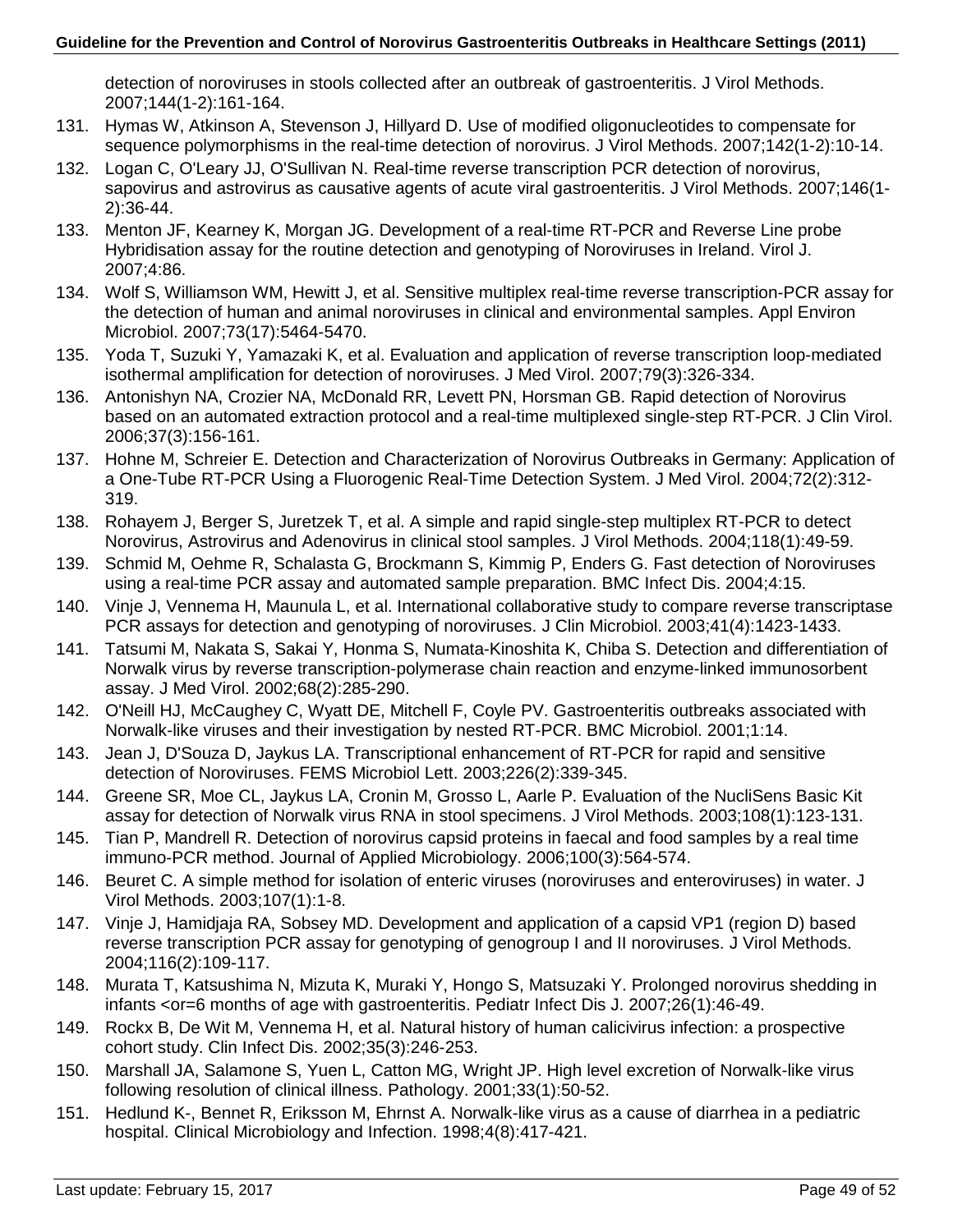detection of noroviruses in stools collected after an outbreak of gastroenteritis. J Virol Methods. 2007;144(1-2):161-164.

131. Hymas W, Atkinson A, Stevenson J, Hillyard D. Use of modified oligonucleotides to compensate for sequence polymorphisms in the real-time detection of norovirus. J Virol Methods. 2007;142(1-2):10-14.
132. Logan C, O'Leary JJ, O'Sullivan N. Real-time reverse transcription PCR detection of norovirus, sapovirus and astrovirus as causative agents of acute viral gastroenteritis. J Virol Methods. 2007;146(1-2):36-44.
133. Menton JF, Kearney K, Morgan JG. Development of a real-time RT-PCR and Reverse Line probe Hybridisation assay for the routine detection and genotyping of Noroviruses in Ireland. Virol J. 2007;4:86.
134. Wolf S, Williamson WM, Hewitt J, et al. Sensitive multiplex real-time reverse transcription-PCR assay for the detection of human and animal noroviruses in clinical and environmental samples. Appl Environ Microbiol. 2007;73(17):5464-5470.
135. Yoda T, Suzuki Y, Yamazaki K, et al. Evaluation and application of reverse transcription loop-mediated isothermal amplification for detection of noroviruses. J Med Virol. 2007;79(3):326-334.
136. Antonishyn NA, Crozier NA, McDonald RR, Levett PN, Horsman GB. Rapid detection of Norovirus based on an automated extraction protocol and a real-time multiplexed single-step RT-PCR. J Clin Virol. 2006;37(3):156-161.
137. Hohne M, Schreier E. Detection and Characterization of Norovirus Outbreaks in Germany: Application of a One-Tube RT-PCR Using a Fluorogenic Real-Time Detection System. J Med Virol. 2004;72(2):312-319.
138. Rohayem J, Berger S, Juretzek T, et al. A simple and rapid single-step multiplex RT-PCR to detect Norovirus, Astrovirus and Adenovirus in clinical stool samples. J Virol Methods. 2004;118(1):49-59.
139. Schmid M, Oehme R, Schalasta G, Brockmann S, Kimmig P, Enders G. Fast detection of Noroviruses using a real-time PCR assay and automated sample preparation. BMC Infect Dis. 2004;4:15.
140. Vinje J, Vennema H, Maunula L, et al. International collaborative study to compare reverse transcriptase PCR assays for detection and genotyping of noroviruses. J Clin Microbiol. 2003;41(4):1423-1433.
141. Tatsumi M, Nakata S, Sakai Y, Honma S, Numata-Kinoshita K, Chiba S. Detection and differentiation of Norwalk virus by reverse transcription-polymerase chain reaction and enzyme-linked immunosorbent assay. J Med Virol. 2002;68(2):285-290.
142. O'Neill HJ, McCaughey C, Wyatt DE, Mitchell F, Coyle PV. Gastroenteritis outbreaks associated with Norwalk-like viruses and their investigation by nested RT-PCR. BMC Microbiol. 2001;1:14.
143. Jean J, D'Souza D, Jaykus LA. Transcriptional enhancement of RT-PCR for rapid and sensitive detection of Noroviruses. FEMS Microbiol Lett. 2003;226(2):339-345.
144. Greene SR, Moe CL, Jaykus LA, Cronin M, Grosso L, Aarle P. Evaluation of the NucliSens Basic Kit assay for detection of Norwalk virus RNA in stool specimens. J Virol Methods. 2003;108(1):123-131.
145. Tian P, Mandrell R. Detection of norovirus capsid proteins in faecal and food samples by a real time immuno-PCR method. Journal of Applied Microbiology. 2006;100(3):564-574.
146. Beuret C. A simple method for isolation of enteric viruses (noroviruses and enteroviruses) in water. J Virol Methods. 2003;107(1):1-8.
147. Vinje J, Hamidjaja RA, Sobsey MD. Development and application of a capsid VP1 (region D) based reverse transcription PCR assay for genotyping of genogroup I and II noroviruses. J Virol Methods. 2004;116(2):109-117.
148. Murata T, Katsushima N, Mizuta K, Muraki Y, Hongo S, Matsuzaki Y. Prolonged norovirus shedding in infants <or=6 months of age with gastroenteritis. Pediatr Infect Dis J. 2007;26(1):46-49.
149. Rockx B, De Wit M, Vennema H, et al. Natural history of human calicivirus infection: a prospective cohort study. Clin Infect Dis. 2002;35(3):246-253.
150. Marshall JA, Salamone S, Yuen L, Catton MG, Wright JP. High level excretion of Norwalk-like virus following resolution of clinical illness. Pathology. 2001;33(1):50-52.
151. Hedlund K-, Bennet R, Eriksson M, Ehrnst A. Norwalk-like virus as a cause of diarrhea in a pediatric hospital. Clinical Microbiology and Infection. 1998;4(8):417-421.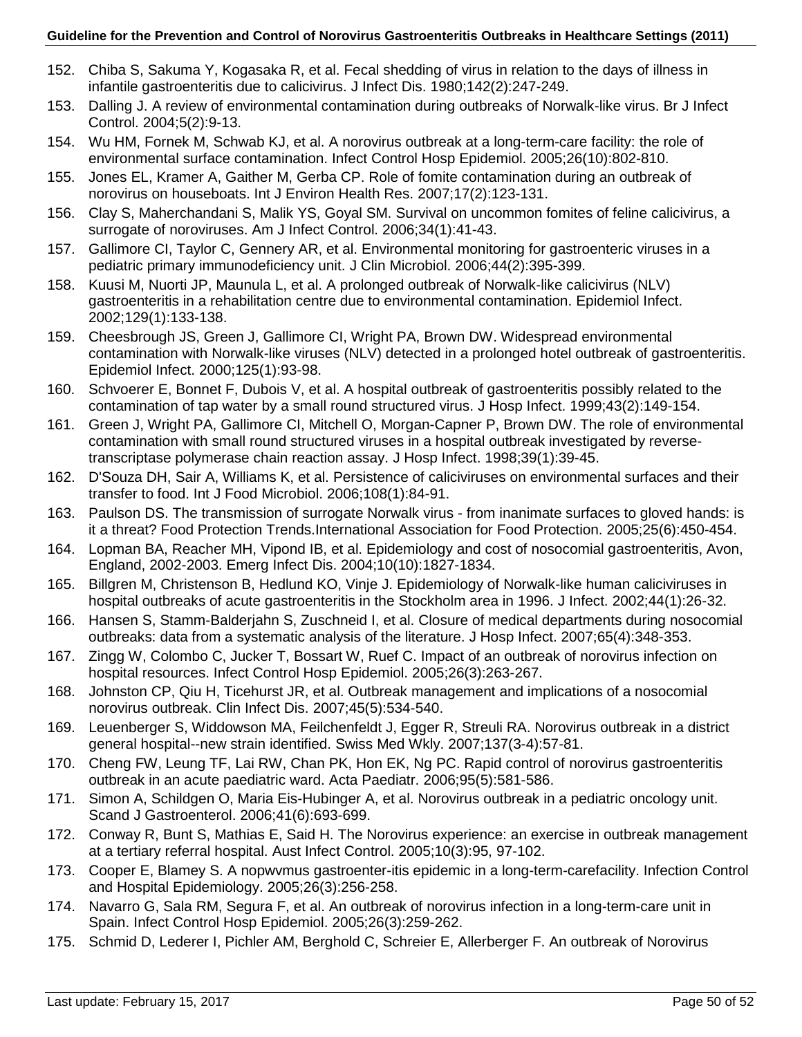152. Chiba S, Sakuma Y, Kogasaka R, et al. Fecal shedding of virus in relation to the days of illness in infantile gastroenteritis due to calicivirus. J Infect Dis. 1980;142(2):247-249.
153. Dalling J. A review of environmental contamination during outbreaks of Norwalk-like virus. Br J Infect Control. 2004;5(2):9-13.
154. Wu HM, Fornek M, Schwab KJ, et al. A norovirus outbreak at a long-term-care facility: the role of environmental surface contamination. Infect Control Hosp Epidemiol. 2005;26(10):802-810.
155. Jones EL, Kramer A, Gaither M, Gerba CP. Role of fomite contamination during an outbreak of norovirus on houseboats. Int J Environ Health Res. 2007;17(2):123-131.
156. Clay S, Maherchandani S, Malik YS, Goyal SM. Survival on uncommon fomites of feline calicivirus, a surrogate of noroviruses. Am J Infect Control. 2006;34(1):41-43.
157. Gallimore CI, Taylor C, Gennery AR, et al. Environmental monitoring for gastroenteric viruses in a pediatric primary immunodeficiency unit. J Clin Microbiol. 2006;44(2):395-399.
158. Kuusi M, Nuorti JP, Maunula L, et al. A prolonged outbreak of Norwalk-like calicivirus (NLV) gastroenteritis in a rehabilitation centre due to environmental contamination. Epidemiol Infect. 2002;129(1):133-138.
159. Cheesbrough JS, Green J, Gallimore CI, Wright PA, Brown DW. Widespread environmental contamination with Norwalk-like viruses (NLV) detected in a prolonged hotel outbreak of gastroenteritis. Epidemiol Infect. 2000;125(1):93-98.
160. Schvoerer E, Bonnet F, Dubois V, et al. A hospital outbreak of gastroenteritis possibly related to the contamination of tap water by a small round structured virus. J Hosp Infect. 1999;43(2):149-154.
161. Green J, Wright PA, Gallimore CI, Mitchell O, Morgan-Capner P, Brown DW. The role of environmental contamination with small round structured viruses in a hospital outbreak investigated by reverse-transcriptase polymerase chain reaction assay. J Hosp Infect. 1998;39(1):39-45.
162. D'Souza DH, Sair A, Williams K, et al. Persistence of caliciviruses on environmental surfaces and their transfer to food. Int J Food Microbiol. 2006;108(1):84-91.
163. Paulson DS. The transmission of surrogate Norwalk virus - from inanimate surfaces to gloved hands: is it a threat? Food Protection Trends.International Association for Food Protection. 2005;25(6):450-454.
164. Lopman BA, Reacher MH, Vipond IB, et al. Epidemiology and cost of nosocomial gastroenteritis, Avon, England, 2002-2003. Emerg Infect Dis. 2004;10(10):1827-1834.
165. Billgren M, Christenson B, Hedlund KO, Vinje J. Epidemiology of Norwalk-like human caliciviruses in hospital outbreaks of acute gastroenteritis in the Stockholm area in 1996. J Infect. 2002;44(1):26-32.
166. Hansen S, Stamm-Balderjahn S, Zuschneid I, et al. Closure of medical departments during nosocomial outbreaks: data from a systematic analysis of the literature. J Hosp Infect. 2007;65(4):348-353.
167. Zingg W, Colombo C, Jucker T, Bossart W, Ruef C. Impact of an outbreak of norovirus infection on hospital resources. Infect Control Hosp Epidemiol. 2005;26(3):263-267.
168. Johnston CP, Qiu H, Ticehurst JR, et al. Outbreak management and implications of a nosocomial norovirus outbreak. Clin Infect Dis. 2007;45(5):534-540.
169. Leuenberger S, Widdowson MA, Feilchenfeldt J, Egger R, Streuli RA. Norovirus outbreak in a district general hospital--new strain identified. Swiss Med Wkly. 2007;137(3-4):57-81.
170. Cheng FW, Leung TF, Lai RW, Chan PK, Hon EK, Ng PC. Rapid control of norovirus gastroenteritis outbreak in an acute paediatric ward. Acta Paediatr. 2006;95(5):581-586.
171. Simon A, Schildgen O, Maria Eis-Hubinger A, et al. Norovirus outbreak in a pediatric oncology unit. Scand J Gastroenterol. 2006;41(6):693-699.
172. Conway R, Bunt S, Mathias E, Said H. The Norovirus experience: an exercise in outbreak management at a tertiary referral hospital. Aust Infect Control. 2005;10(3):95, 97-102.
173. Cooper E, Blamey S. A nopwvmus gastroenter-itis epidemic in a long-term-carefacility. Infection Control and Hospital Epidemiology. 2005;26(3):256-258.
174. Navarro G, Sala RM, Segura F, et al. An outbreak of norovirus infection in a long-term-care unit in Spain. Infect Control Hosp Epidemiol. 2005;26(3):259-262.
175. Schmid D, Lederer I, Pichler AM, Berghold C, Schreier E, Allerberger F. An outbreak of Norovirus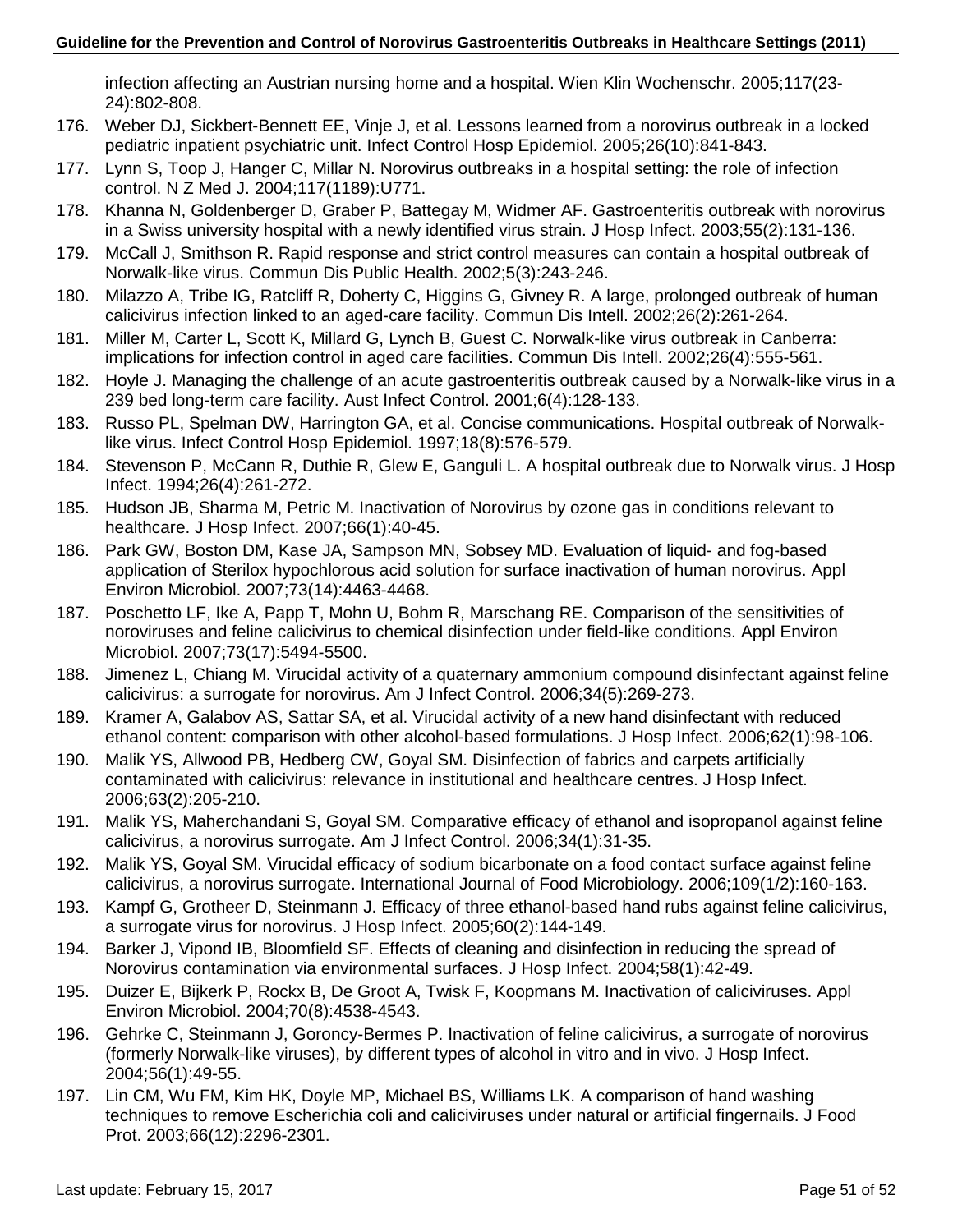infection affecting an Austrian nursing home and a hospital. Wien Klin Wochenschr. 2005;117(23-24):802-808.

176. Weber DJ, Sickbert-Bennett EE, Vinje J, et al. Lessons learned from a norovirus outbreak in a locked pediatric inpatient psychiatric unit. Infect Control Hosp Epidemiol. 2005;26(10):841-843.
177. Lynn S, Toop J, Hanger C, Millar N. Norovirus outbreaks in a hospital setting: the role of infection control. N Z Med J. 2004;117(1189):U771.
178. Khanna N, Goldenberger D, Graber P, Battegay M, Widmer AF. Gastroenteritis outbreak with norovirus in a Swiss university hospital with a newly identified virus strain. J Hosp Infect. 2003;55(2):131-136.
179. McCall J, Smithson R. Rapid response and strict control measures can contain a hospital outbreak of Norwalk-like virus. Commun Dis Public Health. 2002;5(3):243-246.
180. Milazzo A, Tribe IG, Ratcliff R, Doherty C, Higgins G, Givney R. A large, prolonged outbreak of human calicivirus infection linked to an aged-care facility. Commun Dis Intell. 2002;26(2):261-264.
181. Miller M, Carter L, Scott K, Millard G, Lynch B, Guest C. Norwalk-like virus outbreak in Canberra: implications for infection control in aged care facilities. Commun Dis Intell. 2002;26(4):555-561.
182. Hoyle J. Managing the challenge of an acute gastroenteritis outbreak caused by a Norwalk-like virus in a 239 bed long-term care facility. Aust Infect Control. 2001;6(4):128-133.
183. Russo PL, Spelman DW, Harrington GA, et al. Concise communications. Hospital outbreak of Norwalk-like virus. Infect Control Hosp Epidemiol. 1997;18(8):576-579.
184. Stevenson P, McCann R, Duthie R, Glew E, Ganguli L. A hospital outbreak due to Norwalk virus. J Hosp Infect. 1994;26(4):261-272.
185. Hudson JB, Sharma M, Petric M. Inactivation of Norovirus by ozone gas in conditions relevant to healthcare. J Hosp Infect. 2007;66(1):40-45.
186. Park GW, Boston DM, Kase JA, Sampson MN, Sobsey MD. Evaluation of liquid- and fog-based application of Sterilox hypochlorous acid solution for surface inactivation of human norovirus. Appl Environ Microbiol. 2007;73(14):4463-4468.
187. Poschetto LF, Ike A, Papp T, Mohn U, Bohm R, Marschang RE. Comparison of the sensitivities of noroviruses and feline calicivirus to chemical disinfection under field-like conditions. Appl Environ Microbiol. 2007;73(17):5494-5500.
188. Jimenez L, Chiang M. Virucidal activity of a quaternary ammonium compound disinfectant against feline calicivirus: a surrogate for norovirus. Am J Infect Control. 2006;34(5):269-273.
189. Kramer A, Galabov AS, Sattar SA, et al. Virucidal activity of a new hand disinfectant with reduced ethanol content: comparison with other alcohol-based formulations. J Hosp Infect. 2006;62(1):98-106.
190. Malik YS, Allwood PB, Hedberg CW, Goyal SM. Disinfection of fabrics and carpets artificially contaminated with calicivirus: relevance in institutional and healthcare centres. J Hosp Infect. 2006;63(2):205-210.
191. Malik YS, Maherchandani S, Goyal SM. Comparative efficacy of ethanol and isopropanol against feline calicivirus, a norovirus surrogate. Am J Infect Control. 2006;34(1):31-35.
192. Malik YS, Goyal SM. Virucidal efficacy of sodium bicarbonate on a food contact surface against feline calicivirus, a norovirus surrogate. International Journal of Food Microbiology. 2006;109(1/2):160-163.
193. Kampf G, Grotheer D, Steinmann J. Efficacy of three ethanol-based hand rubs against feline calicivirus, a surrogate virus for norovirus. J Hosp Infect. 2005;60(2):144-149.
194. Barker J, Vipond IB, Bloomfield SF. Effects of cleaning and disinfection in reducing the spread of Norovirus contamination via environmental surfaces. J Hosp Infect. 2004;58(1):42-49.
195. Duizer E, Bijkerk P, Rockx B, De Groot A, Twisk F, Koopmans M. Inactivation of caliciviruses. Appl Environ Microbiol. 2004;70(8):4538-4543.
196. Gehrke C, Steinmann J, Goroncy-Bermes P. Inactivation of feline calicivirus, a surrogate of norovirus (formerly Norwalk-like viruses), by different types of alcohol in vitro and in vivo. J Hosp Infect. 2004;56(1):49-55.
197. Lin CM, Wu FM, Kim HK, Doyle MP, Michael BS, Williams LK. A comparison of hand washing techniques to remove Escherichia coli and caliciviruses under natural or artificial fingernails. J Food Prot. 2003;66(12):2296-2301.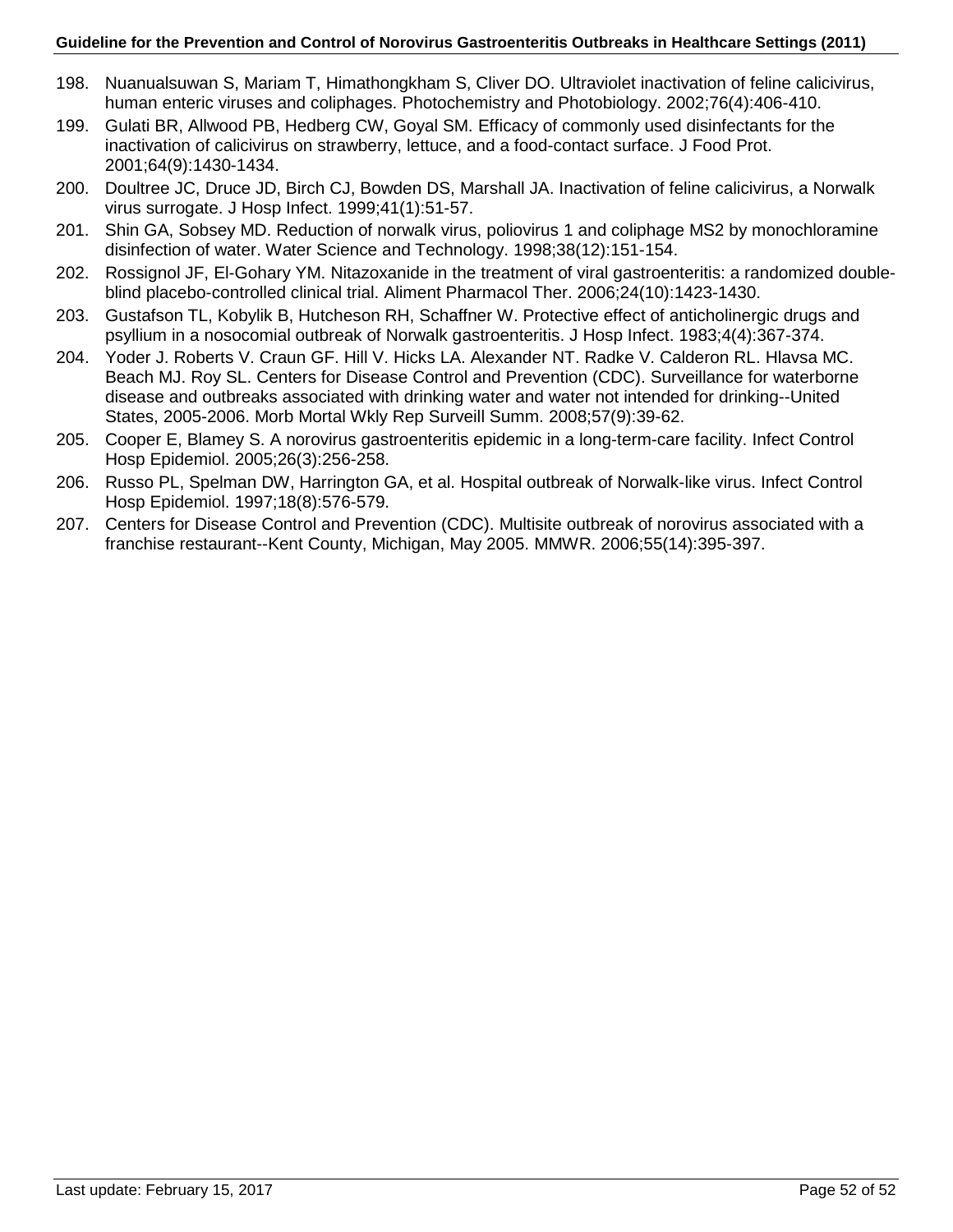198. Nuanualsuwan S, Mariam T, Himathongkham S, Cliver DO. Ultraviolet inactivation of feline calicivirus, human enteric viruses and coliphages. Photochemistry and Photobiology. 2002;76(4):406-410.
199. Gulati BR, Allwood PB, Hedberg CW, Goyal SM. Efficacy of commonly used disinfectants for the inactivation of calicivirus on strawberry, lettuce, and a food-contact surface. J Food Prot. 2001;64(9):1430-1434.
200. Doultree JC, Druce JD, Birch CJ, Bowden DS, Marshall JA. Inactivation of feline calicivirus, a Norwalk virus surrogate. J Hosp Infect. 1999;41(1):51-57.
201. Shin GA, Sobsey MD. Reduction of norwalk virus, poliovirus 1 and coliphage MS2 by monochloramine disinfection of water. Water Science and Technology. 1998;38(12):151-154.
202. Rossignol JF, El-Gohary YM. Nitazoxanide in the treatment of viral gastroenteritis: a randomized double-blind placebo-controlled clinical trial. Aliment Pharmacol Ther. 2006;24(10):1423-1430.
203. Gustafson TL, Kobylik B, Hutcheson RH, Schaffner W. Protective effect of anticholinergic drugs and psyllium in a nosocomial outbreak of Norwalk gastroenteritis. J Hosp Infect. 1983;4(4):367-374.
204. Yoder J. Roberts V. Craun GF. Hill V. Hicks LA. Alexander NT. Radke V. Calderon RL. Hlavsa MC. Beach MJ. Roy SL. Centers for Disease Control and Prevention (CDC). Surveillance for waterborne disease and outbreaks associated with drinking water and water not intended for drinking--United States, 2005-2006. Morb Mortal Wkly Rep Surveill Summ. 2008;57(9):39-62.
205. Cooper E, Blamey S. A norovirus gastroenteritis epidemic in a long-term-care facility. Infect Control Hosp Epidemiol. 2005;26(3):256-258.
206. Russo PL, Spelman DW, Harrington GA, et al. Hospital outbreak of Norwalk-like virus. Infect Control Hosp Epidemiol. 1997;18(8):576-579.
207. Centers for Disease Control and Prevention (CDC). Multisite outbreak of norovirus associated with a franchise restaurant--Kent County, Michigan, May 2005. MMWR. 2006;55(14):395-397.